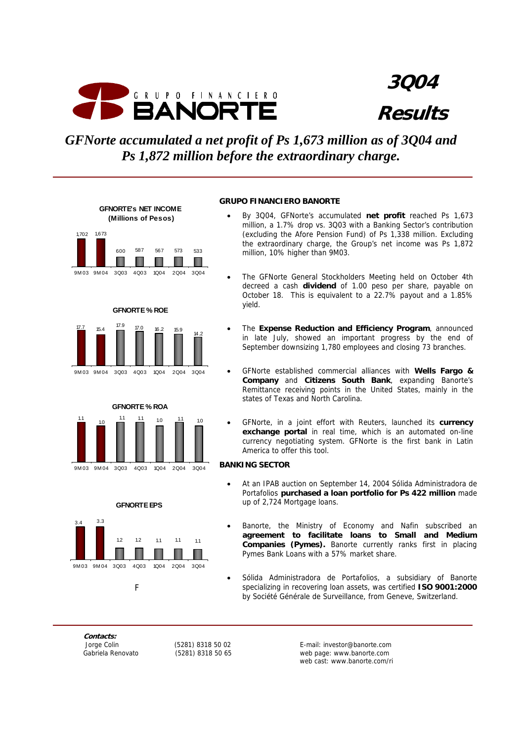# 3Q04 Results

*GFNorte accumulated a net profit of Ps 1,673 million as of 3Q04 and Ps 1,872 million before the extraordinary charge.*

**GFNORTE's NET INCOME (Millions of Pesos)**

| 9M03 | 9M04 | 3Q03 | 4Q03 | 1Q04 | 2Q04 | 3Q04 |
|---|---|---|---|---|---|---|
| 1,702 | 1,673 | 600 | 587 | 567 | 573 | 533 |

**GFNORTE % ROE**

| 9M03 | 9M04 | 3Q03 | 4Q03 | 1Q04 | 2Q04 | 3Q04 |
|---|---|---|---|---|---|---|
| 17.7 | 15.4 | 17.9 | 17.0 | 16.2 | 15.9 | 14.2 |

**GFNORTE % ROA**

| 9M03 | 9M04 | 3Q03 | 4Q03 | 1Q04 | 2Q04 | 3Q04 |
|---|---|---|---|---|---|---|
| 1.1 | 1.0 | 1.1 | 1.1 | 1.0 | 1.1 | 1.0 |

**GFNORTE EPS**

| 9M03 | 9M04 | 3Q03 | 4Q03 | 1Q04 | 2Q04 | 3Q04 |
|---|---|---|---|---|---|---|
| 3.4 | 3.3 | 1.2 | 1.2 | 1.1 | 1.1 | 1.1 |

F

## GRUPO FINANCIERO BANORTE

- By 3Q04, GFNorte's accumulated **net profit** reached Ps 1,673 million, a 1.7% drop vs. 3Q03 with a Banking Sector's contribution (excluding the Afore Pension Fund) of Ps 1,338 million. Excluding the extraordinary charge, the Group's net income was Ps 1,872 million, 10% higher than 9M03.
- The GFNorte General Stockholders Meeting held on October 4th decreed a cash **dividend** of 1.00 peso per share, payable on October 18. This is equivalent to a 22.7% payout and a 1.85% yield.
- The **Expense Reduction and Efficiency Program**, announced in late July, showed an important progress by the end of September downsizing 1,780 employees and closing 73 branches.
- GFNorte established commercial alliances with **Wells Fargo & Company** and **Citizens South Bank**, expanding Banorte's Remittance receiving points in the United States, mainly in the states of Texas and North Carolina.
- GFNorte, in a joint effort with Reuters, launched its **currency exchange portal** in real time, which is an automated on-line currency negotiating system. GFNorte is the first bank in Latin America to offer this tool.

## BANKING SECTOR

- At an IPAB auction on September 14, 2004 Sólida Administradora de Portafolios **purchased a loan portfolio for Ps 422 million** made up of 2,724 Mortgage loans.
- Banorte, the Ministry of Economy and Nafin subscribed an **agreement to facilitate loans to Small and Medium Companies (Pymes).** Banorte currently ranks first in placing Pymes Bank Loans with a 57% market share.
- Sólida Administradora de Portafolios, a subsidiary of Banorte specializing in recovering loan assets, was certified **ISO 9001:2000** by Société Générale de Surveillance, from Geneve, Switzerland.

***Contacts:***

| | | |
|---|---|---|
| Jorge Colin | (5281) 8318 50 02 | E-mail: investor@banorte.com |
| Gabriela Renovato | (5281) 8318 50 65 | web page: www.banorte.com |
| | | web cast: www.banorte.com/ri |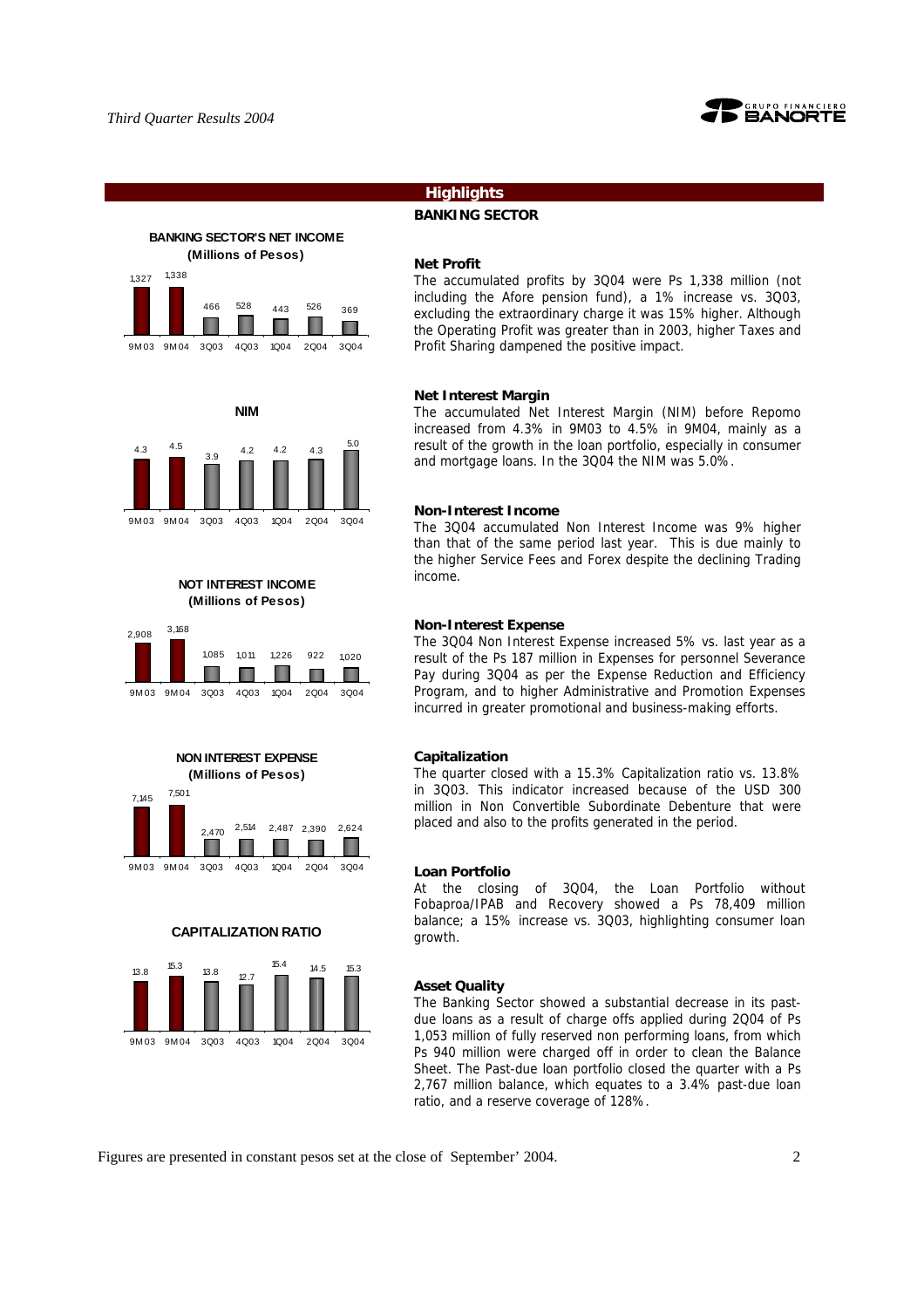## Highlights

### BANKING SECTOR

**BANKING SECTOR'S NET INCOME (Millions of Pesos)**

| 9M03 | 9M04 | 3Q03 | 4Q03 | 1Q04 | 2Q04 | 3Q04 |
|---|---|---|---|---|---|---|
| 1,327 | 1,338 | 466 | 528 | 443 | 526 | 369 |

**Net Profit**

The accumulated profits by 3Q04 were Ps 1,338 million (not including the Afore pension fund), a 1% increase vs. 3Q03, excluding the extraordinary charge it was 15% higher. Although the Operating Profit was greater than in 2003, higher Taxes and Profit Sharing dampened the positive impact.

**NIM**

| 9M03 | 9M04 | 3Q03 | 4Q03 | 1Q04 | 2Q04 | 3Q04 |
|---|---|---|---|---|---|---|
| 4.3 | 4.5 | 3.9 | 4.2 | 4.2 | 4.3 | 5.0 |

**Net Interest Margin**

The accumulated Net Interest Margin (NIM) before Repomo increased from 4.3% in 9M03 to 4.5% in 9M04, mainly as a result of the growth in the loan portfolio, especially in consumer and mortgage loans. In the 3Q04 the NIM was 5.0%.

**NOT INTEREST INCOME (Millions of Pesos)**

| 9M03 | 9M04 | 3Q03 | 4Q03 | 1Q04 | 2Q04 | 3Q04 |
|---|---|---|---|---|---|---|
| 2,908 | 3,168 | 1,085 | 1,011 | 1,226 | 922 | 1,020 |

**Non-Interest Income**

The 3Q04 accumulated Non Interest Income was 9% higher than that of the same period last year. This is due mainly to the higher Service Fees and Forex despite the declining Trading income.

**NON INTEREST EXPENSE (Millions of Pesos)**

| 9M03 | 9M04 | 3Q03 | 4Q03 | 1Q04 | 2Q04 | 3Q04 |
|---|---|---|---|---|---|---|
| 7,145 | 7,501 | 2,470 | 2,514 | 2,487 | 2,390 | 2,624 |

**Non-Interest Expense**

The 3Q04 Non Interest Expense increased 5% vs. last year as a result of the Ps 187 million in Expenses for personnel Severance Pay during 3Q04 as per the Expense Reduction and Efficiency Program, and to higher Administrative and Promotion Expenses incurred in greater promotional and business-making efforts.

**CAPITALIZATION RATIO**

| 9M03 | 9M04 | 3Q03 | 4Q03 | 1Q04 | 2Q04 | 3Q04 |
|---|---|---|---|---|---|---|
| 13.8 | 15.3 | 13.8 | 12.7 | 15.4 | 14.5 | 15.3 |

**Capitalization**

The quarter closed with a 15.3% Capitalization ratio vs. 13.8% in 3Q03. This indicator increased because of the USD 300 million in Non Convertible Subordinate Debenture that were placed and also to the profits generated in the period.

**Loan Portfolio**

At the closing of 3Q04, the Loan Portfolio without Fobaproa/IPAB and Recovery showed a Ps 78,409 million balance; a 15% increase vs. 3Q03, highlighting consumer loan growth.

**Asset Quality**

The Banking Sector showed a substantial decrease in its past-due loans as a result of charge offs applied during 2Q04 of Ps 1,053 million of fully reserved non performing loans, from which Ps 940 million were charged off in order to clean the Balance Sheet. The Past-due loan portfolio closed the quarter with a Ps 2,767 million balance, which equates to a 3.4% past-due loan ratio, and a reserve coverage of 128%.

Figures are presented in constant pesos set at the close of September' 2004.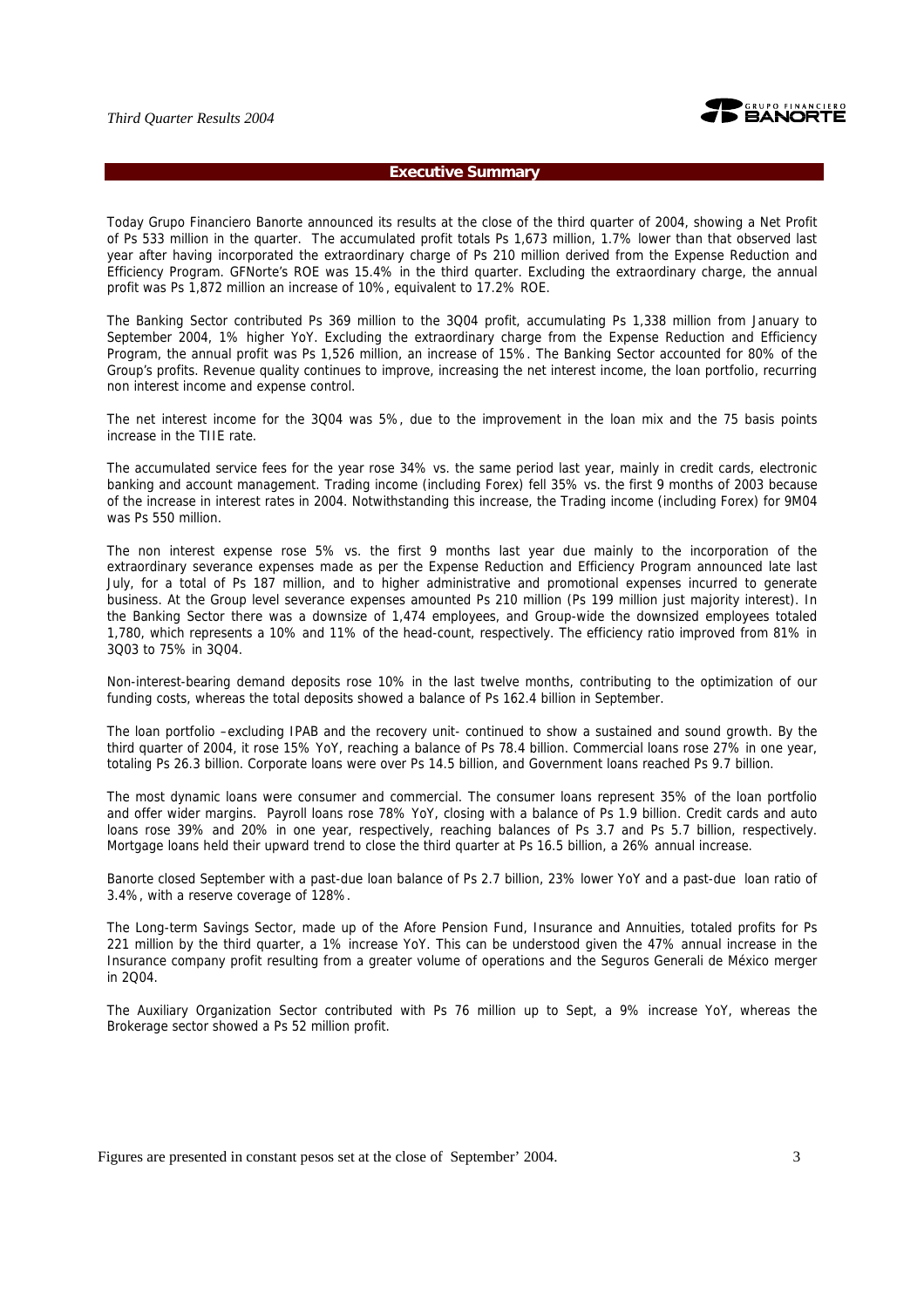## Executive Summary

Today Grupo Financiero Banorte announced its results at the close of the third quarter of 2004, showing a Net Profit of Ps 533 million in the quarter. The accumulated profit totals Ps 1,673 million, 1.7% lower than that observed last year after having incorporated the extraordinary charge of Ps 210 million derived from the Expense Reduction and Efficiency Program. GFNorte's ROE was 15.4% in the third quarter. Excluding the extraordinary charge, the annual profit was Ps 1,872 million an increase of 10%, equivalent to 17.2% ROE.

The Banking Sector contributed Ps 369 million to the 3Q04 profit, accumulating Ps 1,338 million from January to September 2004, 1% higher YoY. Excluding the extraordinary charge from the Expense Reduction and Efficiency Program, the annual profit was Ps 1,526 million, an increase of 15%. The Banking Sector accounted for 80% of the Group's profits. Revenue quality continues to improve, increasing the net interest income, the loan portfolio, recurring non interest income and expense control.

The net interest income for the 3Q04 was 5%, due to the improvement in the loan mix and the 75 basis points increase in the TIIE rate.

The accumulated service fees for the year rose 34% vs. the same period last year, mainly in credit cards, electronic banking and account management. Trading income (including Forex) fell 35% vs. the first 9 months of 2003 because of the increase in interest rates in 2004. Notwithstanding this increase, the Trading income (including Forex) for 9M04 was Ps 550 million.

The non interest expense rose 5% vs. the first 9 months last year due mainly to the incorporation of the extraordinary severance expenses made as per the Expense Reduction and Efficiency Program announced late last July, for a total of Ps 187 million, and to higher administrative and promotional expenses incurred to generate business. At the Group level severance expenses amounted Ps 210 million (Ps 199 million just majority interest). In the Banking Sector there was a downsize of 1,474 employees, and Group-wide the downsized employees totaled 1,780, which represents a 10% and 11% of the head-count, respectively. The efficiency ratio improved from 81% in 3Q03 to 75% in 3Q04.

Non-interest-bearing demand deposits rose 10% in the last twelve months, contributing to the optimization of our funding costs, whereas the total deposits showed a balance of Ps 162.4 billion in September.

The loan portfolio –excluding IPAB and the recovery unit- continued to show a sustained and sound growth. By the third quarter of 2004, it rose 15% YoY, reaching a balance of Ps 78.4 billion. Commercial loans rose 27% in one year, totaling Ps 26.3 billion. Corporate loans were over Ps 14.5 billion, and Government loans reached Ps 9.7 billion.

The most dynamic loans were consumer and commercial. The consumer loans represent 35% of the loan portfolio and offer wider margins. Payroll loans rose 78% YoY, closing with a balance of Ps 1.9 billion. Credit cards and auto loans rose 39% and 20% in one year, respectively, reaching balances of Ps 3.7 and Ps 5.7 billion, respectively. Mortgage loans held their upward trend to close the third quarter at Ps 16.5 billion, a 26% annual increase.

Banorte closed September with a past-due loan balance of Ps 2.7 billion, 23% lower YoY and a past-due loan ratio of 3.4%, with a reserve coverage of 128%.

The Long-term Savings Sector, made up of the Afore Pension Fund, Insurance and Annuities, totaled profits for Ps 221 million by the third quarter, a 1% increase YoY. This can be understood given the 47% annual increase in the Insurance company profit resulting from a greater volume of operations and the Seguros Generali de México merger in 2Q04.

The Auxiliary Organization Sector contributed with Ps 76 million up to Sept, a 9% increase YoY, whereas the Brokerage sector showed a Ps 52 million profit.

Figures are presented in constant pesos set at the close of September' 2004.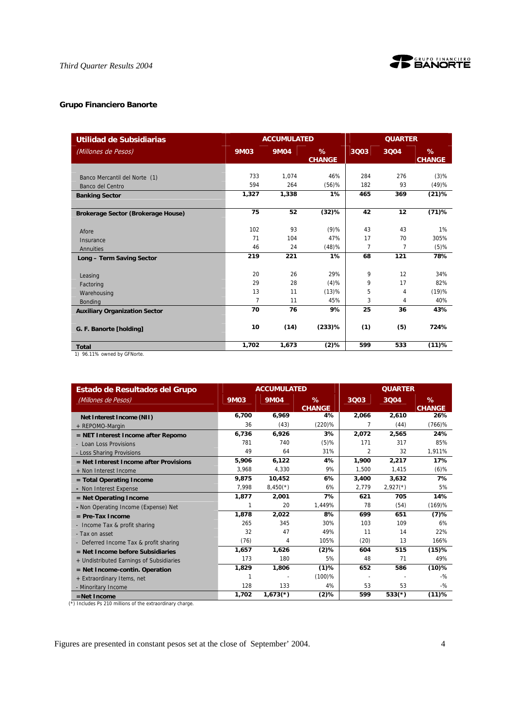### Grupo Financiero Banorte

| Utilidad de Subsidiarias *(Millones de Pesos)* | ACCUMULATED | | | QUARTER | | |
|---|---|---|---|---|---|---|
| | 9M03 | 9M04 | % CHANGE | 3Q03 | 3Q04 | % CHANGE |
| Banco Mercantil del Norte (1) | 733 | 1,074 | 46% | 284 | 276 | (3)% |
| Banco del Centro | 594 | 264 | (56)% | 182 | 93 | (49)% |
| **Banking Sector** | **1,327** | **1,338** | **1%** | **465** | **369** | **(21)%** |
| **Brokerage Sector (Brokerage House)** | **75** | **52** | **(32)%** | **42** | **12** | **(71)%** |
| Afore | 102 | 93 | (9)% | 43 | 43 | 1% |
| Insurance | 71 | 104 | 47% | 17 | 70 | 305% |
| Annuities | 46 | 24 | (48)% | 7 | 7 | (5)% |
| **Long – Term Saving Sector** | **219** | **221** | **1%** | **68** | **121** | **78%** |
| Leasing | 20 | 26 | 29% | 9 | 12 | 34% |
| Factoring | 29 | 28 | (4)% | 9 | 17 | 82% |
| Warehousing | 13 | 11 | (13)% | 5 | 4 | (19)% |
| Bonding | 7 | 11 | 45% | 3 | 4 | 40% |
| **Auxiliary Organization Sector** | **70** | **76** | **9%** | **25** | **36** | **43%** |
| **G. F. Banorte [holding]** | **10** | **(14)** | **(233)%** | **(1)** | **(5)** | **724%** |
| **Total** | **1,702** | **1,673** | **(2)%** | **599** | **533** | **(11)%** |

1) 96.11% owned by GFNorte.

| Estado de Resultados del Grupo *(Millones de Pesos)* | ACCUMULATED | | | QUARTER | | |
|---|---|---|---|---|---|---|
| | 9M03 | 9M04 | % CHANGE | 3Q03 | 3Q04 | % CHANGE |
| **Net Interest Income (NII)** | **6,700** | **6,969** | **4%** | **2,066** | **2,610** | **26%** |
| + REPOMO-Margin | 36 | (43) | (220)% | 7 | (44) | (766)% |
| **= NET Interest Income after Repomo** | **6,736** | **6,926** | **3%** | **2,072** | **2,565** | **24%** |
| - Loan Loss Provisions | 781 | 740 | (5)% | 171 | 317 | 85% |
| - Loss Sharing Provisions | 49 | 64 | 31% | 2 | 32 | 1,911% |
| **= Net Interest Income after Provisions** | **5,906** | **6,122** | **4%** | **1,900** | **2,217** | **17%** |
| + Non Interest Income | 3,968 | 4,330 | 9% | 1,500 | 1,415 | (6)% |
| **= Total Operating Income** | **9,875** | **10,452** | **6%** | **3,400** | **3,632** | **7%** |
| - Non Interest Expense | 7,998 | 8,450(*) | 6% | 2,779 | 2,927(*) | 5% |
| **= Net Operating Income** | **1,877** | **2,001** | **7%** | **621** | **705** | **14%** |
| - Non Operating Income (Expense) Net | 1 | 20 | 1,449% | 78 | (54) | (169)% |
| **= Pre-Tax Income** | **1,878** | **2,022** | **8%** | **699** | **651** | **(7)%** |
| - Income Tax & profit sharing | 265 | 345 | 30% | 103 | 109 | 6% |
| - Tax on asset | 32 | 47 | 49% | 11 | 14 | 22% |
| - Deferred Income Tax & profit sharing | (76) | 4 | 105% | (20) | 13 | 166% |
| **= Net Income before Subsidiaries** | **1,657** | **1,626** | **(2)%** | **604** | **515** | **(15)%** |
| + Undistributed Earnings of Subsidiaries | 173 | 180 | 5% | 48 | 71 | 49% |
| **= Net Income-contin. Operation** | **1,829** | **1,806** | **(1)%** | **652** | **586** | **(10)%** |
| + Extraordinary Items, net | 1 | - | (100)% | - | - | -% |
| - Minoritary Income | 128 | 133 | 4% | 53 | 53 | -% |
| **=Net Income** | **1,702** | **1,673(*)** | **(2)%** | **599** | **533(*)** | **(11)%** |

(*) Includes Ps 210 millions of the extraordinary charge.

Figures are presented in constant pesos set at the close of September' 2004.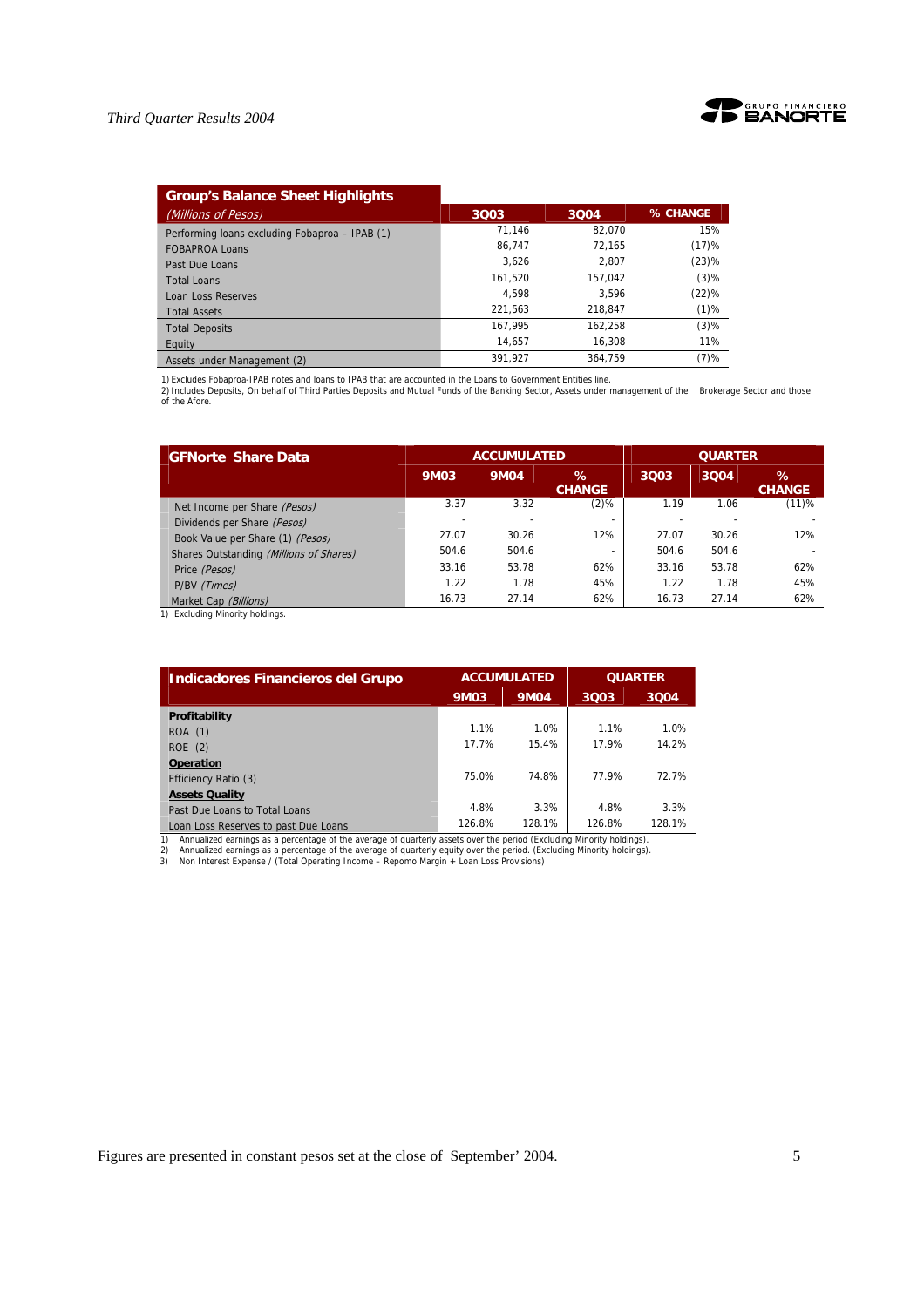| Group's Balance Sheet Highlights *(Millions of Pesos)* | 3Q03 | 3Q04 | % CHANGE |
|---|---|---|---|
| Performing loans excluding Fobaproa – IPAB (1) | 71,146 | 82,070 | 15% |
| FOBAPROA Loans | 86,747 | 72,165 | (17)% |
| Past Due Loans | 3,626 | 2,807 | (23)% |
| Total Loans | 161,520 | 157,042 | (3)% |
| Loan Loss Reserves | 4,598 | 3,596 | (22)% |
| Total Assets | 221,563 | 218,847 | (1)% |
| Total Deposits | 167,995 | 162,258 | (3)% |
| Equity | 14,657 | 16,308 | 11% |
| Assets under Management (2) | 391,927 | 364,759 | (7)% |

1) Excludes Fobaproa-IPAB notes and loans to IPAB that are accounted in the Loans to Government Entities line.
2) Includes Deposits, On behalf of Third Parties Deposits and Mutual Funds of the Banking Sector, Assets under management of the Brokerage Sector and those of the Afore.

| GFNorte Share Data | ACCUMULATED | | | QUARTER | | |
|---|---|---|---|---|---|---|
| | 9M03 | 9M04 | % CHANGE | 3Q03 | 3Q04 | % CHANGE |
| Net Income per Share *(Pesos)* | 3.37 | 3.32 | (2)% | 1.19 | 1.06 | (11)% |
| Dividends per Share *(Pesos)* | - | - | - | - | - | - |
| Book Value per Share (1) *(Pesos)* | 27.07 | 30.26 | 12% | 27.07 | 30.26 | 12% |
| Shares Outstanding *(Millions of Shares)* | 504.6 | 504.6 | - | 504.6 | 504.6 | - |
| Price *(Pesos)* | 33.16 | 53.78 | 62% | 33.16 | 53.78 | 62% |
| P/BV *(Times)* | 1.22 | 1.78 | 45% | 1.22 | 1.78 | 45% |
| Market Cap *(Billions)* | 16.73 | 27.14 | 62% | 16.73 | 27.14 | 62% |

1) Excluding Minority holdings.

| Indicadores Financieros del Grupo | ACCUMULATED | | QUARTER | |
|---|---|---|---|---|
| | 9M03 | 9M04 | 3Q03 | 3Q04 |
| **Profitability** | | | | |
| ROA (1) | 1.1% | 1.0% | 1.1% | 1.0% |
| ROE (2) | 17.7% | 15.4% | 17.9% | 14.2% |
| **Operation** | | | | |
| Efficiency Ratio (3) | 75.0% | 74.8% | 77.9% | 72.7% |
| **Assets Quality** | | | | |
| Past Due Loans to Total Loans | 4.8% | 3.3% | 4.8% | 3.3% |
| Loan Loss Reserves to past Due Loans | 126.8% | 128.1% | 126.8% | 128.1% |

1) Annualized earnings as a percentage of the average of quarterly assets over the period (Excluding Minority holdings).
2) Annualized earnings as a percentage of the average of quarterly equity over the period. (Excluding Minority holdings).
3) Non Interest Expense / (Total Operating Income – Repomo Margin + Loan Loss Provisions)

Figures are presented in constant pesos set at the close of September' 2004.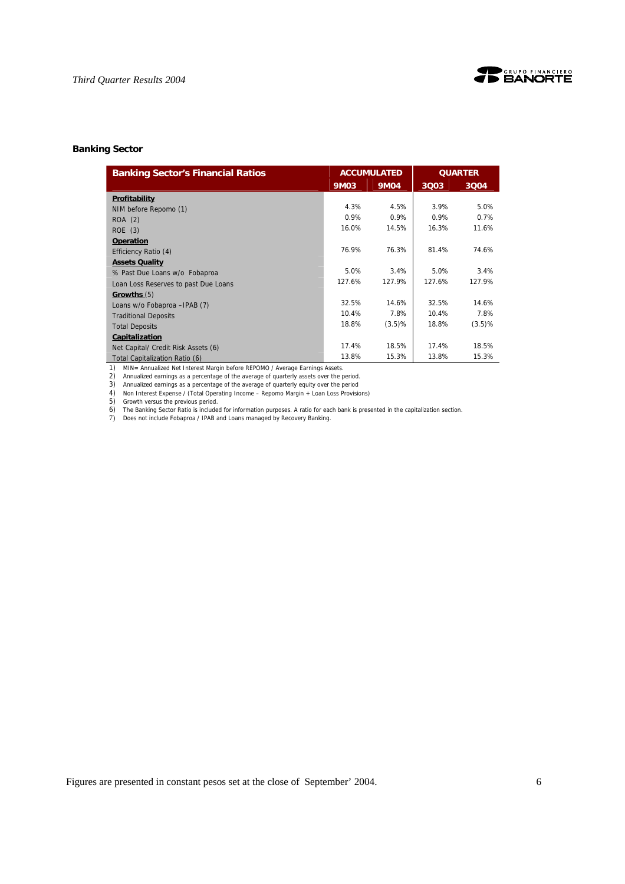### Banking Sector

| Banking Sector's Financial Ratios | ACCUMULATED | | QUARTER | |
|---|---|---|---|---|
| | 9M03 | 9M04 | 3Q03 | 3Q04 |
| **Profitability** | | | | |
| NIM before Repomo (1) | 4.3% | 4.5% | 3.9% | 5.0% |
| ROA (2) | 0.9% | 0.9% | 0.9% | 0.7% |
| ROE (3) | 16.0% | 14.5% | 16.3% | 11.6% |
| **Operation** | | | | |
| Efficiency Ratio (4) | 76.9% | 76.3% | 81.4% | 74.6% |
| **Assets Quality** | | | | |
| % Past Due Loans w/o Fobaproa | 5.0% | 3.4% | 5.0% | 3.4% |
| Loan Loss Reserves to past Due Loans | 127.6% | 127.9% | 127.6% | 127.9% |
| **Growths** (5) | | | | |
| Loans w/o Fobaproa –IPAB (7) | 32.5% | 14.6% | 32.5% | 14.6% |
| Traditional Deposits | 10.4% | 7.8% | 10.4% | 7.8% |
| Total Deposits | 18.8% | (3.5)% | 18.8% | (3.5)% |
| **Capitalization** | | | | |
| Net Capital/ Credit Risk Assets (6) | 17.4% | 18.5% | 17.4% | 18.5% |
| Total Capitalization Ratio (6) | 13.8% | 15.3% | 13.8% | 15.3% |

1) MIN= Annualized Net Interest Margin before REPOMO / Average Earnings Assets.
2) Annualized earnings as a percentage of the average of quarterly assets over the period.
3) Annualized earnings as a percentage of the average of quarterly equity over the period
4) Non Interest Expense / (Total Operating Income – Repomo Margin + Loan Loss Provisions)
5) Growth versus the previous period.
6) The Banking Sector Ratio is included for information purposes. A ratio for each bank is presented in the capitalization section.
7) Does not include Fobaproa / IPAB and Loans managed by Recovery Banking.

Figures are presented in constant pesos set at the close of September' 2004.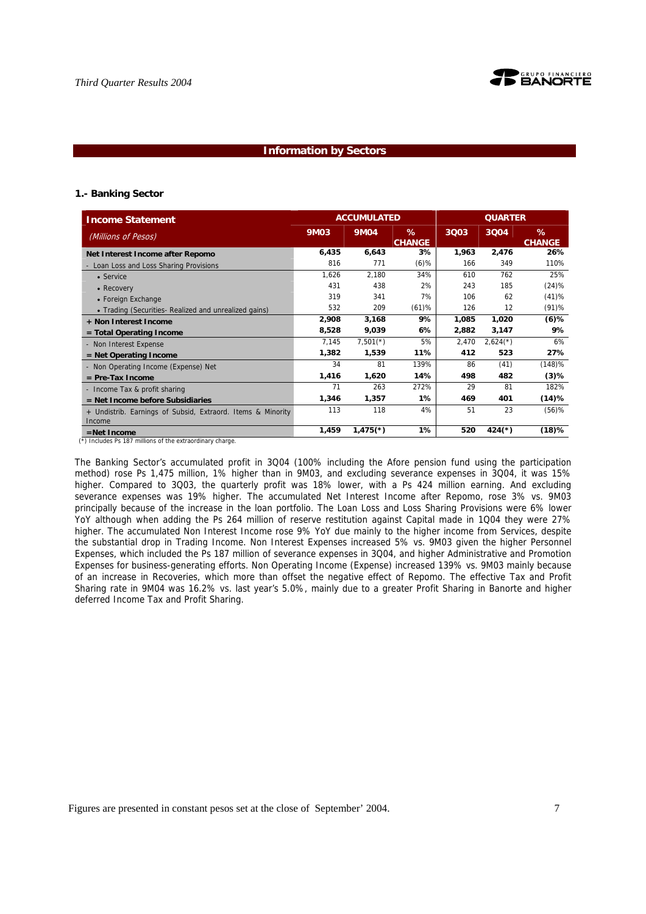## Information by Sectors

### 1.- Banking Sector

| **Income Statement** *(Millions of Pesos)* | ACCUMULATED | | | QUARTER | | |
|---|---|---|---|---|---|---|
| | **9M03** | **9M04** | **% CHANGE** | **3Q03** | **3Q04** | **% CHANGE** |
| **Net Interest Income after Repomo** | **6,435** | **6,643** | **3%** | **1,963** | **2,476** | **26%** |
| - Loan Loss and Loss Sharing Provisions | 816 | 771 | (6)% | 166 | 349 | 110% |
| • Service | 1,626 | 2,180 | 34% | 610 | 762 | 25% |
| • Recovery | 431 | 438 | 2% | 243 | 185 | (24)% |
| • Foreign Exchange | 319 | 341 | 7% | 106 | 62 | (41)% |
| • Trading (Securities- Realized and unrealized gains) | 532 | 209 | (61)% | 126 | 12 | (91)% |
| **+ Non Interest Income** | **2,908** | **3,168** | **9%** | **1,085** | **1,020** | **(6)%** |
| **= Total Operating Income** | **8,528** | **9,039** | **6%** | **2,882** | **3,147** | **9%** |
| - Non Interest Expense | 7,145 | 7,501(*) | 5% | 2,470 | 2,624(*) | 6% |
| **= Net Operating Income** | **1,382** | **1,539** | **11%** | **412** | **523** | **27%** |
| - Non Operating Income (Expense) Net | 34 | 81 | 139% | 86 | (41) | (148)% |
| **= Pre-Tax Income** | **1,416** | **1,620** | **14%** | **498** | **482** | **(3)%** |
| - Income Tax & profit sharing | 71 | 263 | 272% | 29 | 81 | 182% |
| **= Net Income before Subsidiaries** | **1,346** | **1,357** | **1%** | **469** | **401** | **(14)%** |
| + Undistrib. Earnings of Subsid, Extraord. Items & Minority Income | 113 | 118 | 4% | 51 | 23 | (56)% |
| **=Net Income** | **1,459** | **1,475(*)** | **1%** | **520** | **424(*)** | **(18)%** |

(*) Includes Ps 187 millions of the extraordinary charge.

The Banking Sector's accumulated profit in 3Q04 (100% including the Afore pension fund using the participation method) rose Ps 1,475 million, 1% higher than in 9M03, and excluding severance expenses in 3Q04, it was 15% higher. Compared to 3Q03, the quarterly profit was 18% lower, with a Ps 424 million earning. And excluding severance expenses was 19% higher. The accumulated Net Interest Income after Repomo, rose 3% vs. 9M03 principally because of the increase in the loan portfolio. The Loan Loss and Loss Sharing Provisions were 6% lower YoY although when adding the Ps 264 million of reserve restitution against Capital made in 1Q04 they were 27% higher. The accumulated Non Interest Income rose 9% YoY due mainly to the higher income from Services, despite the substantial drop in Trading Income. Non Interest Expenses increased 5% vs. 9M03 given the higher Personnel Expenses, which included the Ps 187 million of severance expenses in 3Q04, and higher Administrative and Promotion Expenses for business-generating efforts. Non Operating Income (Expense) increased 139% vs. 9M03 mainly because of an increase in Recoveries, which more than offset the negative effect of Repomo. The effective Tax and Profit Sharing rate in 9M04 was 16.2% vs. last year's 5.0%, mainly due to a greater Profit Sharing in Banorte and higher deferred Income Tax and Profit Sharing.

Figures are presented in constant pesos set at the close of September' 2004.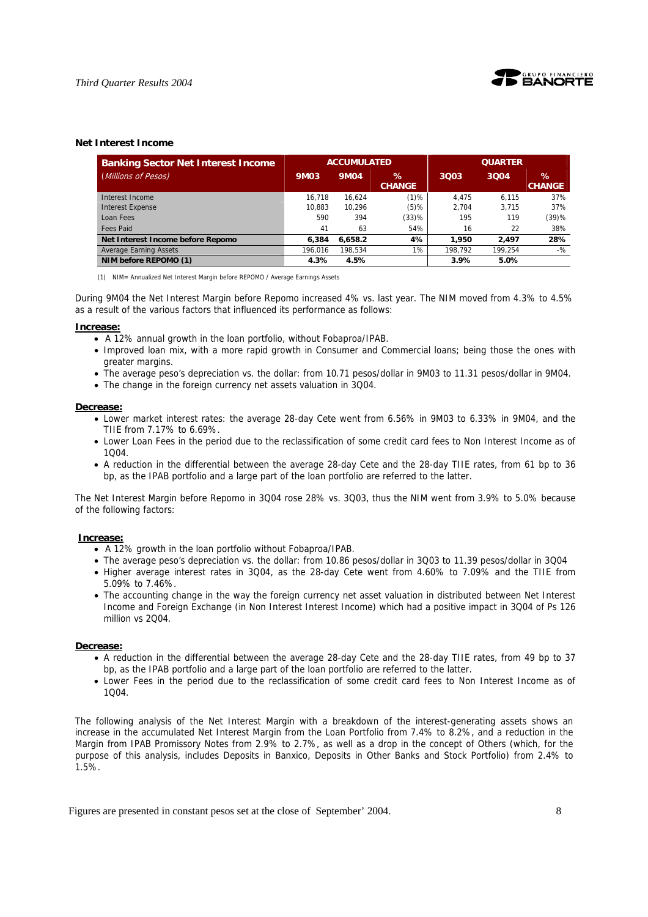## Net Interest Income

| Banking Sector Net Interest Income *(Millions of Pesos)* | ACCUMULATED | | | QUARTER | | |
|---|---|---|---|---|---|---|
| | 9M03 | 9M04 | % CHANGE | 3Q03 | 3Q04 | % CHANGE |
| Interest Income | 16,718 | 16,624 | (1)% | 4,475 | 6,115 | 37% |
| Interest Expense | 10,883 | 10,296 | (5)% | 2,704 | 3,715 | 37% |
| Loan Fees | 590 | 394 | (33)% | 195 | 119 | (39)% |
| Fees Paid | 41 | 63 | 54% | 16 | 22 | 38% |
| **Net Interest Income before Repomo** | **6,384** | **6,658.2** | **4%** | **1,950** | **2,497** | **28%** |
| Average Earning Assets | 196,016 | 198,534 | 1% | 198,792 | 199,254 | -% |
| **NIM before REPOMO (1)** | **4.3%** | **4.5%** | | **3.9%** | **5.0%** | |

(1) NIM= Annualized Net Interest Margin before REPOMO / Average Earnings Assets

During 9M04 the Net Interest Margin before Repomo increased 4% vs. last year. The NIM moved from 4.3% to 4.5% as a result of the various factors that influenced its performance as follows:

**Increase:**

- A 12% annual growth in the loan portfolio, without Fobaproa/IPAB.
- Improved loan mix, with a more rapid growth in Consumer and Commercial loans; being those the ones with greater margins.
- The average peso's depreciation vs. the dollar: from 10.71 pesos/dollar in 9M03 to 11.31 pesos/dollar in 9M04.
- The change in the foreign currency net assets valuation in 3Q04.

**Decrease:**

- Lower market interest rates: the average 28-day Cete went from 6.56% in 9M03 to 6.33% in 9M04, and the TIIE from 7.17% to 6.69%.
- Lower Loan Fees in the period due to the reclassification of some credit card fees to Non Interest Income as of 1Q04.
- A reduction in the differential between the average 28-day Cete and the 28-day TIIE rates, from 61 bp to 36 bp, as the IPAB portfolio and a large part of the loan portfolio are referred to the latter.

The Net Interest Margin before Repomo in 3Q04 rose 28% vs. 3Q03, thus the NIM went from 3.9% to 5.0% because of the following factors:

**Increase:**

- A 12% growth in the loan portfolio without Fobaproa/IPAB.
- The average peso's depreciation vs. the dollar: from 10.86 pesos/dollar in 3Q03 to 11.39 pesos/dollar in 3Q04
- Higher average interest rates in 3Q04, as the 28-day Cete went from 4.60% to 7.09% and the TIIE from 5.09% to 7.46%.
- The accounting change in the way the foreign currency net asset valuation in distributed between Net Interest Income and Foreign Exchange (in Non Interest Interest Income) which had a positive impact in 3Q04 of Ps 126 million vs 2Q04.

**Decrease:**

- A reduction in the differential between the average 28-day Cete and the 28-day TIIE rates, from 49 bp to 37 bp, as the IPAB portfolio and a large part of the loan portfolio are referred to the latter.
- Lower Fees in the period due to the reclassification of some credit card fees to Non Interest Income as of 1Q04.

The following analysis of the Net Interest Margin with a breakdown of the interest-generating assets shows an increase in the accumulated Net Interest Margin from the Loan Portfolio from 7.4% to 8.2%, and a reduction in the Margin from IPAB Promissory Notes from 2.9% to 2.7%, as well as a drop in the concept of Others (which, for the purpose of this analysis, includes Deposits in Banxico, Deposits in Other Banks and Stock Portfolio) from 2.4% to 1.5%.

Figures are presented in constant pesos set at the close of September' 2004.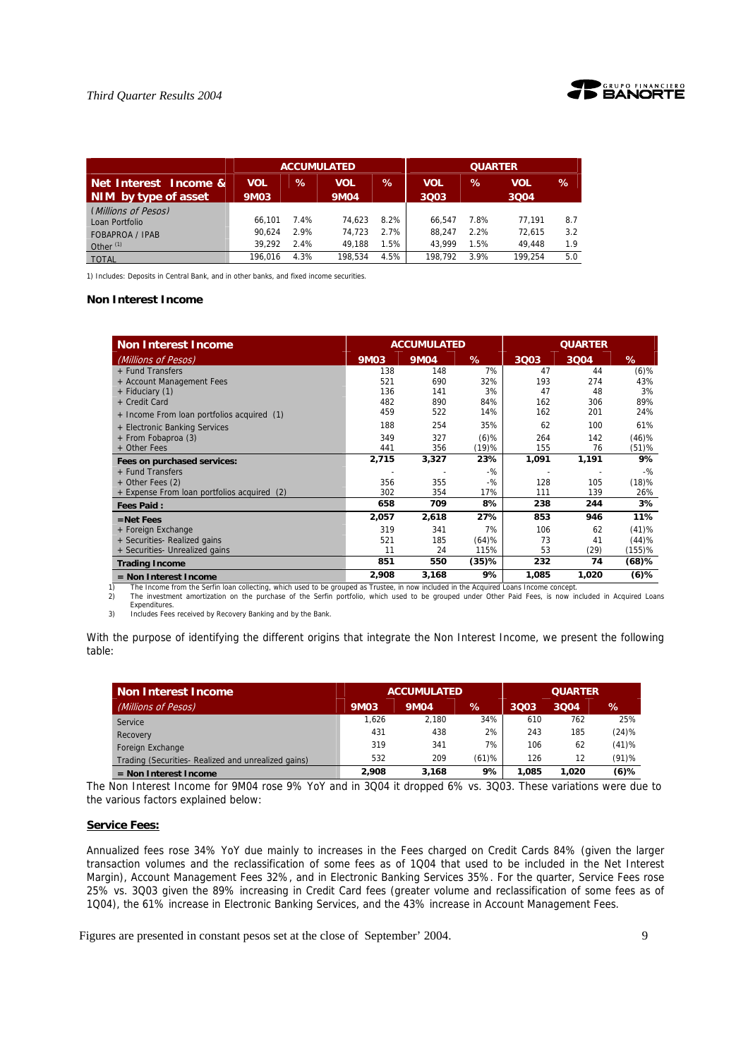| Net Interest Income & NIM by type of asset | ACCUMULATED | | | | QUARTER | | | |
|---|---|---|---|---|---|---|---|---|
| | VOL 9M03 | % | VOL 9M04 | % | VOL 3Q03 | % | VOL 3Q04 | % |
| *(Millions of Pesos)* | | | | | | | | |
| Loan Portfolio | 66,101 | 7.4% | 74,623 | 8.2% | 66,547 | 7.8% | 77,191 | 8.7 |
| FOBAPROA / IPAB | 90,624 | 2.9% | 74,723 | 2.7% | 88,247 | 2.2% | 72,615 | 3.2 |
| Other [1] | 39,292 | 2.4% | 49,188 | 1.5% | 43,999 | 1.5% | 49,448 | 1.9 |
| TOTAL | 196,016 | 4.3% | 198,534 | 4.5% | 198,792 | 3.9% | 199,254 | 5.0 |

1) Includes: Deposits in Central Bank, and in other banks, and fixed income securities.

### Non Interest Income

| Non Interest Income | ACCUMULATED | | | QUARTER | | |
|---|---|---|---|---|---|---|
| *(Millions of Pesos)* | 9M03 | 9M04 | % | 3Q03 | 3Q04 | % |
| + Fund Transfers | 138 | 148 | 7% | 47 | 44 | (6)% |
| + Account Management Fees | 521 | 690 | 32% | 193 | 274 | 43% |
| + Fiduciary (1) | 136 | 141 | 3% | 47 | 48 | 3% |
| + Credit Card | 482 | 890 | 84% | 162 | 306 | 89% |
| + Income From loan portfolios acquired (1) | 459 | 522 | 14% | 162 | 201 | 24% |
| + Electronic Banking Services | 188 | 254 | 35% | 62 | 100 | 61% |
| + From Fobaproa (3) | 349 | 327 | (6)% | 264 | 142 | (46)% |
| + Other Fees | 441 | 356 | (19)% | 155 | 76 | (51)% |
| **Fees on purchased services:** | **2,715** | **3,327** | **23%** | **1,091** | **1,191** | **9%** |
| + Fund Transfers | - | - | -% | - | - | -% |
| + Other Fees (2) | 356 | 355 | -% | 128 | 105 | (18)% |
| + Expense From loan portfolios acquired (2) | 302 | 354 | 17% | 111 | 139 | 26% |
| **Fees Paid :** | **658** | **709** | **8%** | **238** | **244** | **3%** |
| **=Net Fees** | **2,057** | **2,618** | **27%** | **853** | **946** | **11%** |
| + Foreign Exchange | 319 | 341 | 7% | 106 | 62 | (41)% |
| + Securities- Realized gains | 521 | 185 | (64)% | 73 | 41 | (44)% |
| + Securities- Unrealized gains | 11 | 24 | 115% | 53 | (29) | (155)% |
| **Trading Income** | **851** | **550** | **(35)%** | **232** | **74** | **(68)%** |
| **= Non Interest Income** | **2,908** | **3,168** | **9%** | **1,085** | **1,020** | **(6)%** |

1) The Income from the Serfin loan collecting, which used to be grouped as Trustee, in now included in the Acquired Loans Income concept.
2) The investment amortization on the purchase of the Serfin portfolio, which used to be grouped under Other Paid Fees, is now included in Acquired Loans Expenditures.
3) Includes Fees received by Recovery Banking and by the Bank.

With the purpose of identifying the different origins that integrate the Non Interest Income, we present the following table:

| Non Interest Income | ACCUMULATED | | | QUARTER | | |
|---|---|---|---|---|---|---|
| *(Millions of Pesos)* | 9M03 | 9M04 | % | 3Q03 | 3Q04 | % |
| Service | 1,626 | 2,180 | 34% | 610 | 762 | 25% |
| Recovery | 431 | 438 | 2% | 243 | 185 | (24)% |
| Foreign Exchange | 319 | 341 | 7% | 106 | 62 | (41)% |
| Trading (Securities- Realized and unrealized gains) | 532 | 209 | (61)% | 126 | 12 | (91)% |
| **= Non Interest Income** | **2,908** | **3,168** | **9%** | **1,085** | **1,020** | **(6)%** |

The Non Interest Income for 9M04 rose 9% YoY and in 3Q04 it dropped 6% vs. 3Q03. These variations were due to the various factors explained below:

**Service Fees:**

Annualized fees rose 34% YoY due mainly to increases in the Fees charged on Credit Cards 84% (given the larger transaction volumes and the reclassification of some fees as of 1Q04 that used to be included in the Net Interest Margin), Account Management Fees 32%, and in Electronic Banking Services 35%. For the quarter, Service Fees rose 25% vs. 3Q03 given the 89% increasing in Credit Card fees (greater volume and reclassification of some fees as of 1Q04), the 61% increase in Electronic Banking Services, and the 43% increase in Account Management Fees.

Figures are presented in constant pesos set at the close of September' 2004.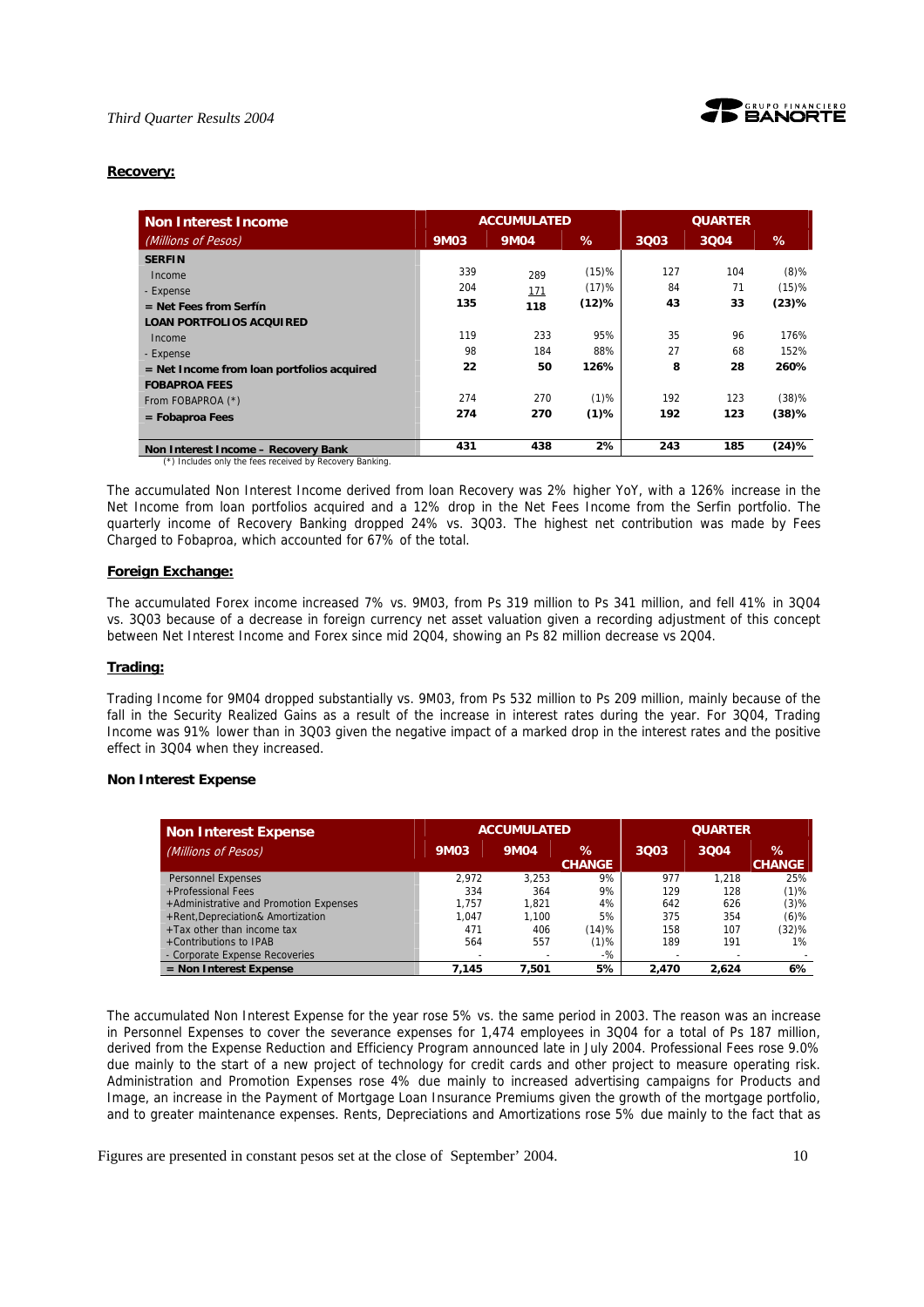**Recovery:**

| Non Interest Income | ACCUMULATED | | | QUARTER | | |
|---|---|---|---|---|---|---|
| *(Millions of Pesos)* | 9M03 | 9M04 | % | 3Q03 | 3Q04 | % |
| **SERFIN** | | | | | | |
| Income | 339 | 289 | (15)% | 127 | 104 | (8)% |
| - Expense | 204 | 171 | (17)% | 84 | 71 | (15)% |
| **= Net Fees from Serfín** | **135** | **118** | **(12)%** | **43** | **33** | **(23)%** |
| **LOAN PORTFOLIOS ACQUIRED** | | | | | | |
| Income | 119 | 233 | 95% | 35 | 96 | 176% |
| - Expense | 98 | 184 | 88% | 27 | 68 | 152% |
| **= Net Income from loan portfolios acquired** | **22** | **50** | **126%** | **8** | **28** | **260%** |
| **FOBAPROA FEES** | | | | | | |
| From FOBAPROA (*) | 274 | 270 | (1)% | 192 | 123 | (38)% |
| **= Fobaproa Fees** | **274** | **270** | **(1)%** | **192** | **123** | **(38)%** |
| **Non Interest Income – Recovery Bank** | **431** | **438** | **2%** | **243** | **185** | **(24)%** |

(*) Includes only the fees received by Recovery Banking.

The accumulated Non Interest Income derived from loan Recovery was 2% higher YoY, with a 126% increase in the Net Income from loan portfolios acquired and a 12% drop in the Net Fees Income from the Serfin portfolio. The quarterly income of Recovery Banking dropped 24% vs. 3Q03. The highest net contribution was made by Fees Charged to Fobaproa, which accounted for 67% of the total.

**Foreign Exchange:**

The accumulated Forex income increased 7% vs. 9M03, from Ps 319 million to Ps 341 million, and fell 41% in 3Q04 vs. 3Q03 because of a decrease in foreign currency net asset valuation given a recording adjustment of this concept between Net Interest Income and Forex since mid 2Q04, showing an Ps 82 million decrease vs 2Q04.

**Trading:**

Trading Income for 9M04 dropped substantially vs. 9M03, from Ps 532 million to Ps 209 million, mainly because of the fall in the Security Realized Gains as a result of the increase in interest rates during the year. For 3Q04, Trading Income was 91% lower than in 3Q03 given the negative impact of a marked drop in the interest rates and the positive effect in 3Q04 when they increased.

**Non Interest Expense**

| Non Interest Expense | ACCUMULATED | | | QUARTER | | |
|---|---|---|---|---|---|---|
| *(Millions of Pesos)* | 9M03 | 9M04 | % CHANGE | 3Q03 | 3Q04 | % CHANGE |
| Personnel Expenses | 2,972 | 3,253 | 9% | 977 | 1,218 | 25% |
| +Professional Fees | 334 | 364 | 9% | 129 | 128 | (1)% |
| +Administrative and Promotion Expenses | 1,757 | 1,821 | 4% | 642 | 626 | (3)% |
| +Rent,Depreciation& Amortization | 1,047 | 1,100 | 5% | 375 | 354 | (6)% |
| +Tax other than income tax | 471 | 406 | (14)% | 158 | 107 | (32)% |
| +Contributions to IPAB | 564 | 557 | (1)% | 189 | 191 | 1% |
| - Corporate Expense Recoveries | - | - | -% | - | - | - |
| **= Non Interest Expense** | **7,145** | **7,501** | **5%** | **2,470** | **2,624** | **6%** |

The accumulated Non Interest Expense for the year rose 5% vs. the same period in 2003. The reason was an increase in Personnel Expenses to cover the severance expenses for 1,474 employees in 3Q04 for a total of Ps 187 million, derived from the Expense Reduction and Efficiency Program announced late in July 2004. Professional Fees rose 9.0% due mainly to the start of a new project of technology for credit cards and other project to measure operating risk. Administration and Promotion Expenses rose 4% due mainly to increased advertising campaigns for Products and Image, an increase in the Payment of Mortgage Loan Insurance Premiums given the growth of the mortgage portfolio, and to greater maintenance expenses. Rents, Depreciations and Amortizations rose 5% due mainly to the fact that as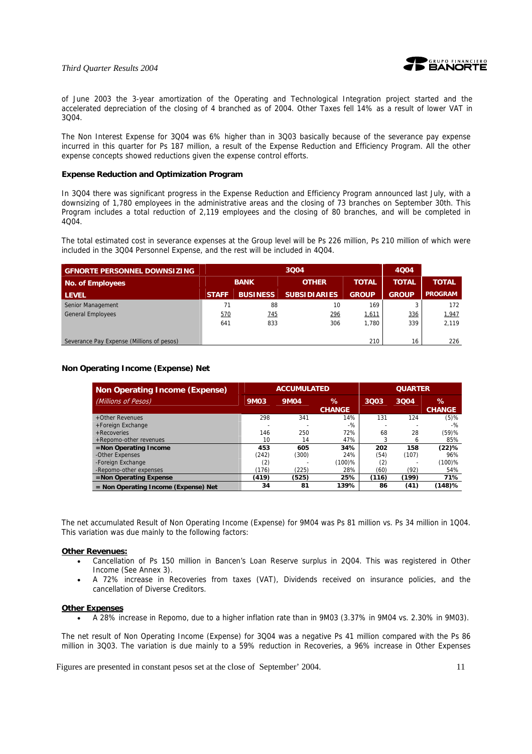of June 2003 the 3-year amortization of the Operating and Technological Integration project started and the accelerated depreciation of the closing of 4 branched as of 2004. Other Taxes fell 14% as a result of lower VAT in 3Q04.

The Non Interest Expense for 3Q04 was 6% higher than in 3Q03 basically because of the severance pay expense incurred in this quarter for Ps 187 million, a result of the Expense Reduction and Efficiency Program. All the other expense concepts showed reductions given the expense control efforts.

**Expense Reduction and Optimization Program**

In 3Q04 there was significant progress in the Expense Reduction and Efficiency Program announced last July, with a downsizing of 1,780 employees in the administrative areas and the closing of 73 branches on September 30th. This Program includes a total reduction of 2,119 employees and the closing of 80 branches, and will be completed in 4Q04.

The total estimated cost in severance expenses at the Group level will be Ps 226 million, Ps 210 million of which were included in the 3Q04 Personnel Expense, and the rest will be included in 4Q04.

| GFNORTE PERSONNEL DOWNSIZING | 3Q04 | | | | 4Q04 | |
|---|---|---|---|---|---|---|
| No. of Employees | BANK | | OTHER | TOTAL | TOTAL | TOTAL |
| LEVEL | STAFF | BUSINESS | SUBSIDIARIES | GROUP | GROUP | PROGRAM |
| Senior Management | 71 | 88 | 10 | 169 | 3 | 172 |
| General Employees | 570 | 745 | 296 | 1,611 | 336 | 1,947 |
| | 641 | 833 | 306 | 1,780 | 339 | 2,119 |
| Severance Pay Expense (Millions of pesos) | | | | 210 | 16 | 226 |

**Non Operating Income (Expense) Net**

| Non Operating Income (Expense) | ACCUMULATED | | | QUARTER | | |
|---|---|---|---|---|---|---|
| *(Millions of Pesos)* | 9M03 | 9M04 | % CHANGE | 3Q03 | 3Q04 | % CHANGE |
| +Other Revenues | 298 | 341 | 14% | 131 | 124 | (5)% |
| +Foreign Exchange | - | - | -% | - | - | -% |
| +Recoveries | 146 | 250 | 72% | 68 | 28 | (59)% |
| +Repomo-other revenues | 10 | 14 | 47% | 3 | 6 | 85% |
| **=Non Operating Income** | **453** | **605** | **34%** | **202** | **158** | **(22)%** |
| -Other Expenses | (242) | (300) | 24% | (54) | (107) | 96% |
| -Foreign Exchange | (2) | - | (100)% | (2) | - | (100)% |
| -Repomo-other expenses | (176) | (225) | 28% | (60) | (92) | 54% |
| **=Non Operating Expense** | **(419)** | **(525)** | **25%** | **(116)** | **(199)** | **71%** |
| **= Non Operating Income (Expense) Net** | **34** | **81** | **139%** | **86** | **(41)** | **(148)%** |

The net accumulated Result of Non Operating Income (Expense) for 9M04 was Ps 81 million vs. Ps 34 million in 1Q04. This variation was due mainly to the following factors:

**Other Revenues:**

- Cancellation of Ps 150 million in Bancen's Loan Reserve surplus in 2Q04. This was registered in Other Income (See Annex 3).
- A 72% increase in Recoveries from taxes (VAT), Dividends received on insurance policies, and the cancellation of Diverse Creditors.

**Other Expenses**

- A 28% increase in Repomo, due to a higher inflation rate than in 9M03 (3.37% in 9M04 vs. 2.30% in 9M03).

The net result of Non Operating Income (Expense) for 3Q04 was a negative Ps 41 million compared with the Ps 86 million in 3Q03. The variation is due mainly to a 59% reduction in Recoveries, a 96% increase in Other Expenses

Figures are presented in constant pesos set at the close of September' 2004.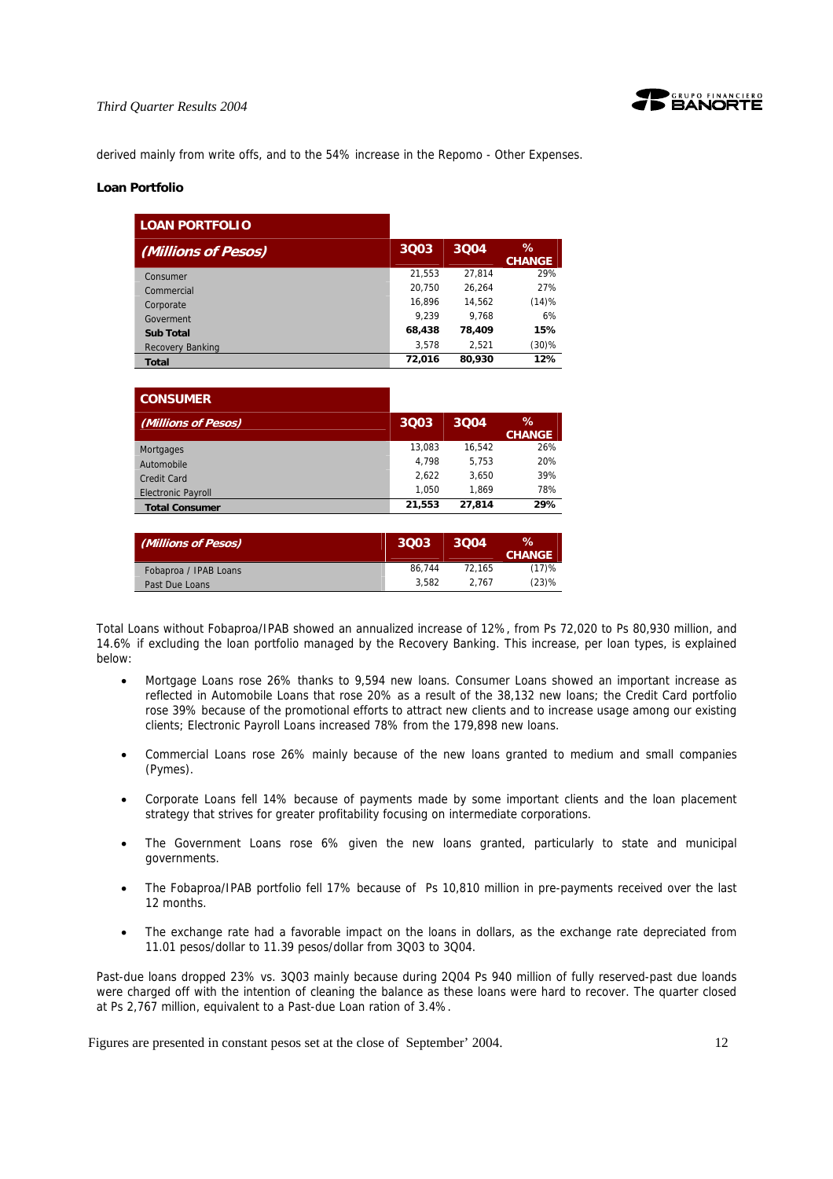derived mainly from write offs, and to the 54% increase in the Repomo - Other Expenses.

**Loan Portfolio**

| LOAN PORTFOLIO (Millions of Pesos) | 3Q03 | 3Q04 | % CHANGE |
|---|---|---|---|
| Consumer | 21,553 | 27,814 | 29% |
| Commercial | 20,750 | 26,264 | 27% |
| Corporate | 16,896 | 14,562 | (14)% |
| Goverment | 9,239 | 9,768 | 6% |
| **Sub Total** | **68,438** | **78,409** | **15%** |
| Recovery Banking | 3,578 | 2,521 | (30)% |
| **Total** | **72,016** | **80,930** | **12%** |

| CONSUMER (Millions of Pesos) | 3Q03 | 3Q04 | % CHANGE |
|---|---|---|---|
| Mortgages | 13,083 | 16,542 | 26% |
| Automobile | 4,798 | 5,753 | 20% |
| Credit Card | 2,622 | 3,650 | 39% |
| Electronic Payroll | 1,050 | 1,869 | 78% |
| **Total Consumer** | **21,553** | **27,814** | **29%** |

| (Millions of Pesos) | 3Q03 | 3Q04 | % CHANGE |
|---|---|---|---|
| Fobaproa / IPAB Loans | 86,744 | 72,165 | (17)% |
| Past Due Loans | 3,582 | 2,767 | (23)% |

Total Loans without Fobaproa/IPAB showed an annualized increase of 12%, from Ps 72,020 to Ps 80,930 million, and 14.6% if excluding the loan portfolio managed by the Recovery Banking. This increase, per loan types, is explained below:

- Mortgage Loans rose 26% thanks to 9,594 new loans. Consumer Loans showed an important increase as reflected in Automobile Loans that rose 20% as a result of the 38,132 new loans; the Credit Card portfolio rose 39% because of the promotional efforts to attract new clients and to increase usage among our existing clients; Electronic Payroll Loans increased 78% from the 179,898 new loans.
- Commercial Loans rose 26% mainly because of the new loans granted to medium and small companies (Pymes).
- Corporate Loans fell 14% because of payments made by some important clients and the loan placement strategy that strives for greater profitability focusing on intermediate corporations.
- The Government Loans rose 6% given the new loans granted, particularly to state and municipal governments.
- The Fobaproa/IPAB portfolio fell 17% because of Ps 10,810 million in pre-payments received over the last 12 months.
- The exchange rate had a favorable impact on the loans in dollars, as the exchange rate depreciated from 11.01 pesos/dollar to 11.39 pesos/dollar from 3Q03 to 3Q04.

Past-due loans dropped 23% vs. 3Q03 mainly because during 2Q04 Ps 940 million of fully reserved-past due loands were charged off with the intention of cleaning the balance as these loans were hard to recover. The quarter closed at Ps 2,767 million, equivalent to a Past-due Loan ration of 3.4%.

Figures are presented in constant pesos set at the close of September' 2004.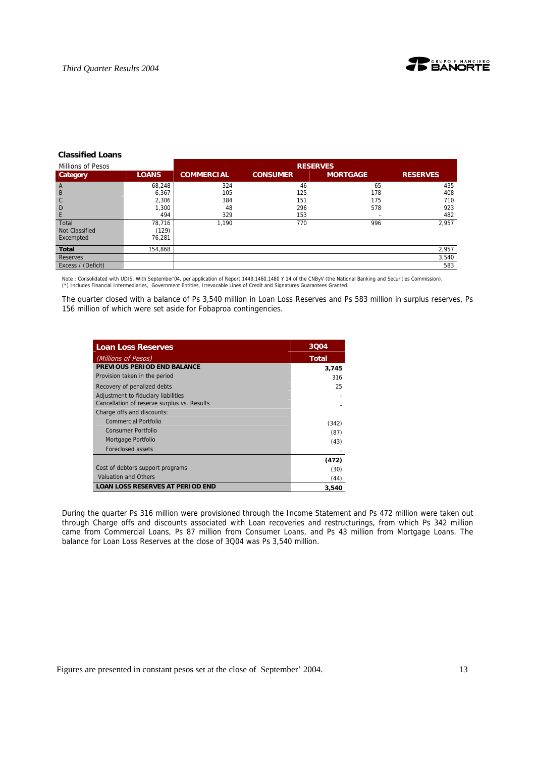### Classified Loans

| Millions of Pesos | | RESERVES | | | |
|---|---|---|---|---|---|
| **Category** | **LOANS** | **COMMERCIAL** | **CONSUMER** | **MORTGAGE** | **RESERVES** |
| A | 68,248 | 324 | 46 | 65 | 435 |
| B | 6,367 | 105 | 125 | 178 | 408 |
| C | 2,306 | 384 | 151 | 175 | 710 |
| D | 1,300 | 48 | 296 | 578 | 923 |
| E | 494 | 329 | 153 | - | 482 |
| Total | 78,716 | 1,190 | 770 | 996 | 2,957 |
| Not Classified | (129) | | | | |
| Excempted | 76,281 | | | | |
| **Total** | 154,868 | | | | 2,957 |
| Reserves | | | | | 3,540 |
| Excess / (Deficit) | | | | | 583 |

Note : Consolidated with UDIS. With September'04, per application of Report 1449,1460,1480 Y 14 of the CNByV (the National Banking and Securities Commission).
(*) Includes Financial Intermediaries, Government Entities, Irrevocable Lines of Credit and Signatures Guarantees Granted.

The quarter closed with a balance of Ps 3,540 million in Loan Loss Reserves and Ps 583 million in surplus reserves, Ps 156 million of which were set aside for Fobaproa contingencies.

| **Loan Loss Reserves** | **3Q04** |
|---|---|
| *(Millions of Pesos)* | **Total** |
| **PREVIOUS PERIOD END BALANCE** | **3,745** |
| Provision taken in the period | 316 |
| Recovery of penalized debts | 25 |
| Adjustment to fiduciary liabilities | - |
| Cancellation of reserve surplus vs. Results | - |
| Charge offs and discounts: | |
| Commercial Portfolio | (342) |
| Consumer Portfolio | (87) |
| Mortgage Portfolio | (43) |
| Foreclosed assets | - |
| | **(472)** |
| Cost of debtors support programs | (30) |
| Valuation and Others | (44) |
| **LOAN LOSS RESERVES AT PERIOD END** | **3,540** |

During the quarter Ps 316 million were provisioned through the Income Statement and Ps 472 million were taken out through Charge offs and discounts associated with Loan recoveries and restructurings, from which Ps 342 million came from Commercial Loans, Ps 87 million from Consumer Loans, and Ps 43 million from Mortgage Loans. The balance for Loan Loss Reserves at the close of 3Q04 was Ps 3,540 million.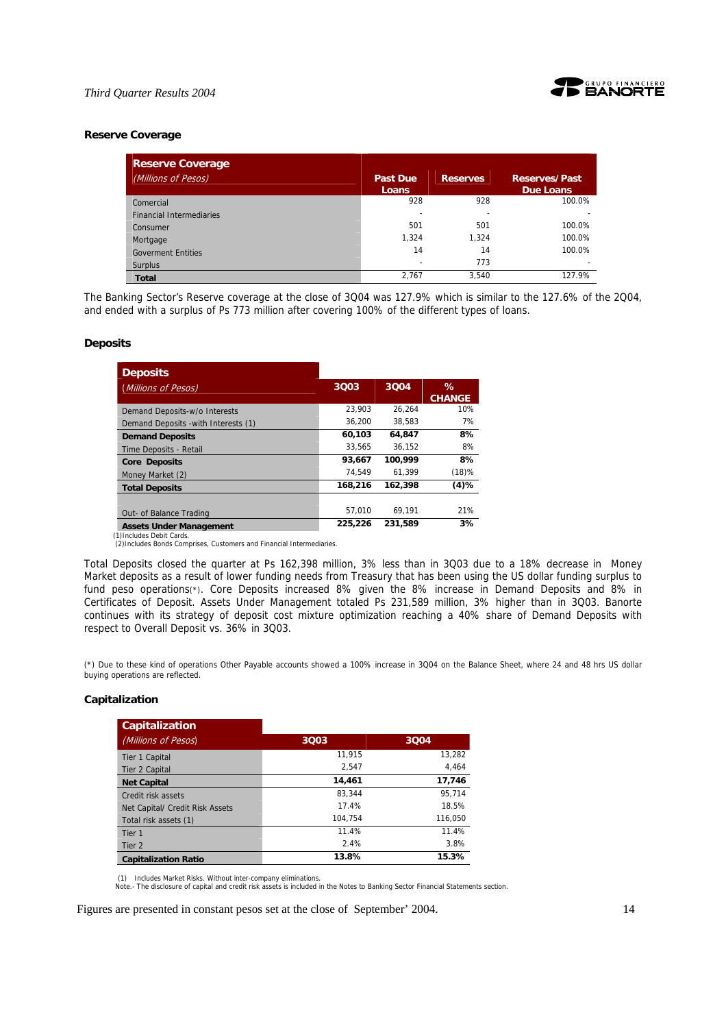### Reserve Coverage

| Reserve Coverage (Millions of Pesos) | Past Due Loans | Reserves | Reserves/ Past Due Loans |
|---|---|---|---|
| Comercial | 928 | 928 | 100.0% |
| Financial Intermediaries | - | - | - |
| Consumer | 501 | 501 | 100.0% |
| Mortgage | 1,324 | 1,324 | 100.0% |
| Goverment Entities | 14 | 14 | 100.0% |
| Surplus | - | 773 | - |
| **Total** | 2,767 | 3,540 | 127.9% |

The Banking Sector's Reserve coverage at the close of 3Q04 was 127.9% which is similar to the 127.6% of the 2Q04, and ended with a surplus of Ps 773 million after covering 100% of the different types of loans.

### Deposits

| Deposits (Millions of Pesos) | 3Q03 | 3Q04 | % CHANGE |
|---|---|---|---|
| Demand Deposits-w/o Interests | 23,903 | 26,264 | 10% |
| Demand Deposits -with Interests (1) | 36,200 | 38,583 | 7% |
| **Demand Deposits** | **60,103** | **64,847** | **8%** |
| Time Deposits - Retail | 33,565 | 36,152 | 8% |
| **Core Deposits** | **93,667** | **100,999** | **8%** |
| Money Market (2) | 74,549 | 61,399 | (18)% |
| **Total Deposits** | **168,216** | **162,398** | **(4)%** |
| | | | |
| Out- of Balance Trading | 57,010 | 69,191 | 21% |
| **Assets Under Management** | **225,226** | **231,589** | **3%** |

(1)Includes Debit Cards.
(2)Includes Bonds Comprises, Customers and Financial Intermediaries.

Total Deposits closed the quarter at Ps 162,398 million, 3% less than in 3Q03 due to a 18% decrease in Money Market deposits as a result of lower funding needs from Treasury that has been using the US dollar funding surplus to fund peso operations(\*). Core Deposits increased 8% given the 8% increase in Demand Deposits and 8% in Certificates of Deposit. Assets Under Management totaled Ps 231,589 million, 3% higher than in 3Q03. Banorte continues with its strategy of deposit cost mixture optimization reaching a 40% share of Demand Deposits with respect to Overall Deposit vs. 36% in 3Q03.

(\*) Due to these kind of operations Other Payable accounts showed a 100% increase in 3Q04 on the Balance Sheet, where 24 and 48 hrs US dollar buying operations are reflected.

### Capitalization

| Capitalization (Millions of Pesos) | 3Q03 | 3Q04 |
|---|---|---|
| Tier 1 Capital | 11,915 | 13,282 |
| Tier 2 Capital | 2,547 | 4,464 |
| **Net Capital** | **14,461** | **17,746** |
| Credit risk assets | 83,344 | 95,714 |
| Net Capital/ Credit Risk Assets | 17.4% | 18.5% |
| Total risk assets (1) | 104,754 | 116,050 |
| Tier 1 | 11.4% | 11.4% |
| Tier 2 | 2.4% | 3.8% |
| **Capitalization Ratio** | **13.8%** | **15.3%** |

(1) Includes Market Risks. Without inter-company eliminations.
Note.- The disclosure of capital and credit risk assets is included in the Notes to Banking Sector Financial Statements section.

Figures are presented in constant pesos set at the close of September' 2004.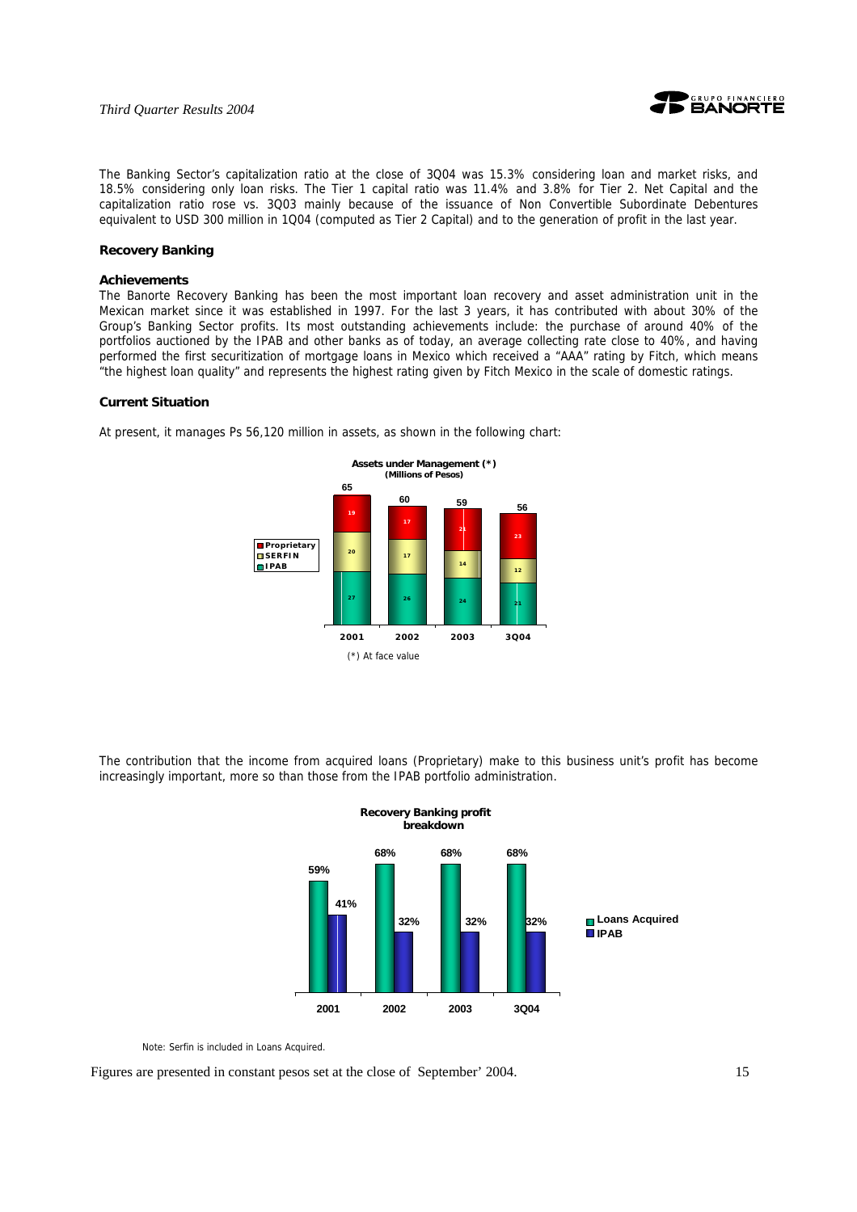The Banking Sector's capitalization ratio at the close of 3Q04 was 15.3% considering loan and market risks, and 18.5% considering only loan risks. The Tier 1 capital ratio was 11.4% and 3.8% for Tier 2. Net Capital and the capitalization ratio rose vs. 3Q03 mainly because of the issuance of Non Convertible Subordinate Debentures equivalent to USD 300 million in 1Q04 (computed as Tier 2 Capital) and to the generation of profit in the last year.

### Recovery Banking

#### Achievements

The Banorte Recovery Banking has been the most important loan recovery and asset administration unit in the Mexican market since it was established in 1997. For the last 3 years, it has contributed with about 30% of the Group's Banking Sector profits. Its most outstanding achievements include: the purchase of around 40% of the portfolios auctioned by the IPAB and other banks as of today, an average collecting rate close to 40%, and having performed the first securitization of mortgage loans in Mexico which received a "AAA" rating by Fitch, which means "the highest loan quality" and represents the highest rating given by Fitch Mexico in the scale of domestic ratings.

#### Current Situation

At present, it manages Ps 56,120 million in assets, as shown in the following chart:

**Assets under Management (*)**
**(Millions of Pesos)**

| | 2001 | 2002 | 2003 | 3Q04 |
|---|---|---|---|---|
| Proprietary | 19 | 17 | 21 | 23 |
| SERFIN | 20 | 17 | 14 | 12 |
| IPAB | 27 | 26 | 24 | 21 |
| Total | 65 | 60 | 59 | 56 |

(*) At face value

The contribution that the income from acquired loans (Proprietary) make to this business unit's profit has become increasingly important, more so than those from the IPAB portfolio administration.

**Recovery Banking profit breakdown**

| | 2001 | 2002 | 2003 | 3Q04 |
|---|---|---|---|---|
| Loans Acquired | 59% | 68% | 68% | 68% |
| IPAB | 41% | 32% | 32% | 32% |

Note: Serfin is included in Loans Acquired.

Figures are presented in constant pesos set at the close of September' 2004.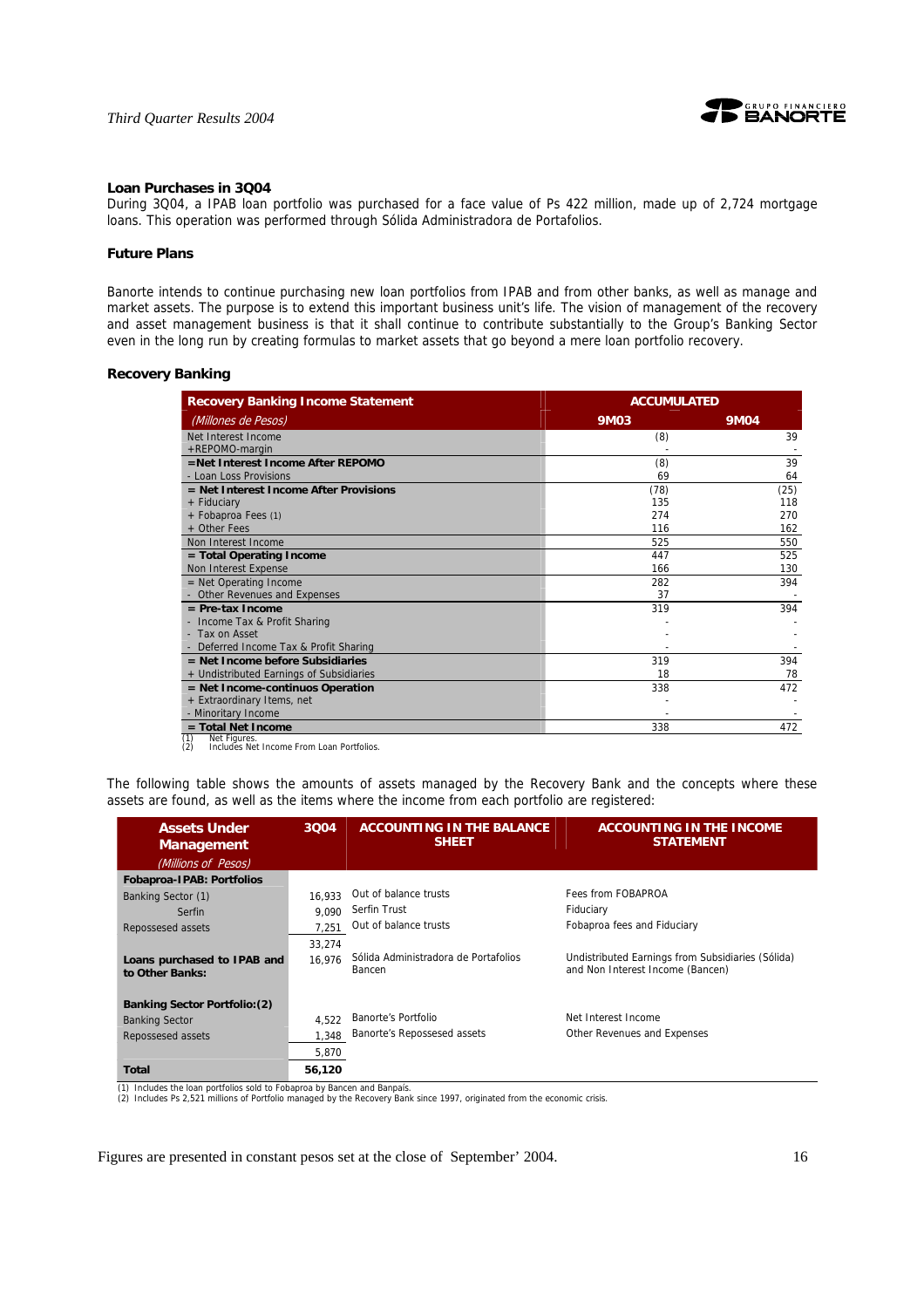### Loan Purchases in 3Q04

During 3Q04, a IPAB loan portfolio was purchased for a face value of Ps 422 million, made up of 2,724 mortgage loans. This operation was performed through Sólida Administradora de Portafolios.

### Future Plans

Banorte intends to continue purchasing new loan portfolios from IPAB and from other banks, as well as manage and market assets. The purpose is to extend this important business unit's life. The vision of management of the recovery and asset management business is that it shall continue to contribute substantially to the Group's Banking Sector even in the long run by creating formulas to market assets that go beyond a mere loan portfolio recovery.

### Recovery Banking

| Recovery Banking Income Statement | ACCUMULATED | |
|---|---|---|
| *(Millones de Pesos)* | 9M03 | 9M04 |
| Net Interest Income | (8) | 39 |
| +REPOMO-margin | - | - |
| **=Net Interest Income After REPOMO** | (8) | 39 |
| - Loan Loss Provisions | 69 | 64 |
| **= Net Interest Income After Provisions** | (78) | (25) |
| + Fiduciary | 135 | 118 |
| + Fobaproa Fees (1) | 274 | 270 |
| + Other Fees | 116 | 162 |
| Non Interest Income | 525 | 550 |
| **= Total Operating Income** | 447 | 525 |
| Non Interest Expense | 166 | 130 |
| = Net Operating Income | 282 | 394 |
| - Other Revenues and Expenses | 37 | - |
| **= Pre-tax Income** | 319 | 394 |
| - Income Tax & Profit Sharing | - | - |
| - Tax on Asset | - | - |
| - Deferred Income Tax & Profit Sharing | - | - |
| **= Net Income before Subsidiaries** | 319 | 394 |
| + Undistributed Earnings of Subsidiaries | 18 | 78 |
| **= Net Income-continuos Operation** | 338 | 472 |
| + Extraordinary Items, net | - | - |
| - Minoritary Income | - | - |
| **= Total Net Income** | 338 | 472 |

(1) Net Figures.
(2) Includes Net Income From Loan Portfolios.

The following table shows the amounts of assets managed by the Recovery Bank and the concepts where these assets are found, as well as the items where the income from each portfolio are registered:

| Assets Under Management *(Millions of Pesos)* | 3Q04 | ACCOUNTING IN THE BALANCE SHEET | ACCOUNTING IN THE INCOME STATEMENT |
|---|---|---|---|
| **Fobaproa-IPAB: Portfolios** | | | |
| Banking Sector (1) | 16,933 | Out of balance trusts | Fees from FOBAPROA |
| Serfin | 9,090 | Serfin Trust | Fiduciary |
| Repossesed assets | 7,251 | Out of balance trusts | Fobaproa fees and Fiduciary |
| | 33,274 | | |
| **Loans purchased to IPAB and to Other Banks:** | 16,976 | Sólida Administradora de Portafolios Bancen | Undistributed Earnings from Subsidiaries (Sólida) and Non Interest Income (Bancen) |
| **Banking Sector Portfolio:(2)** | | | |
| Banking Sector | 4,522 | Banorte's Portfolio | Net Interest Income |
| Repossesed assets | 1,348 | Banorte's Repossesed assets | Other Revenues and Expenses |
| | 5,870 | | |
| **Total** | **56,120** | | |

(1) Includes the loan portfolios sold to Fobaproa by Bancen and Banpaís.
(2) Includes Ps 2,521 millions of Portfolio managed by the Recovery Bank since 1997, originated from the economic crisis.

Figures are presented in constant pesos set at the close of September' 2004.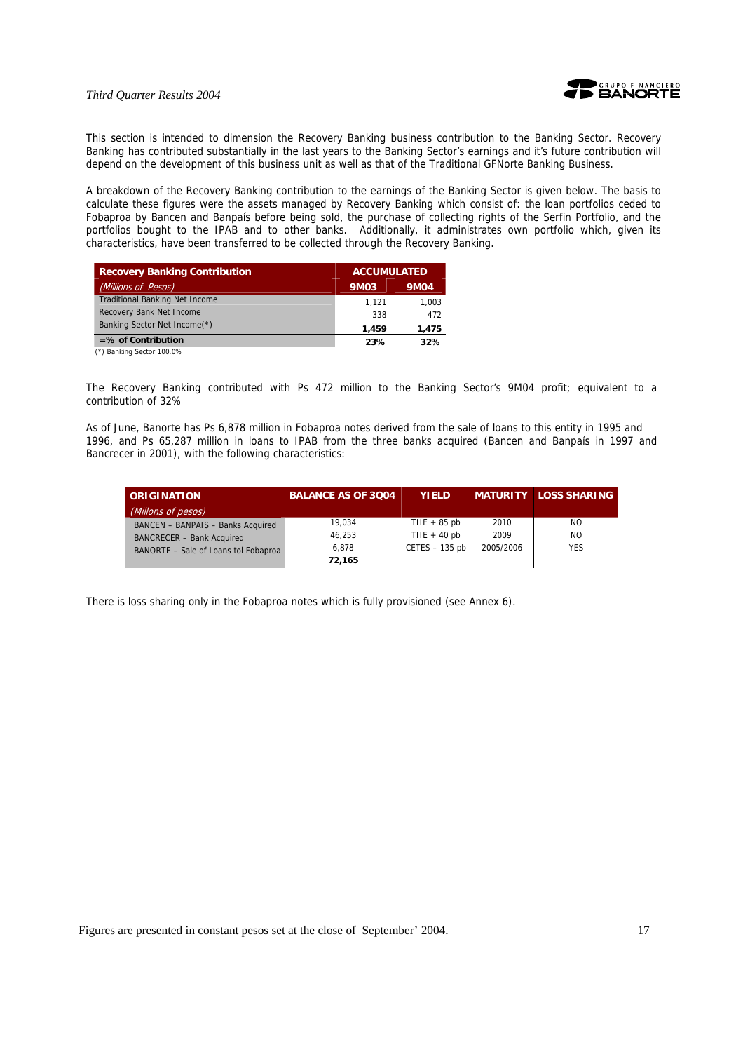This section is intended to dimension the Recovery Banking business contribution to the Banking Sector. Recovery Banking has contributed substantially in the last years to the Banking Sector's earnings and it's future contribution will depend on the development of this business unit as well as that of the Traditional GFNorte Banking Business.

A breakdown of the Recovery Banking contribution to the earnings of the Banking Sector is given below. The basis to calculate these figures were the assets managed by Recovery Banking which consist of: the loan portfolios ceded to Fobaproa by Bancen and Banpaís before being sold, the purchase of collecting rights of the Serfin Portfolio, and the portfolios bought to the IPAB and to other banks. Additionally, it administrates own portfolio which, given its characteristics, have been transferred to be collected through the Recovery Banking.

| **Recovery Banking Contribution** | **ACCUMULATED** | |
|---|---|---|
| *(Millions of Pesos)* | **9M03** | **9M04** |
| Traditional Banking Net Income | 1,121 | 1,003 |
| Recovery Bank Net Income | 338 | 472 |
| Banking Sector Net Income(*) | **1,459** | **1,475** |
| **=% of Contribution** | **23%** | **32%** |

(*) Banking Sector 100.0%

The Recovery Banking contributed with Ps 472 million to the Banking Sector's 9M04 profit; equivalent to a contribution of 32%

As of June, Banorte has Ps 6,878 million in Fobaproa notes derived from the sale of loans to this entity in 1995 and 1996, and Ps 65,287 million in loans to IPAB from the three banks acquired (Bancen and Banpaís in 1997 and Bancrecer in 2001), with the following characteristics:

| **ORIGINATION** *(Millons of pesos)* | **BALANCE AS OF 3Q04** | **YIELD** | **MATURITY** | **LOSS SHARING** |
|---|---|---|---|---|
| BANCEN – BANPAIS – Banks Acquired | 19,034 | TIIE + 85 pb | 2010 | NO |
| BANCRECER – Bank Acquired | 46,253 | TIIE + 40 pb | 2009 | NO |
| BANORTE – Sale of Loans tol Fobaproa | 6,878 | CETES – 135 pb | 2005/2006 | YES |
| | **72,165** | | | |

There is loss sharing only in the Fobaproa notes which is fully provisioned (see Annex 6).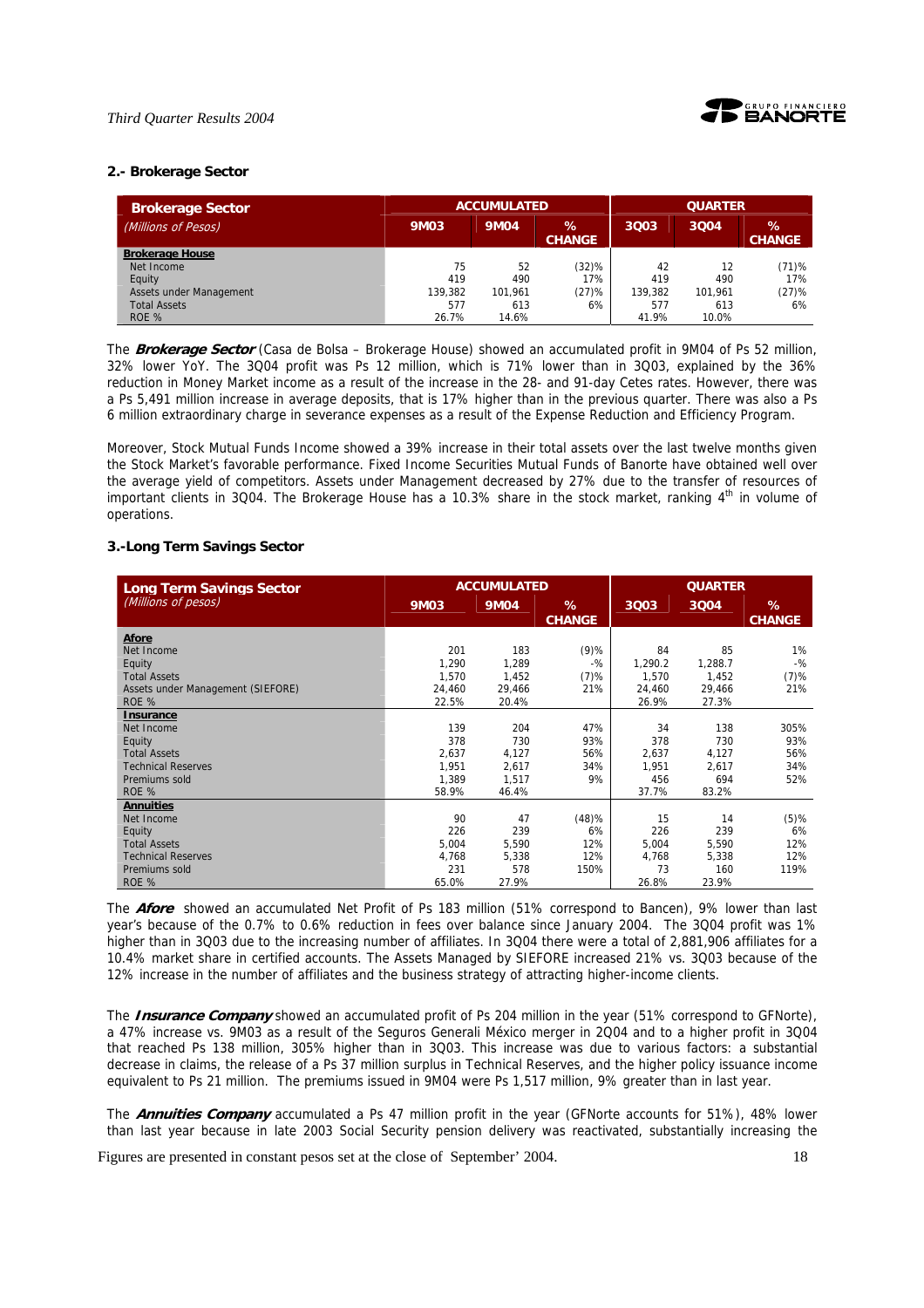## 2.- Brokerage Sector

| Brokerage Sector (Millions of Pesos) | ACCUMULATED | | | QUARTER | | |
|---|---|---|---|---|---|---|
| | 9M03 | 9M04 | % CHANGE | 3Q03 | 3Q04 | % CHANGE |
| **Brokerage House** | | | | | | |
| Net Income | 75 | 52 | (32)% | 42 | 12 | (71)% |
| Equity | 419 | 490 | 17% | 419 | 490 | 17% |
| Assets under Management | 139,382 | 101,961 | (27)% | 139,382 | 101,961 | (27)% |
| Total Assets | 577 | 613 | 6% | 577 | 613 | 6% |
| ROE % | 26.7% | 14.6% | | 41.9% | 10.0% | |

The ***Brokerage Sector*** (Casa de Bolsa – Brokerage House) showed an accumulated profit in 9M04 of Ps 52 million, 32% lower YoY. The 3Q04 profit was Ps 12 million, which is 71% lower than in 3Q03, explained by the 36% reduction in Money Market income as a result of the increase in the 28- and 91-day Cetes rates. However, there was a Ps 5,491 million increase in average deposits, that is 17% higher than in the previous quarter. There was also a Ps 6 million extraordinary charge in severance expenses as a result of the Expense Reduction and Efficiency Program.

Moreover, Stock Mutual Funds Income showed a 39% increase in their total assets over the last twelve months given the Stock Market's favorable performance. Fixed Income Securities Mutual Funds of Banorte have obtained well over the average yield of competitors. Assets under Management decreased by 27% due to the transfer of resources of important clients in 3Q04. The Brokerage House has a 10.3% share in the stock market, ranking 4th in volume of operations.

## 3.-Long Term Savings Sector

| Long Term Savings Sector (Millions of pesos) | ACCUMULATED | | | QUARTER | | |
|---|---|---|---|---|---|---|
| | 9M03 | 9M04 | % CHANGE | 3Q03 | 3Q04 | % CHANGE |
| **Afore** | | | | | | |
| Net Income | 201 | 183 | (9)% | 84 | 85 | 1% |
| Equity | 1,290 | 1,289 | -% | 1,290.2 | 1,288.7 | -% |
| Total Assets | 1,570 | 1,452 | (7)% | 1,570 | 1,452 | (7)% |
| Assets under Management (SIEFORE) | 24,460 | 29,466 | 21% | 24,460 | 29,466 | 21% |
| ROE % | 22.5% | 20.4% | | 26.9% | 27.3% | |
| **Insurance** | | | | | | |
| Net Income | 139 | 204 | 47% | 34 | 138 | 305% |
| Equity | 378 | 730 | 93% | 378 | 730 | 93% |
| Total Assets | 2,637 | 4,127 | 56% | 2,637 | 4,127 | 56% |
| Technical Reserves | 1,951 | 2,617 | 34% | 1,951 | 2,617 | 34% |
| Premiums sold | 1,389 | 1,517 | 9% | 456 | 694 | 52% |
| ROE % | 58.9% | 46.4% | | 37.7% | 83.2% | |
| **Annuities** | | | | | | |
| Net Income | 90 | 47 | (48)% | 15 | 14 | (5)% |
| Equity | 226 | 239 | 6% | 226 | 239 | 6% |
| Total Assets | 5,004 | 5,590 | 12% | 5,004 | 5,590 | 12% |
| Technical Reserves | 4,768 | 5,338 | 12% | 4,768 | 5,338 | 12% |
| Premiums sold | 231 | 578 | 150% | 73 | 160 | 119% |
| ROE % | 65.0% | 27.9% | | 26.8% | 23.9% | |

The ***Afore*** showed an accumulated Net Profit of Ps 183 million (51% correspond to Bancen), 9% lower than last year's because of the 0.7% to 0.6% reduction in fees over balance since January 2004. The 3Q04 profit was 1% higher than in 3Q03 due to the increasing number of affiliates. In 3Q04 there were a total of 2,881,906 affiliates for a 10.4% market share in certified accounts. The Assets Managed by SIEFORE increased 21% vs. 3Q03 because of the 12% increase in the number of affiliates and the business strategy of attracting higher-income clients.

The ***Insurance Company*** showed an accumulated profit of Ps 204 million in the year (51% correspond to GFNorte), a 47% increase vs. 9M03 as a result of the Seguros Generali México merger in 2Q04 and to a higher profit in 3Q04 that reached Ps 138 million, 305% higher than in 3Q03. This increase was due to various factors: a substantial decrease in claims, the release of a Ps 37 million surplus in Technical Reserves, and the higher policy issuance income equivalent to Ps 21 million. The premiums issued in 9M04 were Ps 1,517 million, 9% greater than in last year.

The ***Annuities Company*** accumulated a Ps 47 million profit in the year (GFNorte accounts for 51%), 48% lower than last year because in late 2003 Social Security pension delivery was reactivated, substantially increasing the

Figures are presented in constant pesos set at the close of September' 2004.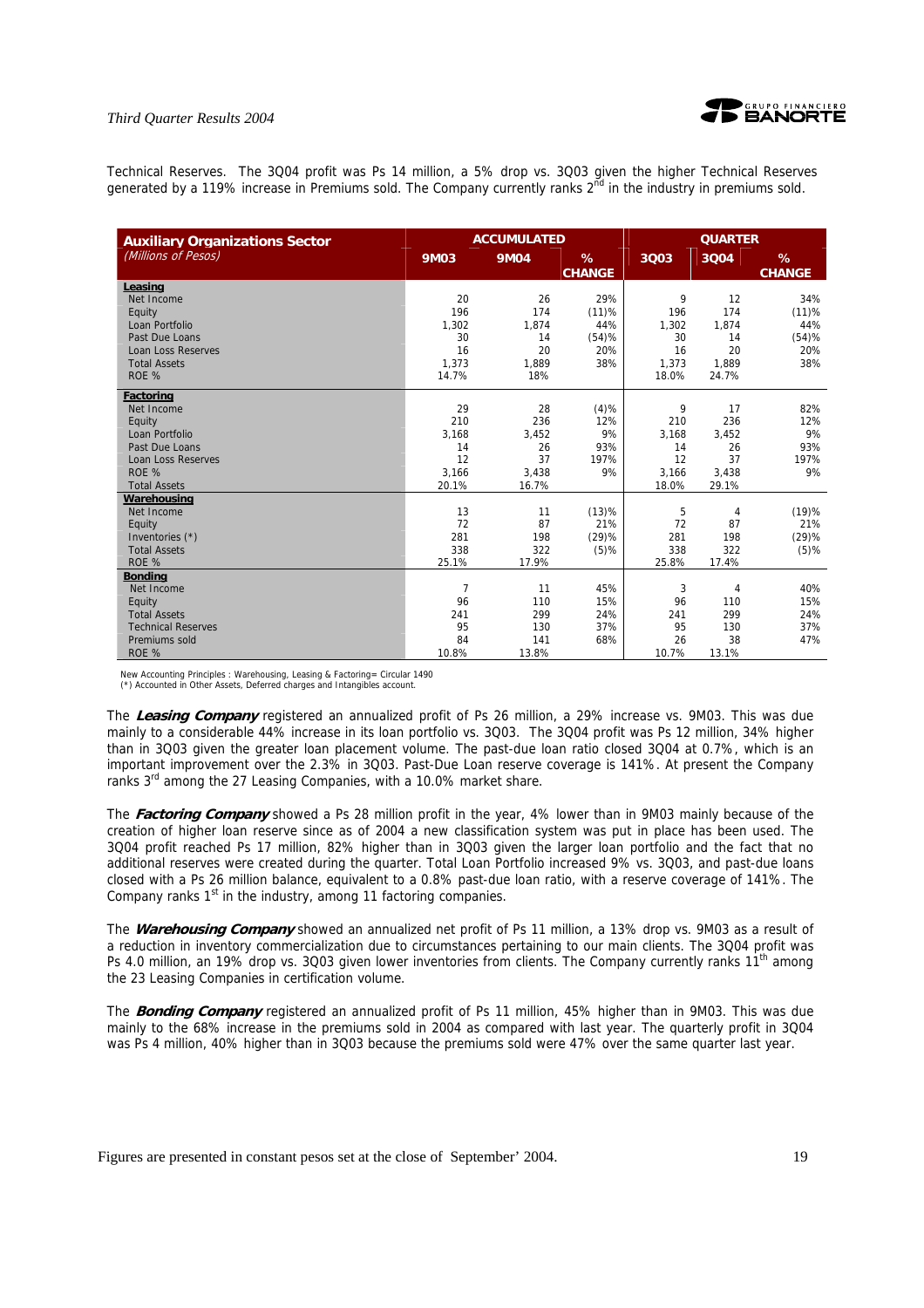Technical Reserves. The 3Q04 profit was Ps 14 million, a 5% drop vs. 3Q03 given the higher Technical Reserves generated by a 119% increase in Premiums sold. The Company currently ranks 2[nd] in the industry in premiums sold.

| **Auxiliary Organizations Sector** *(Millions of Pesos)* | **ACCUMULATED** | | | **QUARTER** | | |
|---|---|---|---|---|---|---|
| | **9M03** | **9M04** | **% CHANGE** | **3Q03** | **3Q04** | **% CHANGE** |
| **Leasing** | | | | | | |
| Net Income | 20 | 26 | 29% | 9 | 12 | 34% |
| Equity | 196 | 174 | (11)% | 196 | 174 | (11)% |
| Loan Portfolio | 1,302 | 1,874 | 44% | 1,302 | 1,874 | 44% |
| Past Due Loans | 30 | 14 | (54)% | 30 | 14 | (54)% |
| Loan Loss Reserves | 16 | 20 | 20% | 16 | 20 | 20% |
| Total Assets | 1,373 | 1,889 | 38% | 1,373 | 1,889 | 38% |
| ROE % | 14.7% | 18% | | 18.0% | 24.7% | |
| **Factoring** | | | | | | |
| Net Income | 29 | 28 | (4)% | 9 | 17 | 82% |
| Equity | 210 | 236 | 12% | 210 | 236 | 12% |
| Loan Portfolio | 3,168 | 3,452 | 9% | 3,168 | 3,452 | 9% |
| Past Due Loans | 14 | 26 | 93% | 14 | 26 | 93% |
| Loan Loss Reserves | 12 | 37 | 197% | 12 | 37 | 197% |
| ROE % | 3,166 | 3,438 | 9% | 3,166 | 3,438 | 9% |
| Total Assets | 20.1% | 16.7% | | 18.0% | 29.1% | |
| **Warehousing** | | | | | | |
| Net Income | 13 | 11 | (13)% | 5 | 4 | (19)% |
| Equity | 72 | 87 | 21% | 72 | 87 | 21% |
| Inventories (*) | 281 | 198 | (29)% | 281 | 198 | (29)% |
| Total Assets | 338 | 322 | (5)% | 338 | 322 | (5)% |
| ROE % | 25.1% | 17.9% | | 25.8% | 17.4% | |
| **Bonding** | | | | | | |
| Net Income | 7 | 11 | 45% | 3 | 4 | 40% |
| Equity | 96 | 110 | 15% | 96 | 110 | 15% |
| Total Assets | 241 | 299 | 24% | 241 | 299 | 24% |
| Technical Reserves | 95 | 130 | 37% | 95 | 130 | 37% |
| Premiums sold | 84 | 141 | 68% | 26 | 38 | 47% |
| ROE % | 10.8% | 13.8% | | 10.7% | 13.1% | |

New Accounting Principles : Warehousing, Leasing & Factoring= Circular 1490
(*) Accounted in Other Assets, Deferred charges and Intangibles account.

The ***Leasing Company*** registered an annualized profit of Ps 26 million, a 29% increase vs. 9M03. This was due mainly to a considerable 44% increase in its loan portfolio vs. 3Q03. The 3Q04 profit was Ps 12 million, 34% higher than in 3Q03 given the greater loan placement volume. The past-due loan ratio closed 3Q04 at 0.7%, which is an important improvement over the 2.3% in 3Q03. Past-Due Loan reserve coverage is 141%. At present the Company ranks 3[rd] among the 27 Leasing Companies, with a 10.0% market share.

The ***Factoring Company*** showed a Ps 28 million profit in the year, 4% lower than in 9M03 mainly because of the creation of higher loan reserve since as of 2004 a new classification system was put in place has been used. The 3Q04 profit reached Ps 17 million, 82% higher than in 3Q03 given the larger loan portfolio and the fact that no additional reserves were created during the quarter. Total Loan Portfolio increased 9% vs. 3Q03, and past-due loans closed with a Ps 26 million balance, equivalent to a 0.8% past-due loan ratio, with a reserve coverage of 141%. The Company ranks 1[st] in the industry, among 11 factoring companies.

The ***Warehousing Company*** showed an annualized net profit of Ps 11 million, a 13% drop vs. 9M03 as a result of a reduction in inventory commercialization due to circumstances pertaining to our main clients. The 3Q04 profit was Ps 4.0 million, an 19% drop vs. 3Q03 given lower inventories from clients. The Company currently ranks 11[th] among the 23 Leasing Companies in certification volume.

The ***Bonding Company*** registered an annualized profit of Ps 11 million, 45% higher than in 9M03. This was due mainly to the 68% increase in the premiums sold in 2004 as compared with last year. The quarterly profit in 3Q04 was Ps 4 million, 40% higher than in 3Q03 because the premiums sold were 47% over the same quarter last year.

Figures are presented in constant pesos set at the close of September' 2004.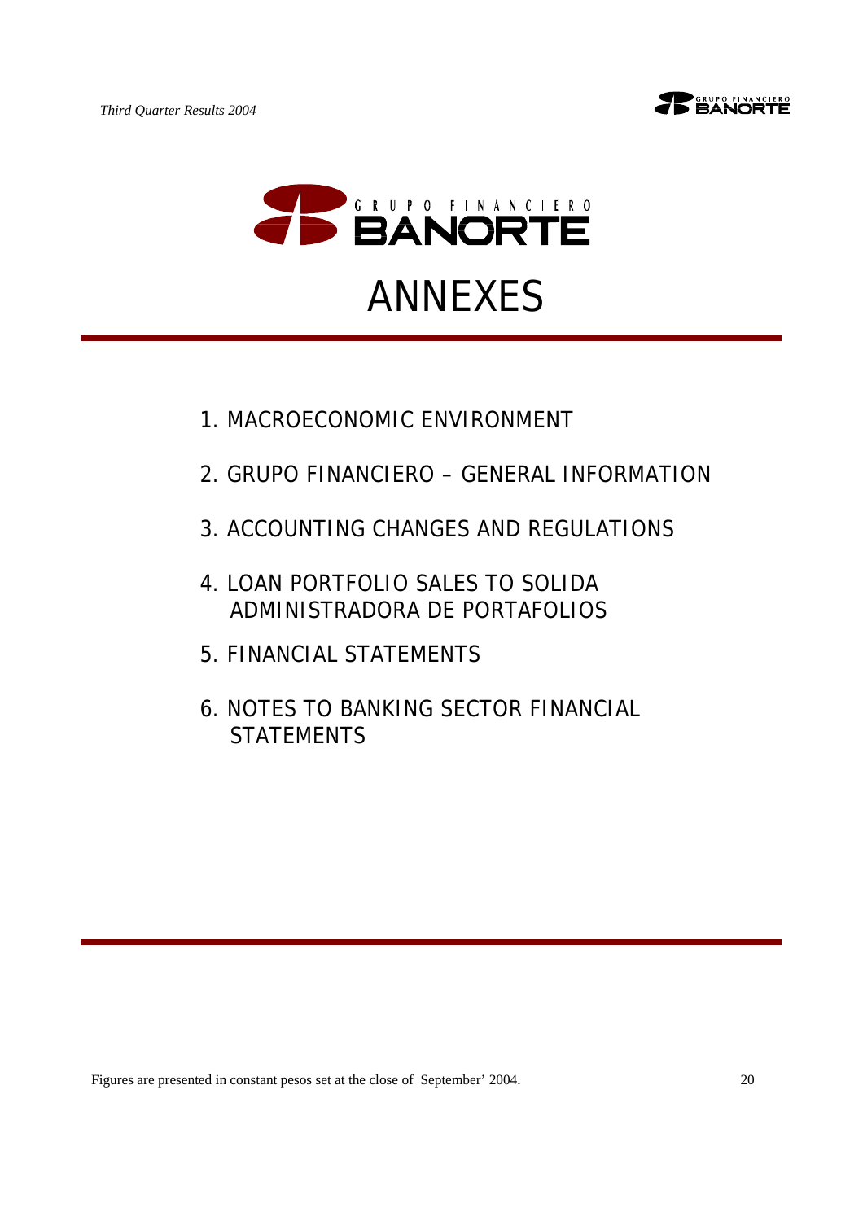# ANNEXES

1. MACROECONOMIC ENVIRONMENT
2. GRUPO FINANCIERO – GENERAL INFORMATION
3. ACCOUNTING CHANGES AND REGULATIONS
4. LOAN PORTFOLIO SALES TO SOLIDA ADMINISTRADORA DE PORTAFOLIOS
5. FINANCIAL STATEMENTS
6. NOTES TO BANKING SECTOR FINANCIAL STATEMENTS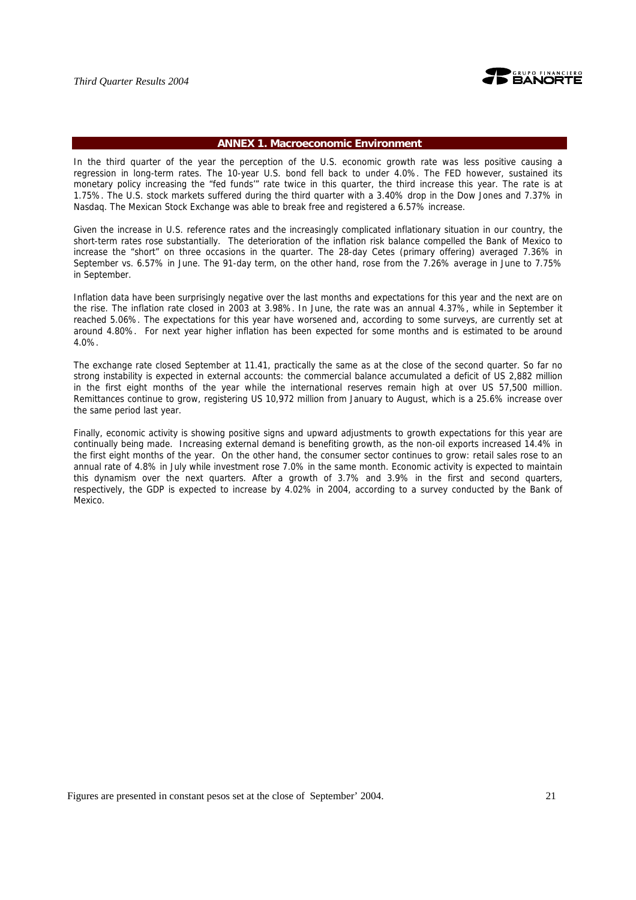## ANNEX 1. Macroeconomic Environment

In the third quarter of the year the perception of the U.S. economic growth rate was less positive causing a regression in long-term rates. The 10-year U.S. bond fell back to under 4.0%. The FED however, sustained its monetary policy increasing the "fed funds'" rate twice in this quarter, the third increase this year. The rate is at 1.75%. The U.S. stock markets suffered during the third quarter with a 3.40% drop in the Dow Jones and 7.37% in Nasdaq. The Mexican Stock Exchange was able to break free and registered a 6.57% increase.

Given the increase in U.S. reference rates and the increasingly complicated inflationary situation in our country, the short-term rates rose substantially. The deterioration of the inflation risk balance compelled the Bank of Mexico to increase the "short" on three occasions in the quarter. The 28-day Cetes (primary offering) averaged 7.36% in September vs. 6.57% in June. The 91-day term, on the other hand, rose from the 7.26% average in June to 7.75% in September.

Inflation data have been surprisingly negative over the last months and expectations for this year and the next are on the rise. The inflation rate closed in 2003 at 3.98%. In June, the rate was an annual 4.37%, while in September it reached 5.06%. The expectations for this year have worsened and, according to some surveys, are currently set at around 4.80%. For next year higher inflation has been expected for some months and is estimated to be around 4.0%.

The exchange rate closed September at 11.41, practically the same as at the close of the second quarter. So far no strong instability is expected in external accounts: the commercial balance accumulated a deficit of US 2,882 million in the first eight months of the year while the international reserves remain high at over US 57,500 million. Remittances continue to grow, registering US 10,972 million from January to August, which is a 25.6% increase over the same period last year.

Finally, economic activity is showing positive signs and upward adjustments to growth expectations for this year are continually being made. Increasing external demand is benefiting growth, as the non-oil exports increased 14.4% in the first eight months of the year. On the other hand, the consumer sector continues to grow: retail sales rose to an annual rate of 4.8% in July while investment rose 7.0% in the same month. Economic activity is expected to maintain this dynamism over the next quarters. After a growth of 3.7% and 3.9% in the first and second quarters, respectively, the GDP is expected to increase by 4.02% in 2004, according to a survey conducted by the Bank of Mexico.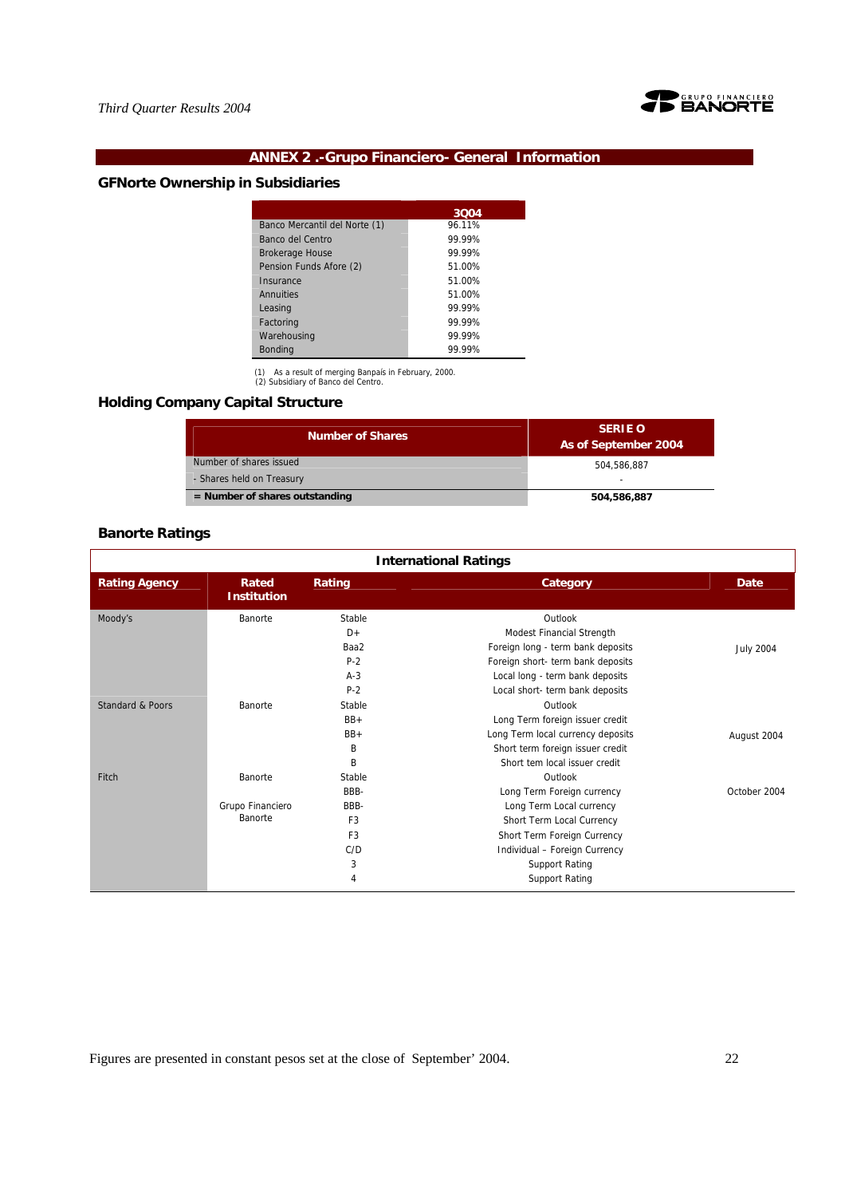## ANNEX 2 .-Grupo Financiero- General Information

### GFNorte Ownership in Subsidiaries

| | 3Q04 |
|---|---|
| Banco Mercantil del Norte (1) | 96.11% |
| Banco del Centro | 99.99% |
| Brokerage House | 99.99% |
| Pension Funds Afore (2) | 51.00% |
| Insurance | 51.00% |
| Annuities | 51.00% |
| Leasing | 99.99% |
| Factoring | 99.99% |
| Warehousing | 99.99% |
| Bonding | 99.99% |

(1) As a result of merging Banpaís in February, 2000.
(2) Subsidiary of Banco del Centro.

### Holding Company Capital Structure

| Number of Shares | SERIE O As of September 2004 |
|---|---|
| Number of shares issued | 504,586,887 |
| - Shares held on Treasury | - |
| **= Number of shares outstanding** | **504,586,887** |

### Banorte Ratings

| International Ratings | | | | |
|---|---|---|---|---|
| **Rating Agency** | **Rated Institution** | **Rating** | **Category** | **Date** |
| Moody's | Banorte | Stable | Outlook | |
| | | D+ | Modest Financial Strength | |
| | | Baa2 | Foreign long - term bank deposits | July 2004 |
| | | P-2 | Foreign short- term bank deposits | |
| | | A-3 | Local long - term bank deposits | |
| | | P-2 | Local short- term bank deposits | |
| Standard & Poors | Banorte | Stable | Outlook | |
| | | BB+ | Long Term foreign issuer credit | |
| | | BB+ | Long Term local currency deposits | August 2004 |
| | | B | Short term foreign issuer credit | |
| | | B | Short tem local issuer credit | |
| Fitch | Banorte | Stable | Outlook | |
| | | BBB- | Long Term Foreign currency | October 2004 |
| | Grupo Financiero Banorte | BBB- | Long Term Local currency | |
| | | F3 | Short Term Local Currency | |
| | | F3 | Short Term Foreign Currency | |
| | | C/D | Individual – Foreign Currency | |
| | | 3 | Support Rating | |
| | | 4 | Support Rating | |

Figures are presented in constant pesos set at the close of September' 2004.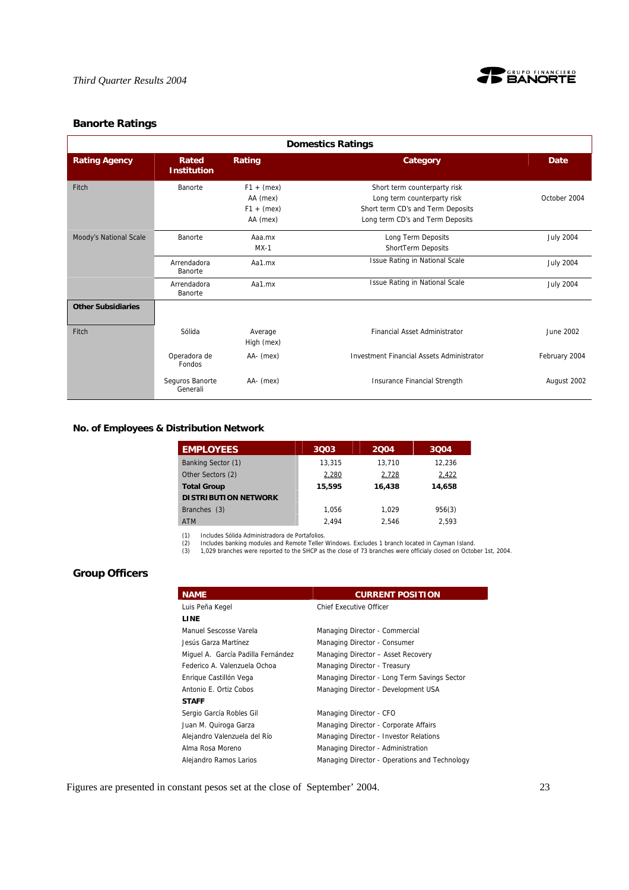## Banorte Ratings

| Domestics Ratings | | | | |
|---|---|---|---|---|
| **Rating Agency** | **Rated Institution** | **Rating** | **Category** | **Date** |
| Fitch | Banorte | F1 + (mex)<br>AA (mex)<br>F1 + (mex)<br>AA (mex) | Short term counterparty risk<br>Long term counterparty risk<br>Short term CD's and Term Deposits<br>Long term CD's and Term Deposits | October 2004 |
| Moody's National Scale | Banorte | Aaa.mx<br>MX-1 | Long Term Deposits<br>ShortTerm Deposits | July 2004 |
| | Arrendadora Banorte | Aa1.mx | Issue Rating in National Scale | July 2004 |
| | Arrendadora Banorte | Aa1.mx | Issue Rating in National Scale | July 2004 |
| **Other Subsidiaries** | | | | |
| Fitch | Sólida | Average High (mex) | Financial Asset Administrator | June 2002 |
| | Operadora de Fondos | AA- (mex) | Investment Financial Assets Administrator | February 2004 |
| | Seguros Banorte Generali | AA- (mex) | Insurance Financial Strength | August 2002 |

## No. of Employees & Distribution Network

| EMPLOYEES | 3Q03 | 2Q04 | 3Q04 |
|---|---|---|---|
| Banking Sector (1) | 13,315 | 13,710 | 12,236 |
| Other Sectors (2) | 2,280 | 2,728 | 2,422 |
| **Total Group** | **15,595** | **16,438** | **14,658** |
| **DISTRIBUTION NETWORK** | | | |
| Branches (3) | 1,056 | 1,029 | 956(3) |
| ATM | 2,494 | 2,546 | 2,593 |

(1) Includes Sólida Administradora de Portafolios.
(2) Includes banking modules and Remote Teller Windows. Excludes 1 branch located in Cayman Island.
(3) 1,029 branches were reported to the SHCP as the close of 73 branches were officialy closed on October 1st, 2004.

## Group Officers

| NAME | CURRENT POSITION |
|---|---|
| Luis Peña Kegel | Chief Executive Officer |
| **LINE** | |
| Manuel Sescosse Varela | Managing Director - Commercial |
| Jesús Garza Martínez | Managing Director - Consumer |
| Miguel A. García Padilla Fernández | Managing Director – Asset Recovery |
| Federico A. Valenzuela Ochoa | Managing Director - Treasury |
| Enrique Castillón Vega | Managing Director - Long Term Savings Sector |
| Antonio E. Ortiz Cobos | Managing Director - Development USA |
| **STAFF** | |
| Sergio García Robles Gil | Managing Director - CFO |
| Juan M. Quiroga Garza | Managing Director - Corporate Affairs |
| Alejandro Valenzuela del Río | Managing Director - Investor Relations |
| Alma Rosa Moreno | Managing Director - Administration |
| Alejandro Ramos Larios | Managing Director - Operations and Technology |

Figures are presented in constant pesos set at the close of September' 2004.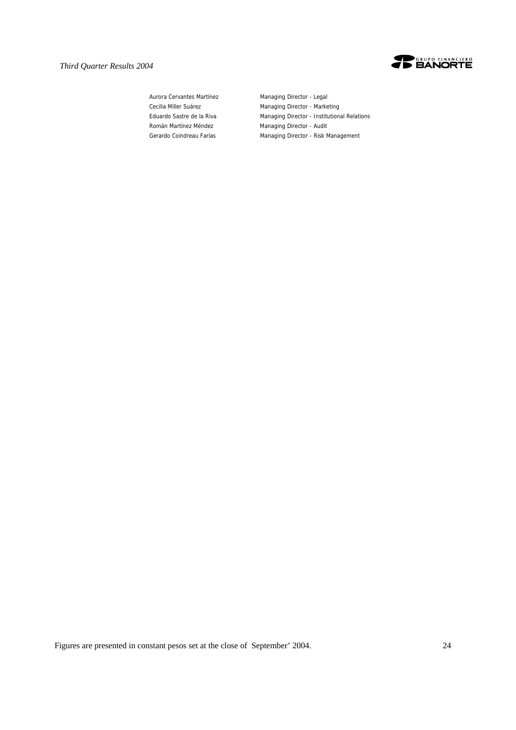| | |
|---|---|
| Aurora Cervantes Martínez | Managing Director - Legal |
| Cecilia Miller Suárez | Managing Director - Marketing |
| Eduardo Sastre de la Riva | Managing Director - Institutional Relations |
| Román Martínez Méndez | Managing Director - Audit |
| Gerardo Coindreau Farías | Managing Director - Risk Management |

Figures are presented in constant pesos set at the close of September' 2004.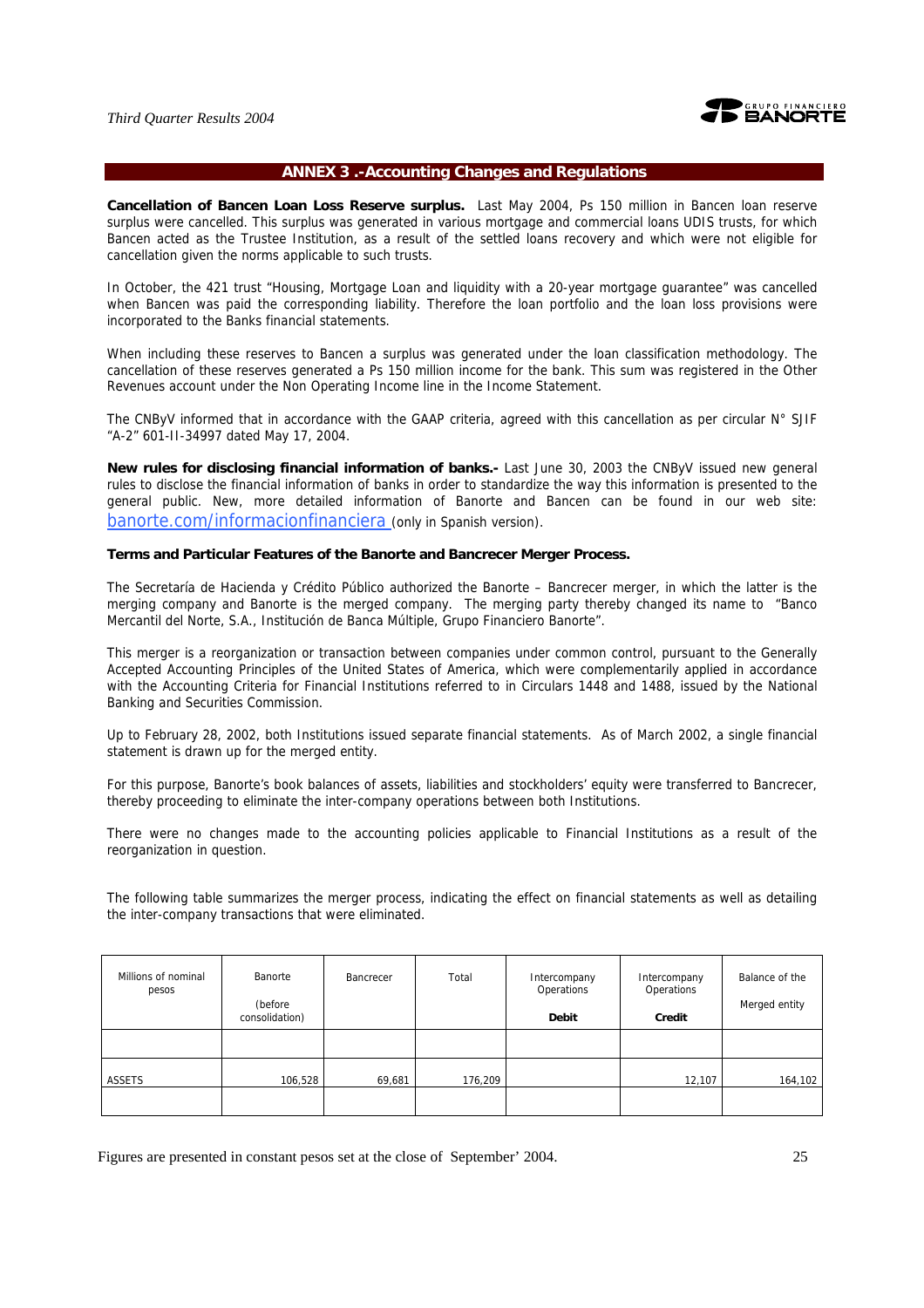## ANNEX 3 .-Accounting Changes and Regulations

**Cancellation of Bancen Loan Loss Reserve surplus.** Last May 2004, Ps 150 million in Bancen loan reserve surplus were cancelled. This surplus was generated in various mortgage and commercial loans UDIS trusts, for which Bancen acted as the Trustee Institution, as a result of the settled loans recovery and which were not eligible for cancellation given the norms applicable to such trusts.

In October, the 421 trust "Housing, Mortgage Loan and liquidity with a 20-year mortgage guarantee" was cancelled when Bancen was paid the corresponding liability. Therefore the loan portfolio and the loan loss provisions were incorporated to the Banks financial statements.

When including these reserves to Bancen a surplus was generated under the loan classification methodology. The cancellation of these reserves generated a Ps 150 million income for the bank. This sum was registered in the Other Revenues account under the Non Operating Income line in the Income Statement.

The CNByV informed that in accordance with the GAAP criteria, agreed with this cancellation as per circular N° SJIF "A-2" 601-II-34997 dated May 17, 2004.

**New rules for disclosing financial information of banks.-** Last June 30, 2003 the CNByV issued new general rules to disclose the financial information of banks in order to standardize the way this information is presented to the general public. New, more detailed information of Banorte and Bancen can be found in our web site: banorte.com/informacionfinanciera (only in Spanish version).

**Terms and Particular Features of the Banorte and Bancrecer Merger Process.**

The Secretaría de Hacienda y Crédito Público authorized the Banorte – Bancrecer merger, in which the latter is the merging company and Banorte is the merged company. The merging party thereby changed its name to "Banco Mercantil del Norte, S.A., Institución de Banca Múltiple, Grupo Financiero Banorte".

This merger is a reorganization or transaction between companies under common control, pursuant to the Generally Accepted Accounting Principles of the United States of America, which were complementarily applied in accordance with the Accounting Criteria for Financial Institutions referred to in Circulars 1448 and 1488, issued by the National Banking and Securities Commission.

Up to February 28, 2002, both Institutions issued separate financial statements. As of March 2002, a single financial statement is drawn up for the merged entity.

For this purpose, Banorte's book balances of assets, liabilities and stockholders' equity were transferred to Bancrecer, thereby proceeding to eliminate the inter-company operations between both Institutions.

There were no changes made to the accounting policies applicable to Financial Institutions as a result of the reorganization in question.

The following table summarizes the merger process, indicating the effect on financial statements as well as detailing the inter-company transactions that were eliminated.

| Millions of nominal pesos | Banorte (before consolidation) | Bancrecer | Total | Intercompany Operations **Debit** | Intercompany Operations **Credit** | Balance of the Merged entity |
|---|---|---|---|---|---|---|
| | | | | | | |
| ASSETS | 106,528 | 69,681 | 176,209 | | 12,107 | 164,102 |
| | | | | | | |

Figures are presented in constant pesos set at the close of September' 2004.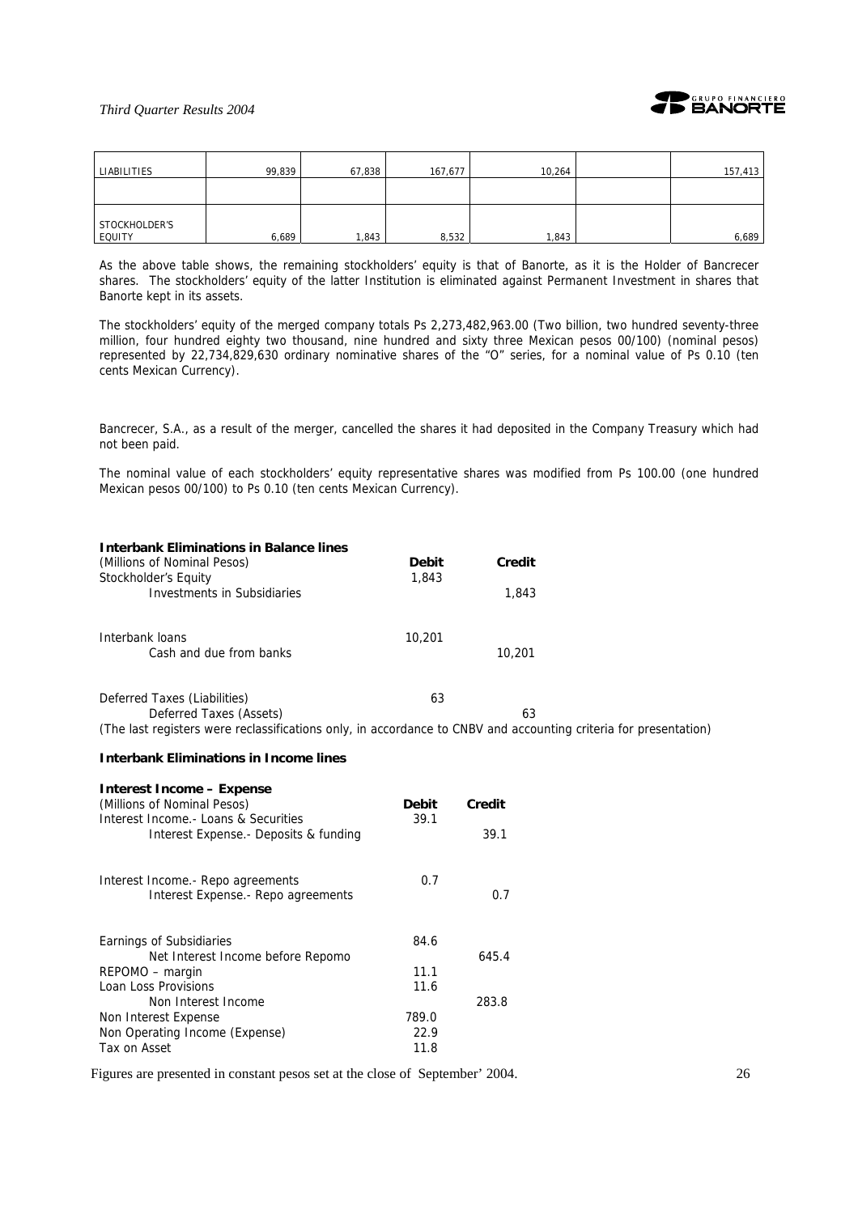| LIABILITIES | 99,839 | 67,838 | 167,677 | 10,264 | | 157,413 |
|---|---|---|---|---|---|---|
| | | | | | | |
| STOCKHOLDER'S EQUITY | 6,689 | 1,843 | 8,532 | 1,843 | | 6,689 |

As the above table shows, the remaining stockholders' equity is that of Banorte, as it is the Holder of Bancrecer shares. The stockholders' equity of the latter Institution is eliminated against Permanent Investment in shares that Banorte kept in its assets.

The stockholders' equity of the merged company totals Ps 2,273,482,963.00 (Two billion, two hundred seventy-three million, four hundred eighty two thousand, nine hundred and sixty three Mexican pesos 00/100) (nominal pesos) represented by 22,734,829,630 ordinary nominative shares of the "O" series, for a nominal value of Ps 0.10 (ten cents Mexican Currency).

Bancrecer, S.A., as a result of the merger, cancelled the shares it had deposited in the Company Treasury which had not been paid.

The nominal value of each stockholders' equity representative shares was modified from Ps 100.00 (one hundred Mexican pesos 00/100) to Ps 0.10 (ten cents Mexican Currency).

**Interbank Eliminations in Balance lines**

| (Millions of Nominal Pesos) | **Debit** | **Credit** |
|---|---|---|
| Stockholder's Equity | 1,843 | |
| Investments in Subsidiaries | | 1,843 |
| | | |
| Interbank loans | 10,201 | |
| Cash and due from banks | | 10,201 |
| | | |
| Deferred Taxes (Liabilities) | 63 | |
| Deferred Taxes (Assets) | | 63 |

(The last registers were reclassifications only, in accordance to CNBV and accounting criteria for presentation)

**Interbank Eliminations in Income lines**

**Interest Income – Expense**

| (Millions of Nominal Pesos) | **Debit** | **Credit** |
|---|---|---|
| Interest Income.- Loans & Securities | 39.1 | |
| Interest Expense.- Deposits & funding | | 39.1 |
| | | |
| Interest Income.- Repo agreements | 0.7 | |
| Interest Expense.- Repo agreements | | 0.7 |
| | | |
| Earnings of Subsidiaries | 84.6 | |
| Net Interest Income before Repomo | | 645.4 |
| REPOMO – margin | 11.1 | |
| Loan Loss Provisions | 11.6 | |
| Non Interest Income | | 283.8 |
| Non Interest Expense | 789.0 | |
| Non Operating Income (Expense) | 22.9 | |
| Tax on Asset | 11.8 | |

Figures are presented in constant pesos set at the close of September' 2004.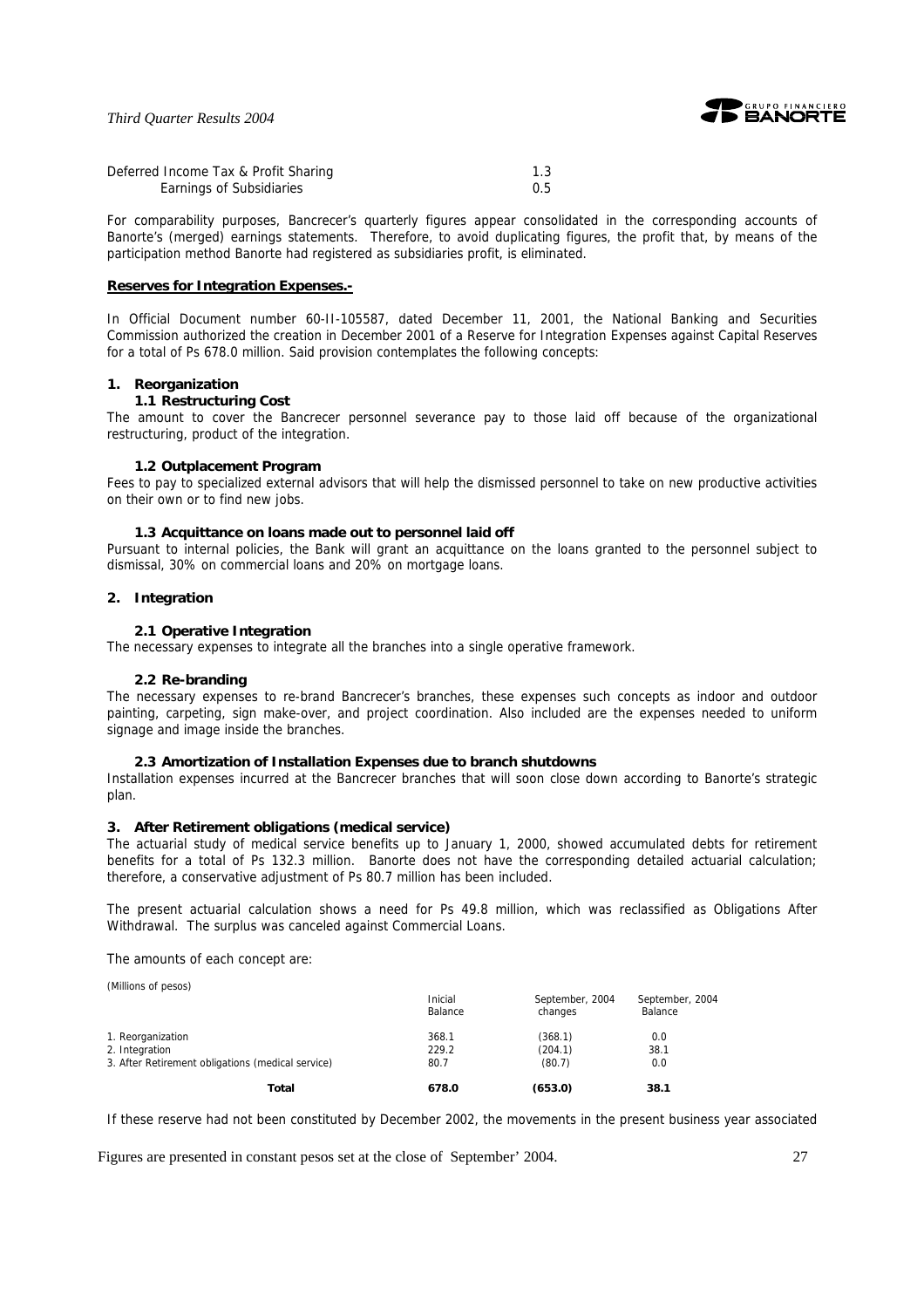| | |
|---|---|
| Deferred Income Tax & Profit Sharing | 1.3 |
| Earnings of Subsidiaries | 0.5 |

For comparability purposes, Bancrecer's quarterly figures appear consolidated in the corresponding accounts of Banorte's (merged) earnings statements. Therefore, to avoid duplicating figures, the profit that, by means of the participation method Banorte had registered as subsidiaries profit, is eliminated.

**Reserves for Integration Expenses.-**

In Official Document number 60-II-105587, dated December 11, 2001, the National Banking and Securities Commission authorized the creation in December 2001 of a Reserve for Integration Expenses against Capital Reserves for a total of Ps 678.0 million. Said provision contemplates the following concepts:

## 1. Reorganization

### 1.1 Restructuring Cost

The amount to cover the Bancrecer personnel severance pay to those laid off because of the organizational restructuring, product of the integration.

### 1.2 Outplacement Program

Fees to pay to specialized external advisors that will help the dismissed personnel to take on new productive activities on their own or to find new jobs.

### 1.3 Acquittance on loans made out to personnel laid off

Pursuant to internal policies, the Bank will grant an acquittance on the loans granted to the personnel subject to dismissal, 30% on commercial loans and 20% on mortgage loans.

## 2. Integration

### 2.1 Operative Integration

The necessary expenses to integrate all the branches into a single operative framework.

### 2.2 Re-branding

The necessary expenses to re-brand Bancrecer's branches, these expenses such concepts as indoor and outdoor painting, carpeting, sign make-over, and project coordination. Also included are the expenses needed to uniform signage and image inside the branches.

### 2.3 Amortization of Installation Expenses due to branch shutdowns

Installation expenses incurred at the Bancrecer branches that will soon close down according to Banorte's strategic plan.

## 3. After Retirement obligations (medical service)

The actuarial study of medical service benefits up to January 1, 2000, showed accumulated debts for retirement benefits for a total of Ps 132.3 million. Banorte does not have the corresponding detailed actuarial calculation; therefore, a conservative adjustment of Ps 80.7 million has been included.

The present actuarial calculation shows a need for Ps 49.8 million, which was reclassified as Obligations After Withdrawal. The surplus was canceled against Commercial Loans.

The amounts of each concept are:

(Millions of pesos)

| | Inicial Balance | September, 2004 changes | September, 2004 Balance |
|---|---|---|---|
| 1. Reorganization | 368.1 | (368.1) | 0.0 |
| 2. Integration | 229.2 | (204.1) | 38.1 |
| 3. After Retirement obligations (medical service) | 80.7 | (80.7) | 0.0 |
| **Total** | **678.0** | **(653.0)** | **38.1** |

If these reserve had not been constituted by December 2002, the movements in the present business year associated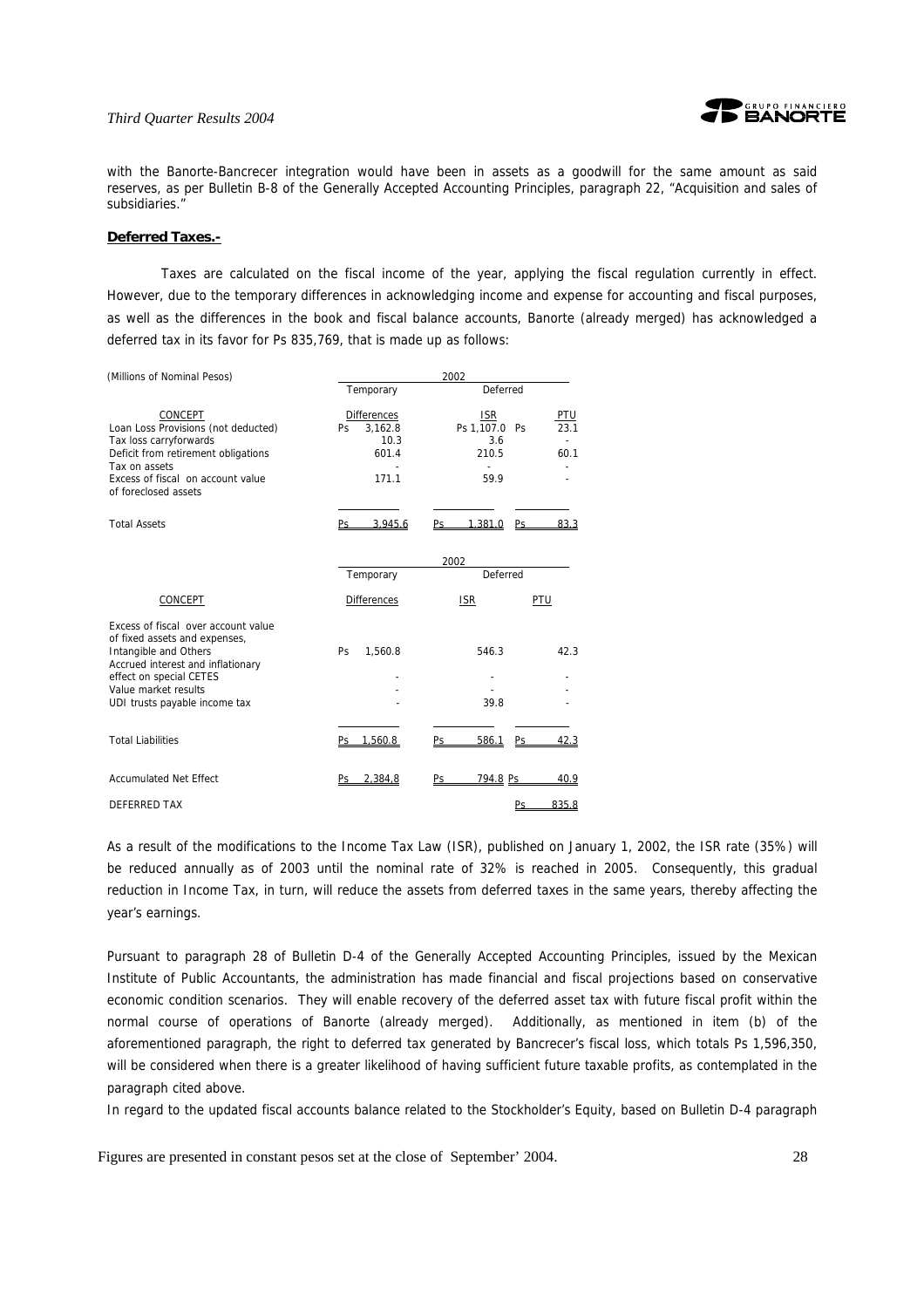with the Banorte-Bancrecer integration would have been in assets as a goodwill for the same amount as said reserves, as per Bulletin B-8 of the Generally Accepted Accounting Principles, paragraph 22, "Acquisition and sales of subsidiaries."

**Deferred Taxes.-**

Taxes are calculated on the fiscal income of the year, applying the fiscal regulation currently in effect. However, due to the temporary differences in acknowledging income and expense for accounting and fiscal purposes, as well as the differences in the book and fiscal balance accounts, Banorte (already merged) has acknowledged a deferred tax in its favor for Ps 835,769, that is made up as follows:

| (Millions of Nominal Pesos) | 2002 | | |
|---|---|---|---|
| | Temporary | Deferred | |
| CONCEPT | Differences | ISR | PTU |
| Loan Loss Provisions (not deducted) | Ps 3,162.8 | Ps 1,107.0 | Ps 23.1 |
| Tax loss carryforwards | 10.3 | 3.6 | - |
| Deficit from retirement obligations | 601.4 | 210.5 | 60.1 |
| Tax on assets | - | - | - |
| Excess of fiscal on account value of foreclosed assets | 171.1 | 59.9 | - |
| Total Assets | Ps 3,945.6 | Ps 1,381.0 | Ps 83.3 |

| | 2002 | | |
|---|---|---|---|
| | Temporary | Deferred | |
| CONCEPT | Differences | ISR | PTU |
| Excess of fiscal over account value of fixed assets and expenses, Intangible and Others | Ps 1,560.8 | 546.3 | 42.3 |
| Accrued interest and inflationary effect on special CETES | - | - | - |
| Value market results | - | - | - |
| UDI trusts payable income tax | - | 39.8 | - |
| Total Liabilities | Ps 1,560.8 | Ps 586.1 | Ps 42.3 |
| Accumulated Net Effect | Ps 2,384.8 | Ps 794.8 | Ps 40.9 |
| DEFERRED TAX | | | Ps 835.8 |

As a result of the modifications to the Income Tax Law (ISR), published on January 1, 2002, the ISR rate (35%) will be reduced annually as of 2003 until the nominal rate of 32% is reached in 2005. Consequently, this gradual reduction in Income Tax, in turn, will reduce the assets from deferred taxes in the same years, thereby affecting the year's earnings.

Pursuant to paragraph 28 of Bulletin D-4 of the Generally Accepted Accounting Principles, issued by the Mexican Institute of Public Accountants, the administration has made financial and fiscal projections based on conservative economic condition scenarios. They will enable recovery of the deferred asset tax with future fiscal profit within the normal course of operations of Banorte (already merged). Additionally, as mentioned in item (b) of the aforementioned paragraph, the right to deferred tax generated by Bancrecer's fiscal loss, which totals Ps 1,596,350, will be considered when there is a greater likelihood of having sufficient future taxable profits, as contemplated in the paragraph cited above.

In regard to the updated fiscal accounts balance related to the Stockholder's Equity, based on Bulletin D-4 paragraph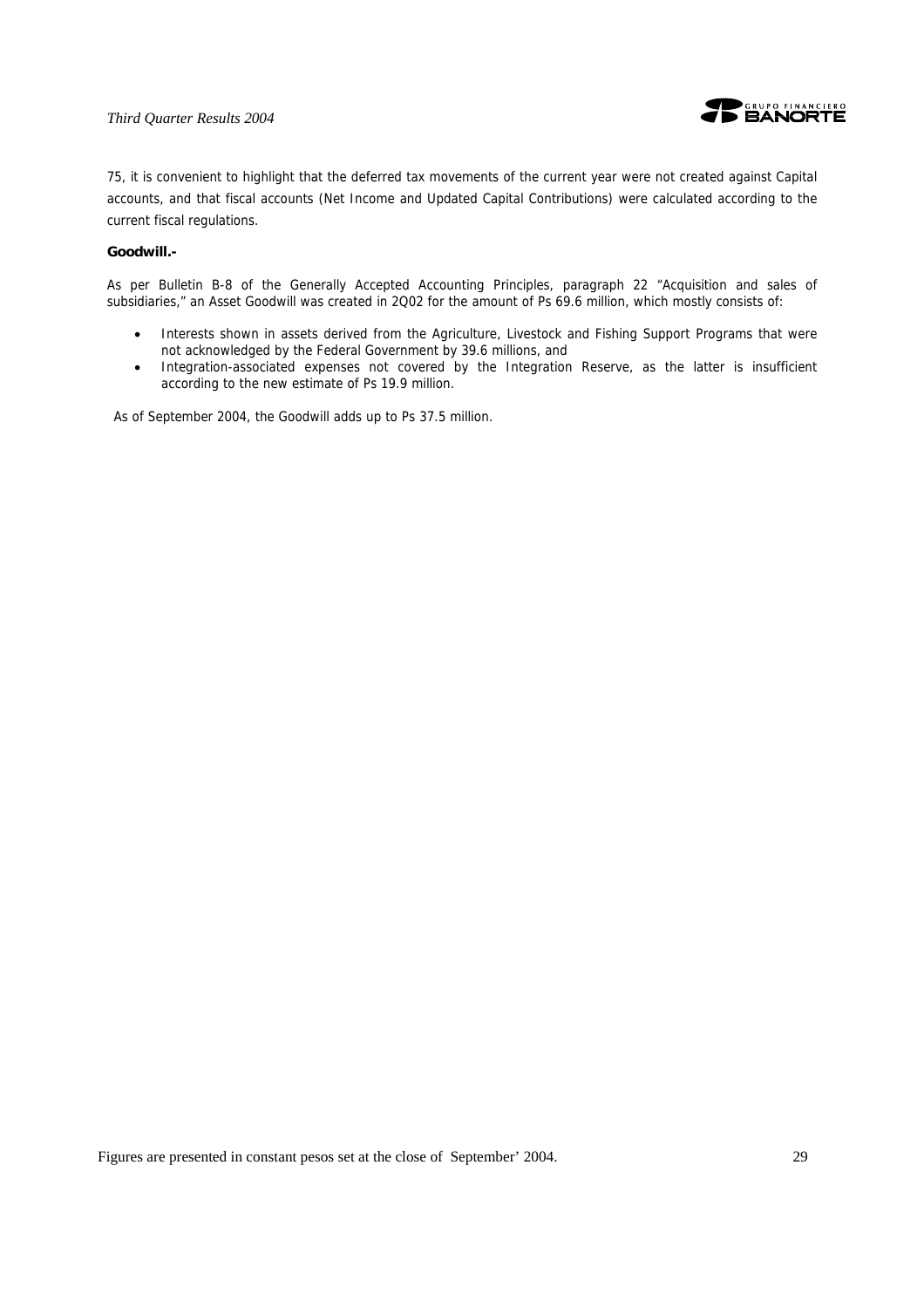75, it is convenient to highlight that the deferred tax movements of the current year were not created against Capital accounts, and that fiscal accounts (Net Income and Updated Capital Contributions) were calculated according to the current fiscal regulations.

**Goodwill.-**

As per Bulletin B-8 of the Generally Accepted Accounting Principles, paragraph 22 "Acquisition and sales of subsidiaries," an Asset Goodwill was created in 2Q02 for the amount of Ps 69.6 million, which mostly consists of:

- Interests shown in assets derived from the Agriculture, Livestock and Fishing Support Programs that were not acknowledged by the Federal Government by 39.6 millions, and
- Integration-associated expenses not covered by the Integration Reserve, as the latter is insufficient according to the new estimate of Ps 19.9 million.

As of September 2004, the Goodwill adds up to Ps 37.5 million.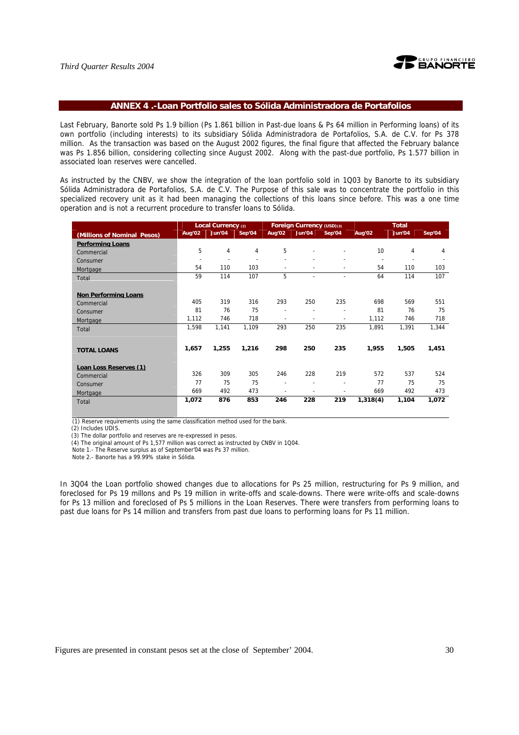## ANNEX 4 .-Loan Portfolio sales to Sólida Administradora de Portafolios

Last February, Banorte sold Ps 1.9 billion (Ps 1.861 billion in Past-due loans & Ps 64 million in Performing loans) of its own portfolio (including interests) to its subsidiary Sólida Administradora de Portafolios, S.A. de C.V. for Ps 378 million. As the transaction was based on the August 2002 figures, the final figure that affected the February balance was Ps 1.856 billion, considering collecting since August 2002. Along with the past-due portfolio, Ps 1.577 billion in associated loan reserves were cancelled.

As instructed by the CNBV, we show the integration of the loan portfolio sold in 1Q03 by Banorte to its subsidiary Sólida Administradora de Portafolios, S.A. de C.V. The Purpose of this sale was to concentrate the portfolio in this specialized recovery unit as it had been managing the collections of this loans since before. This was a one time operation and is not a recurrent procedure to transfer loans to Sólida.

| (Millions of Nominal Pesos) | Local Currency (2) | | | Foreign Currency (USD)(3) | | | Total | | |
|---|---|---|---|---|---|---|---|---|---|
| | Aug'02 | Jun'04 | Sep'04 | Aug'02 | Jun'04 | Sep'04 | Aug'02 | Jun'04 | Sep'04 |
| **Performing Loans** | | | | | | | | | |
| Commercial | 5 | 4 | 4 | 5 | - | - | 10 | 4 | 4 |
| Consumer | - | - | - | - | - | - | - | - | - |
| Mortgage | 54 | 110 | 103 | - | - | - | 54 | 110 | 103 |
| Total | 59 | 114 | 107 | 5 | - | - | 64 | 114 | 107 |
| **Non Performing Loans** | | | | | | | | | |
| Commercial | 405 | 319 | 316 | 293 | 250 | 235 | 698 | 569 | 551 |
| Consumer | 81 | 76 | 75 | - | - | - | 81 | 76 | 75 |
| Mortgage | 1,112 | 746 | 718 | - | - | - | 1,112 | 746 | 718 |
| Total | 1,598 | 1,141 | 1,109 | 293 | 250 | 235 | 1,891 | 1,391 | 1,344 |
| **TOTAL LOANS** | **1,657** | **1,255** | **1,216** | **298** | **250** | **235** | **1,955** | **1,505** | **1,451** |
| **Loan Loss Reserves (1)** | | | | | | | | | |
| Commercial | 326 | 309 | 305 | 246 | 228 | 219 | 572 | 537 | 524 |
| Consumer | 77 | 75 | 75 | - | - | - | 77 | 75 | 75 |
| Mortgage | 669 | 492 | 473 | - | - | - | 669 | 492 | 473 |
| Total | **1,072** | **876** | **853** | **246** | **228** | **219** | **1,318(4)** | **1,104** | **1,072** |

(1) Reserve requirements using the same classification method used for the bank.
(2) Includes UDIS.
(3) The dollar portfolio and reserves are re-expressed in pesos.
(4) The original amount of Ps 1,577 million was correct as instructed by CNBV in 1Q04.
Note 1.- The Reserve surplus as of September'04 was Ps 37 million.
Note 2.- Banorte has a 99.99% stake in Sólida.

In 3Q04 the Loan portfolio showed changes due to allocations for Ps 25 million, restructuring for Ps 9 million, and foreclosed for Ps 19 millons and Ps 19 million in write-offs and scale-downs. There were write-offs and scale-downs for Ps 13 million and foreclosed of Ps 5 millions in the Loan Reserves. There were transfers from performing loans to past due loans for Ps 14 million and transfers from past due loans to performing loans for Ps 11 million.

Figures are presented in constant pesos set at the close of September' 2004.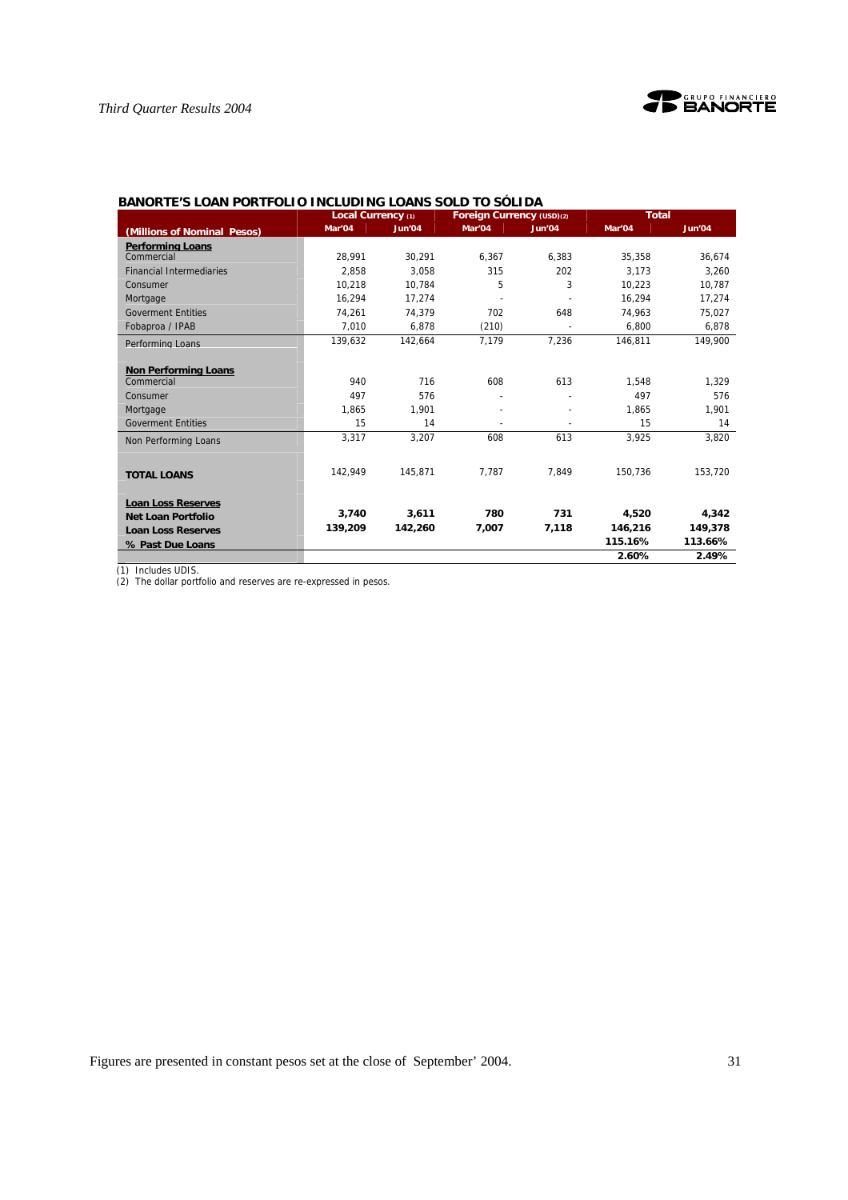## BANORTE'S LOAN PORTFOLIO INCLUDING LOANS SOLD TO SÓLIDA

| | Local Currency (1) | | Foreign Currency (USD)(2) | | Total | |
|---|---|---|---|---|---|---|
| **(Millions of Nominal Pesos)** | **Mar'04** | **Jun'04** | **Mar'04** | **Jun'04** | **Mar'04** | **Jun'04** |
| **Performing Loans** | | | | | | |
| Commercial | 28,991 | 30,291 | 6,367 | 6,383 | 35,358 | 36,674 |
| Financial Intermediaries | 2,858 | 3,058 | 315 | 202 | 3,173 | 3,260 |
| Consumer | 10,218 | 10,784 | 5 | 3 | 10,223 | 10,787 |
| Mortgage | 16,294 | 17,274 | - | - | 16,294 | 17,274 |
| Goverment Entities | 74,261 | 74,379 | 702 | 648 | 74,963 | 75,027 |
| Fobaproa / IPAB | 7,010 | 6,878 | (210) | - | 6,800 | 6,878 |
| Performing Loans | 139,632 | 142,664 | 7,179 | 7,236 | 146,811 | 149,900 |
| **Non Performing Loans** | | | | | | |
| Commercial | 940 | 716 | 608 | 613 | 1,548 | 1,329 |
| Consumer | 497 | 576 | - | - | 497 | 576 |
| Mortgage | 1,865 | 1,901 | - | - | 1,865 | 1,901 |
| Goverment Entities | 15 | 14 | - | - | 15 | 14 |
| Non Performing Loans | 3,317 | 3,207 | 608 | 613 | 3,925 | 3,820 |
| **TOTAL LOANS** | 142,949 | 145,871 | 7,787 | 7,849 | 150,736 | 153,720 |
| **Loan Loss Reserves** | **3,740** | **3,611** | **780** | **731** | **4,520** | **4,342** |
| **Net Loan Portfolio** | **139,209** | **142,260** | **7,007** | **7,118** | **146,216** | **149,378** |
| **Loan Loss Reserves** | | | | | **115.16%** | **113.66%** |
| **% Past Due Loans** | | | | | **2.60%** | **2.49%** |

(1) Includes UDIS.
(2) The dollar portfolio and reserves are re-expressed in pesos.

Figures are presented in constant pesos set at the close of September' 2004.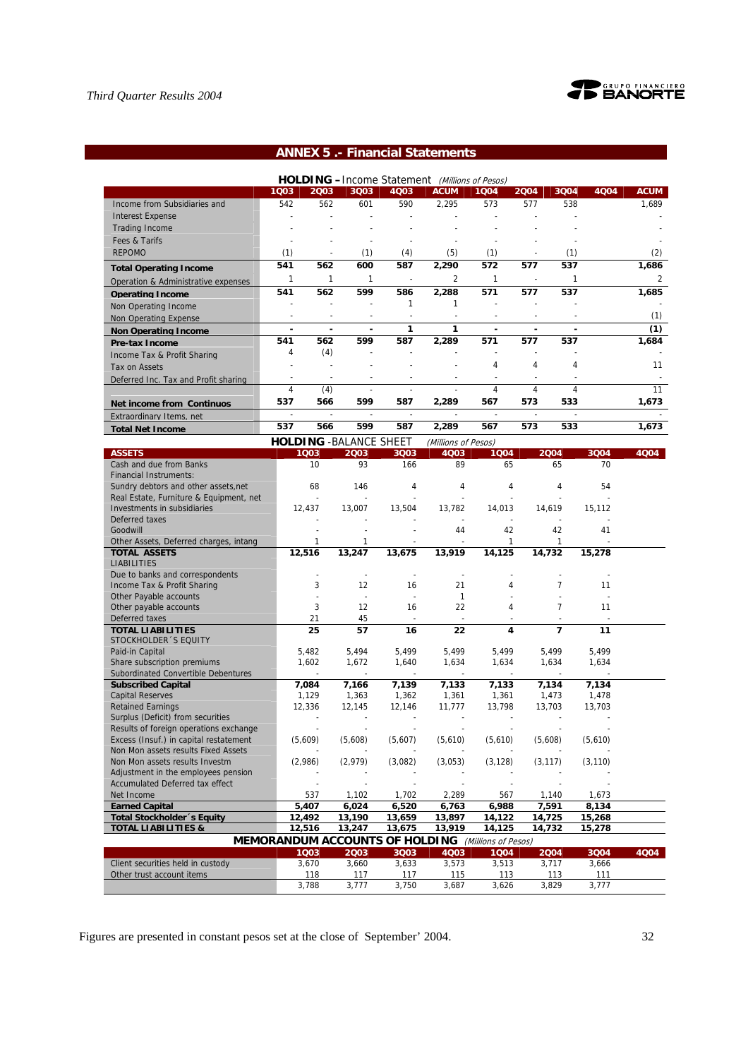## ANNEX 5 .- Financial Statements

**HOLDING – Income Statement** *(Millions of Pesos)*

| | 1Q03 | 2Q03 | 3Q03 | 4Q03 | ACUM | 1Q04 | 2Q04 | 3Q04 | 4Q04 | ACUM |
|---|---|---|---|---|---|---|---|---|---|---|
| Income from Subsidiaries and | 542 | 562 | 601 | 590 | 2,295 | 573 | 577 | 538 | | 1,689 |
| Interest Expense | - | - | - | - | - | - | - | - | | - |
| Trading Income | - | - | - | - | - | - | - | - | | - |
| Fees & Tarifs | - | - | - | - | - | - | - | - | | - |
| REPOMO | (1) | - | (1) | (4) | (5) | (1) | - | (1) | | (2) |
| **Total Operating Income** | **541** | **562** | **600** | **587** | **2,290** | **572** | **577** | **537** | | **1,686** |
| Operation & Administrative expenses | 1 | 1 | 1 | - | 2 | 1 | - | 1 | | 2 |
| **Operating Income** | **541** | **562** | **599** | **586** | **2,288** | **571** | **577** | **537** | | **1,685** |
| Non Operating Income | - | - | - | 1 | 1 | - | - | - | | - |
| Non Operating Expense | - | - | - | - | - | - | - | - | | (1) |
| **Non Operating Income** | **-** | **-** | **-** | **1** | **1** | **-** | **-** | **-** | | **(1)** |
| **Pre-tax Income** | **541** | **562** | **599** | **587** | **2,289** | **571** | **577** | **537** | | **1,684** |
| Income Tax & Profit Sharing | 4 | (4) | - | - | - | - | - | - | | - |
| Tax on Assets | - | - | - | - | - | 4 | 4 | 4 | | 11 |
| Deferred Inc. Tax and Profit sharing | - | - | - | - | - | - | - | - | | - |
| | 4 | (4) | - | - | - | 4 | 4 | 4 | | 11 |
| **Net income from Continuos** | **537** | **566** | **599** | **587** | **2,289** | **567** | **573** | **533** | | **1,673** |
| Extraordinary Items, net | - | - | - | - | - | - | - | - | | - |
| **Total Net Income** | **537** | **566** | **599** | **587** | **2,289** | **567** | **573** | **533** | | **1,673** |

**HOLDING - BALANCE SHEET** *(Millions of Pesos)*

| ASSETS | 1Q03 | 2Q03 | 3Q03 | 4Q03 | 1Q04 | 2Q04 | 3Q04 | 4Q04 |
|---|---|---|---|---|---|---|---|---|
| Cash and due from Banks | 10 | 93 | 166 | 89 | 65 | 65 | 70 | |
| Financial Instruments: | | | | | | | | |
| Sundry debtors and other assets,net | 68 | 146 | 4 | 4 | 4 | 4 | 54 | |
| Real Estate, Furniture & Equipment, net | - | - | - | - | - | - | - | |
| Investments in subsidiaries | 12,437 | 13,007 | 13,504 | 13,782 | 14,013 | 14,619 | 15,112 | |
| Deferred taxes | - | - | - | - | - | - | - | |
| Goodwill | - | - | - | 44 | 42 | 42 | 41 | |
| Other Assets, Deferred charges, intang | 1 | 1 | - | - | 1 | 1 | - | |
| **TOTAL ASSETS** | **12,516** | **13,247** | **13,675** | **13,919** | **14,125** | **14,732** | **15,278** | |
| LIABILITIES | | | | | | | | |
| Due to banks and correspondents | - | - | - | - | - | - | - | |
| Income Tax & Profit Sharing | 3 | 12 | 16 | 21 | 4 | 7 | 11 | |
| Other Payable accounts | - | - | - | 1 | - | - | - | |
| Other payable accounts | 3 | 12 | 16 | 22 | 4 | 7 | 11 | |
| Deferred taxes | 21 | 45 | - | - | - | - | - | |
| **TOTAL LIABILITIES** | **25** | **57** | **16** | **22** | **4** | **7** | **11** | |
| STOCKHOLDER´S EQUITY | | | | | | | | |
| Paid-in Capital | 5,482 | 5,494 | 5,499 | 5,499 | 5,499 | 5,499 | 5,499 | |
| Share subscription premiums | 1,602 | 1,672 | 1,640 | 1,634 | 1,634 | 1,634 | 1,634 | |
| Subordinated Convertible Debentures | - | - | - | - | - | - | - | |
| **Subscribed Capital** | **7,084** | **7,166** | **7,139** | **7,133** | **7,133** | **7,134** | **7,134** | |
| Capital Reserves | 1,129 | 1,363 | 1,362 | 1,361 | 1,361 | 1,473 | 1,478 | |
| Retained Earnings | 12,336 | 12,145 | 12,146 | 11,777 | 13,798 | 13,703 | 13,703 | |
| Surplus (Deficit) from securities | - | - | - | - | - | - | - | |
| Results of foreign operations exchange | - | - | - | - | - | - | - | |
| Excess (Insuf.) in capital restatement | (5,609) | (5,608) | (5,607) | (5,610) | (5,610) | (5,608) | (5,610) | |
| Non Mon assets results Fixed Assets | - | - | - | - | - | - | - | |
| Non Mon assets results Investm | (2,986) | (2,979) | (3,082) | (3,053) | (3,128) | (3,117) | (3,110) | |
| Adjustment in the employees pension | - | - | - | - | - | - | - | |
| Accumulated Deferred tax effect | - | - | - | - | - | - | - | |
| Net Income | 537 | 1,102 | 1,702 | 2,289 | 567 | 1,140 | 1,673 | |
| **Earned Capital** | **5,407** | **6,024** | **6,520** | **6,763** | **6,988** | **7,591** | **8,134** | |
| **Total Stockholder´s Equity** | **12,492** | **13,190** | **13,659** | **13,897** | **14,122** | **14,725** | **15,268** | |
| **TOTAL LIABILITIES &** | **12,516** | **13,247** | **13,675** | **13,919** | **14,125** | **14,732** | **15,278** | |

**MEMORANDUM ACCOUNTS OF HOLDING** *(Millions of Pesos)*

| | 1Q03 | 2Q03 | 3Q03 | 4Q03 | 1Q04 | 2Q04 | 3Q04 | 4Q04 |
|---|---|---|---|---|---|---|---|---|
| Client securities held in custody | 3,670 | 3,660 | 3,633 | 3,573 | 3,513 | 3,717 | 3,666 | |
| Other trust account items | 118 | 117 | 117 | 115 | 113 | 113 | 111 | |
| | 3,788 | 3,777 | 3,750 | 3,687 | 3,626 | 3,829 | 3,777 | |

Figures are presented in constant pesos set at the close of September' 2004.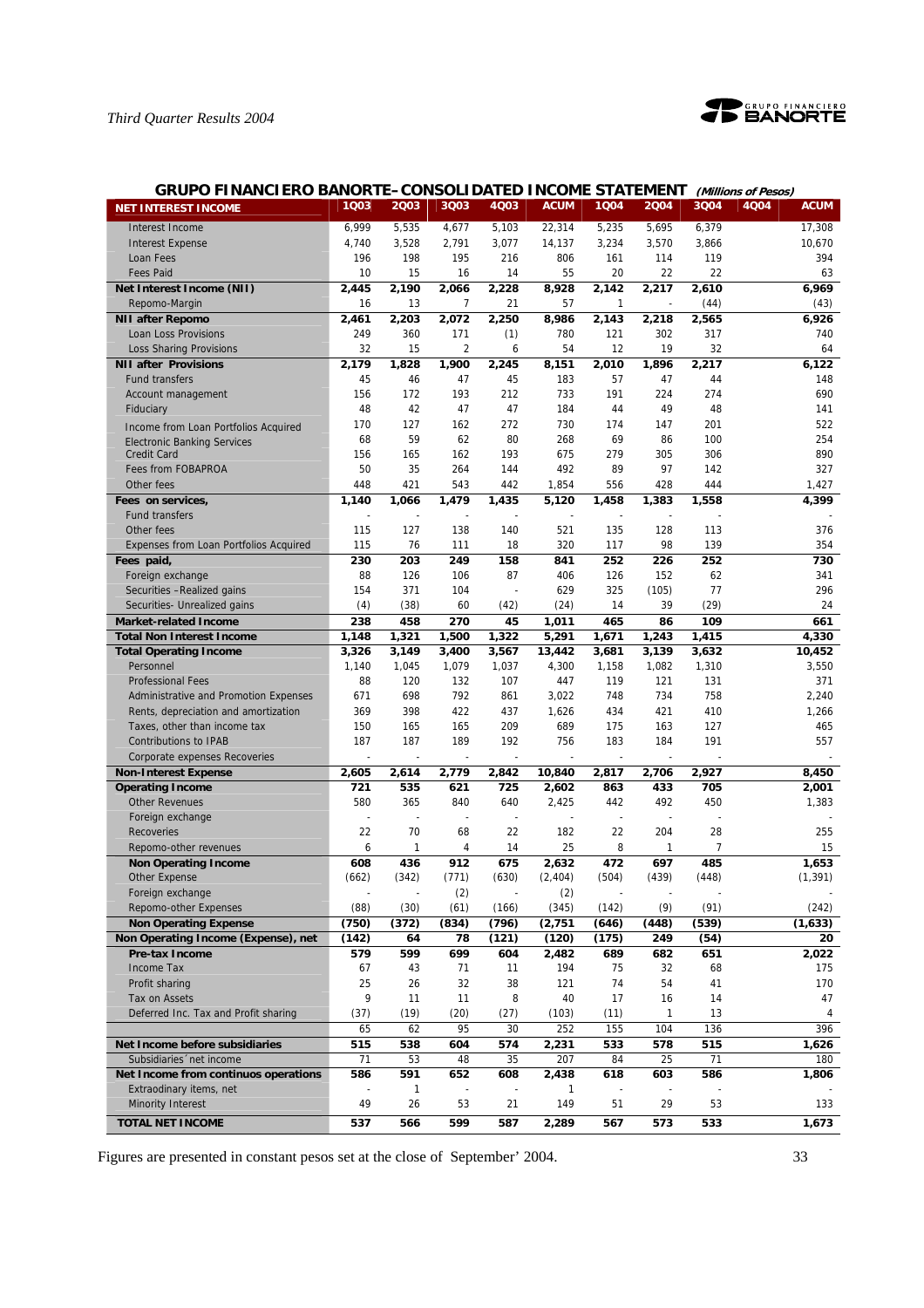## GRUPO FINANCIERO BANORTE– CONSOLIDATED INCOME STATEMENT *(Millions of Pesos)*

| NET INTEREST INCOME | 1Q03 | 2Q03 | 3Q03 | 4Q03 | ACUM | 1Q04 | 2Q04 | 3Q04 | 4Q04 | ACUM |
|---|---|---|---|---|---|---|---|---|---|---|
| Interest Income | 6,999 | 5,535 | 4,677 | 5,103 | 22,314 | 5,235 | 5,695 | 6,379 | | 17,308 |
| Interest Expense | 4,740 | 3,528 | 2,791 | 3,077 | 14,137 | 3,234 | 3,570 | 3,866 | | 10,670 |
| Loan Fees | 196 | 198 | 195 | 216 | 806 | 161 | 114 | 119 | | 394 |
| Fees Paid | 10 | 15 | 16 | 14 | 55 | 20 | 22 | 22 | | 63 |
| **Net Interest Income (NII)** | **2,445** | **2,190** | **2,066** | **2,228** | **8,928** | **2,142** | **2,217** | **2,610** | | **6,969** |
| Repomo-Margin | 16 | 13 | 7 | 21 | 57 | 1 | - | (44) | | (43) |
| **NII after Repomo** | **2,461** | **2,203** | **2,072** | **2,250** | **8,986** | **2,143** | **2,218** | **2,565** | | **6,926** |
| Loan Loss Provisions | 249 | 360 | 171 | (1) | 780 | 121 | 302 | 317 | | 740 |
| Loss Sharing Provisions | 32 | 15 | 2 | 6 | 54 | 12 | 19 | 32 | | 64 |
| **NII after Provisions** | **2,179** | **1,828** | **1,900** | **2,245** | **8,151** | **2,010** | **1,896** | **2,217** | | **6,122** |
| Fund transfers | 45 | 46 | 47 | 45 | 183 | 57 | 47 | 44 | | 148 |
| Account management | 156 | 172 | 193 | 212 | 733 | 191 | 224 | 274 | | 690 |
| Fiduciary | 48 | 42 | 47 | 47 | 184 | 44 | 49 | 48 | | 141 |
| Income from Loan Portfolios Acquired | 170 | 127 | 162 | 272 | 730 | 174 | 147 | 201 | | 522 |
| Electronic Banking Services | 68 | 59 | 62 | 80 | 268 | 69 | 86 | 100 | | 254 |
| Credit Card | 156 | 165 | 162 | 193 | 675 | 279 | 305 | 306 | | 890 |
| Fees from FOBAPROA | 50 | 35 | 264 | 144 | 492 | 89 | 97 | 142 | | 327 |
| Other fees | 448 | 421 | 543 | 442 | 1,854 | 556 | 428 | 444 | | 1,427 |
| **Fees on services,** | **1,140** | **1,066** | **1,479** | **1,435** | **5,120** | **1,458** | **1,383** | **1,558** | | **4,399** |
| Fund transfers | - | - | - | - | - | - | - | - | | - |
| Other fees | 115 | 127 | 138 | 140 | 521 | 135 | 128 | 113 | | 376 |
| Expenses from Loan Portfolios Acquired | 115 | 76 | 111 | 18 | 320 | 117 | 98 | 139 | | 354 |
| **Fees paid,** | **230** | **203** | **249** | **158** | **841** | **252** | **226** | **252** | | **730** |
| Foreign exchange | 88 | 126 | 106 | 87 | 406 | 126 | 152 | 62 | | 341 |
| Securities -Realized gains | 154 | 371 | 104 | - | 629 | 325 | (105) | 77 | | 296 |
| Securities- Unrealized gains | (4) | (38) | 60 | (42) | (24) | 14 | 39 | (29) | | 24 |
| **Market-related Income** | **238** | **458** | **270** | **45** | **1,011** | **465** | **86** | **109** | | **661** |
| **Total Non Interest Income** | **1,148** | **1,321** | **1,500** | **1,322** | **5,291** | **1,671** | **1,243** | **1,415** | | **4,330** |
| **Total Operating Income** | **3,326** | **3,149** | **3,400** | **3,567** | **13,442** | **3,681** | **3,139** | **3,632** | | **10,452** |
| Personnel | 1,140 | 1,045 | 1,079 | 1,037 | 4,300 | 1,158 | 1,082 | 1,310 | | 3,550 |
| Professional Fees | 88 | 120 | 132 | 107 | 447 | 119 | 121 | 131 | | 371 |
| Administrative and Promotion Expenses | 671 | 698 | 792 | 861 | 3,022 | 748 | 734 | 758 | | 2,240 |
| Rents, depreciation and amortization | 369 | 398 | 422 | 437 | 1,626 | 434 | 421 | 410 | | 1,266 |
| Taxes, other than income tax | 150 | 165 | 165 | 209 | 689 | 175 | 163 | 127 | | 465 |
| Contributions to IPAB | 187 | 187 | 189 | 192 | 756 | 183 | 184 | 191 | | 557 |
| Corporate expenses Recoveries | - | - | - | - | - | - | - | - | | - |
| **Non-Interest Expense** | **2,605** | **2,614** | **2,779** | **2,842** | **10,840** | **2,817** | **2,706** | **2,927** | | **8,450** |
| **Operating Income** | **721** | **535** | **621** | **725** | **2,602** | **863** | **433** | **705** | | **2,001** |
| Other Revenues | 580 | 365 | 840 | 640 | 2,425 | 442 | 492 | 450 | | 1,383 |
| Foreign exchange | - | - | - | - | - | - | - | - | | - |
| Recoveries | 22 | 70 | 68 | 22 | 182 | 22 | 204 | 28 | | 255 |
| Repomo-other revenues | 6 | 1 | 4 | 14 | 25 | 8 | 1 | 7 | | 15 |
| **Non Operating Income** | **608** | **436** | **912** | **675** | **2,632** | **472** | **697** | **485** | | **1,653** |
| Other Expense | (662) | (342) | (771) | (630) | (2,404) | (504) | (439) | (448) | | (1,391) |
| Foreign exchange | - | - | (2) | - | (2) | - | - | - | | - |
| Repomo-other Expenses | (88) | (30) | (61) | (166) | (345) | (142) | (9) | (91) | | (242) |
| **Non Operating Expense** | **(750)** | **(372)** | **(834)** | **(796)** | **(2,751)** | **(646)** | **(448)** | **(539)** | | **(1,633)** |
| **Non Operating Income (Expense), net** | **(142)** | **64** | **78** | **(121)** | **(120)** | **(175)** | **249** | **(54)** | | **20** |
| **Pre-tax Income** | **579** | **599** | **699** | **604** | **2,482** | **689** | **682** | **651** | | **2,022** |
| Income Tax | 67 | 43 | 71 | 11 | 194 | 75 | 32 | 68 | | 175 |
| Profit sharing | 25 | 26 | 32 | 38 | 121 | 74 | 54 | 41 | | 170 |
| Tax on Assets | 9 | 11 | 11 | 8 | 40 | 17 | 16 | 14 | | 47 |
| Deferred Inc. Tax and Profit sharing | (37) | (19) | (20) | (27) | (103) | (11) | 1 | 13 | | 4 |
| | 65 | 62 | 95 | 30 | 252 | 155 | 104 | 136 | | 396 |
| **Net Income before subsidiaries** | **515** | **538** | **604** | **574** | **2,231** | **533** | **578** | **515** | | **1,626** |
| Subsidiaries´ net income | 71 | 53 | 48 | 35 | 207 | 84 | 25 | 71 | | 180 |
| **Net Income from continuos operations** | **586** | **591** | **652** | **608** | **2,438** | **618** | **603** | **586** | | **1,806** |
| Extraordinary items, net | - | 1 | - | - | 1 | - | - | - | | - |
| Minority Interest | 49 | 26 | 53 | 21 | 149 | 51 | 29 | 53 | | 133 |
| **TOTAL NET INCOME** | **537** | **566** | **599** | **587** | **2,289** | **567** | **573** | **533** | | **1,673** |

Figures are presented in constant pesos set at the close of September' 2004.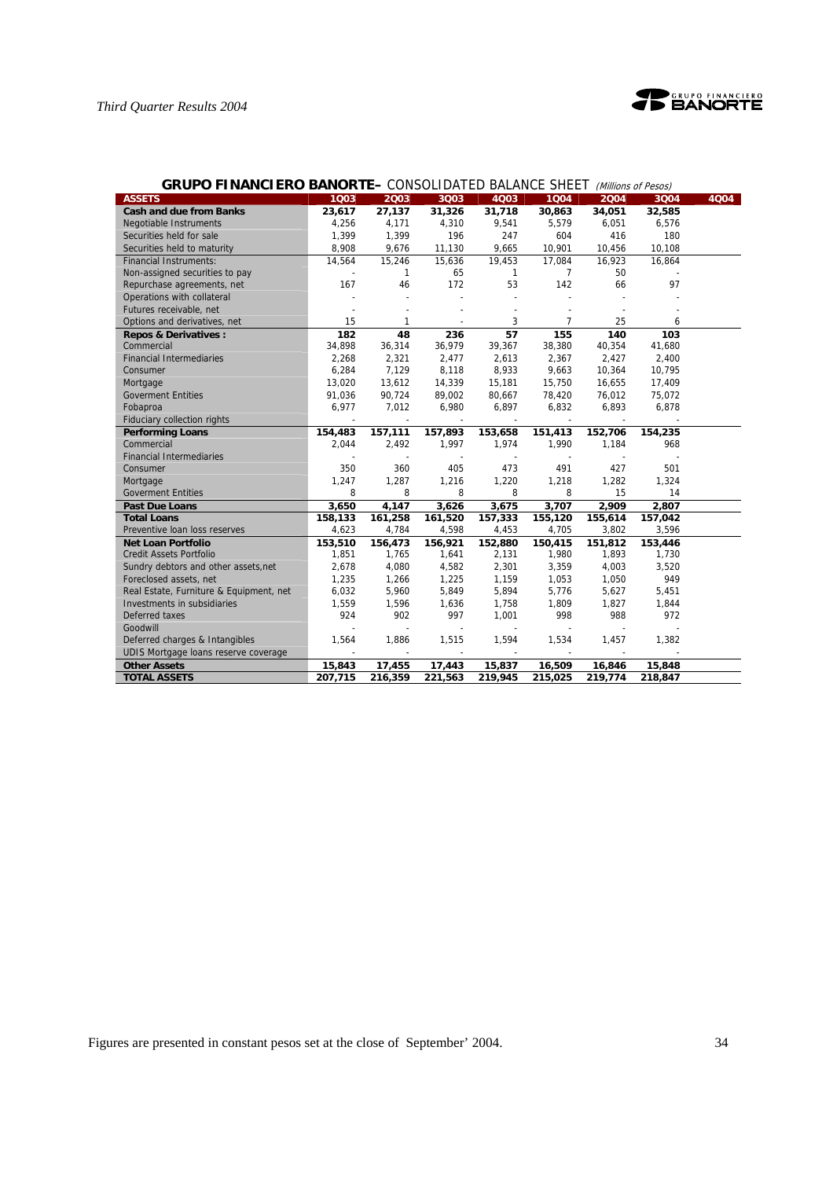**GRUPO FINANCIERO BANORTE–** CONSOLIDATED BALANCE SHEET *(Millions of Pesos)*

| ASSETS | 1Q03 | 2Q03 | 3Q03 | 4Q03 | 1Q04 | 2Q04 | 3Q04 | 4Q04 |
|---|---|---|---|---|---|---|---|---|
| **Cash and due from Banks** | **23,617** | **27,137** | **31,326** | **31,718** | **30,863** | **34,051** | **32,585** | |
| Negotiable Instruments | 4,256 | 4,171 | 4,310 | 9,541 | 5,579 | 6,051 | 6,576 | |
| Securities held for sale | 1,399 | 1,399 | 196 | 247 | 604 | 416 | 180 | |
| Securities held to maturity | 8,908 | 9,676 | 11,130 | 9,665 | 10,901 | 10,456 | 10,108 | |
| Financial Instruments: | 14,564 | 15,246 | 15,636 | 19,453 | 17,084 | 16,923 | 16,864 | |
| Non-assigned securities to pay | - | 1 | 65 | 1 | 7 | 50 | - | |
| Repurchase agreements, net | 167 | 46 | 172 | 53 | 142 | 66 | 97 | |
| Operations with collateral | - | - | - | - | - | - | - | |
| Futures receivable, net | - | - | - | - | - | - | - | |
| Options and derivatives, net | 15 | 1 | - | 3 | 7 | 25 | 6 | |
| **Repos & Derivatives :** | **182** | **48** | **236** | **57** | **155** | **140** | **103** | |
| Commercial | 34,898 | 36,314 | 36,979 | 39,367 | 38,380 | 40,354 | 41,680 | |
| Financial Intermediaries | 2,268 | 2,321 | 2,477 | 2,613 | 2,367 | 2,427 | 2,400 | |
| Consumer | 6,284 | 7,129 | 8,118 | 8,933 | 9,663 | 10,364 | 10,795 | |
| Mortgage | 13,020 | 13,612 | 14,339 | 15,181 | 15,750 | 16,655 | 17,409 | |
| Goverment Entities | 91,036 | 90,724 | 89,002 | 80,667 | 78,420 | 76,012 | 75,072 | |
| Fobaproa | 6,977 | 7,012 | 6,980 | 6,897 | 6,832 | 6,893 | 6,878 | |
| Fiduciary collection rights | - | - | - | - | - | - | - | |
| **Performing Loans** | **154,483** | **157,111** | **157,893** | **153,658** | **151,413** | **152,706** | **154,235** | |
| Commercial | 2,044 | 2,492 | 1,997 | 1,974 | 1,990 | 1,184 | 968 | |
| Financial Intermediaries | - | - | - | - | - | - | - | |
| Consumer | 350 | 360 | 405 | 473 | 491 | 427 | 501 | |
| Mortgage | 1,247 | 1,287 | 1,216 | 1,220 | 1,218 | 1,282 | 1,324 | |
| Goverment Entities | 8 | 8 | 8 | 8 | 8 | 15 | 14 | |
| **Past Due Loans** | **3,650** | **4,147** | **3,626** | **3,675** | **3,707** | **2,909** | **2,807** | |
| **Total Loans** | **158,133** | **161,258** | **161,520** | **157,333** | **155,120** | **155,614** | **157,042** | |
| Preventive loan loss reserves | 4,623 | 4,784 | 4,598 | 4,453 | 4,705 | 3,802 | 3,596 | |
| **Net Loan Portfolio** | **153,510** | **156,473** | **156,921** | **152,880** | **150,415** | **151,812** | **153,446** | |
| Credit Assets Portfolio | 1,851 | 1,765 | 1,641 | 2,131 | 1,980 | 1,893 | 1,730 | |
| Sundry debtors and other assets,net | 2,678 | 4,080 | 4,582 | 2,301 | 3,359 | 4,003 | 3,520 | |
| Foreclosed assets, net | 1,235 | 1,266 | 1,225 | 1,159 | 1,053 | 1,050 | 949 | |
| Real Estate, Furniture & Equipment, net | 6,032 | 5,960 | 5,849 | 5,894 | 5,776 | 5,627 | 5,451 | |
| Investments in subsidiaries | 1,559 | 1,596 | 1,636 | 1,758 | 1,809 | 1,827 | 1,844 | |
| Deferred taxes | 924 | 902 | 997 | 1,001 | 998 | 988 | 972 | |
| Goodwill | - | - | - | - | - | - | - | |
| Deferred charges & Intangibles | 1,564 | 1,886 | 1,515 | 1,594 | 1,534 | 1,457 | 1,382 | |
| UDIS Mortgage loans reserve coverage | - | - | - | - | - | - | - | |
| **Other Assets** | **15,843** | **17,455** | **17,443** | **15,837** | **16,509** | **16,846** | **15,848** | |
| **TOTAL ASSETS** | **207,715** | **216,359** | **221,563** | **219,945** | **215,025** | **219,774** | **218,847** | |

Figures are presented in constant pesos set at the close of September' 2004.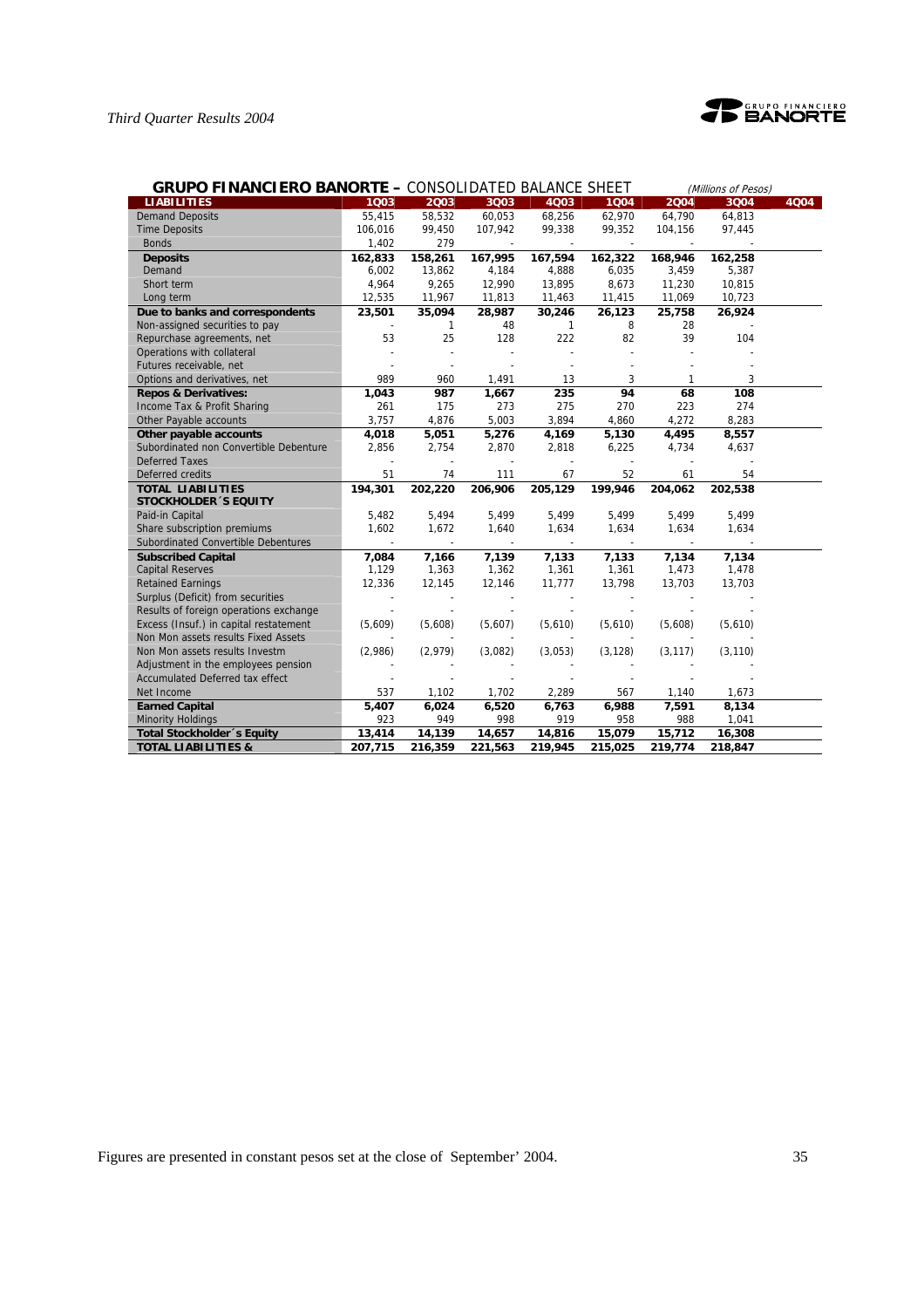**GRUPO FINANCIERO BANORTE –** CONSOLIDATED BALANCE SHEET *(Millions of Pesos)*

| LIABILITIES | 1Q03 | 2Q03 | 3Q03 | 4Q03 | 1Q04 | 2Q04 | 3Q04 | 4Q04 |
|---|---|---|---|---|---|---|---|---|
| Demand Deposits | 55,415 | 58,532 | 60,053 | 68,256 | 62,970 | 64,790 | 64,813 | |
| Time Deposits | 106,016 | 99,450 | 107,942 | 99,338 | 99,352 | 104,156 | 97,445 | |
| Bonds | 1,402 | 279 | - | - | - | - | - | |
| **Deposits** | **162,833** | **158,261** | **167,995** | **167,594** | **162,322** | **168,946** | **162,258** | |
| Demand | 6,002 | 13,862 | 4,184 | 4,888 | 6,035 | 3,459 | 5,387 | |
| Short term | 4,964 | 9,265 | 12,990 | 13,895 | 8,673 | 11,230 | 10,815 | |
| Long term | 12,535 | 11,967 | 11,813 | 11,463 | 11,415 | 11,069 | 10,723 | |
| **Due to banks and correspondents** | **23,501** | **35,094** | **28,987** | **30,246** | **26,123** | **25,758** | **26,924** | |
| Non-assigned securities to pay | - | 1 | 48 | 1 | 8 | 28 | - | |
| Repurchase agreements, net | 53 | 25 | 128 | 222 | 82 | 39 | 104 | |
| Operations with collateral | - | - | - | - | - | - | - | |
| Futures receivable, net | - | - | - | - | - | - | - | |
| Options and derivatives, net | 989 | 960 | 1,491 | 13 | 3 | 1 | 3 | |
| **Repos & Derivatives:** | **1,043** | **987** | **1,667** | **235** | **94** | **68** | **108** | |
| Income Tax & Profit Sharing | 261 | 175 | 273 | 275 | 270 | 223 | 274 | |
| Other Payable accounts | 3,757 | 4,876 | 5,003 | 3,894 | 4,860 | 4,272 | 8,283 | |
| **Other payable accounts** | **4,018** | **5,051** | **5,276** | **4,169** | **5,130** | **4,495** | **8,557** | |
| Subordinated non Convertible Debenture | 2,856 | 2,754 | 2,870 | 2,818 | 6,225 | 4,734 | 4,637 | |
| Deferred Taxes | - | - | - | - | - | - | - | |
| Deferred credits | 51 | 74 | 111 | 67 | 52 | 61 | 54 | |
| **TOTAL LIABILITIES** | **194,301** | **202,220** | **206,906** | **205,129** | **199,946** | **204,062** | **202,538** | |
| **STOCKHOLDER´S EQUITY** | | | | | | | | |
| Paid-in Capital | 5,482 | 5,494 | 5,499 | 5,499 | 5,499 | 5,499 | 5,499 | |
| Share subscription premiums | 1,602 | 1,672 | 1,640 | 1,634 | 1,634 | 1,634 | 1,634 | |
| Subordinated Convertible Debentures | - | - | - | - | - | - | - | |
| **Subscribed Capital** | **7,084** | **7,166** | **7,139** | **7,133** | **7,133** | **7,134** | **7,134** | |
| Capital Reserves | 1,129 | 1,363 | 1,362 | 1,361 | 1,361 | 1,473 | 1,478 | |
| Retained Earnings | 12,336 | 12,145 | 12,146 | 11,777 | 13,798 | 13,703 | 13,703 | |
| Surplus (Deficit) from securities | - | - | - | - | - | - | - | |
| Results of foreign operations exchange | - | - | - | - | - | - | - | |
| Excess (Insuf.) in capital restatement | (5,609) | (5,608) | (5,607) | (5,610) | (5,610) | (5,608) | (5,610) | |
| Non Mon assets results Fixed Assets | - | - | - | - | - | - | - | |
| Non Mon assets results Investm | (2,986) | (2,979) | (3,082) | (3,053) | (3,128) | (3,117) | (3,110) | |
| Adjustment in the employees pension | - | - | - | - | - | - | - | |
| Accumulated Deferred tax effect | - | - | - | - | - | - | - | |
| Net Income | 537 | 1,102 | 1,702 | 2,289 | 567 | 1,140 | 1,673 | |
| **Earned Capital** | **5,407** | **6,024** | **6,520** | **6,763** | **6,988** | **7,591** | **8,134** | |
| Minority Holdings | 923 | 949 | 998 | 919 | 958 | 988 | 1,041 | |
| **Total Stockholder´s Equity** | **13,414** | **14,139** | **14,657** | **14,816** | **15,079** | **15,712** | **16,308** | |
| **TOTAL LIABILITIES &** | **207,715** | **216,359** | **221,563** | **219,945** | **215,025** | **219,774** | **218,847** | |

Figures are presented in constant pesos set at the close of September' 2004.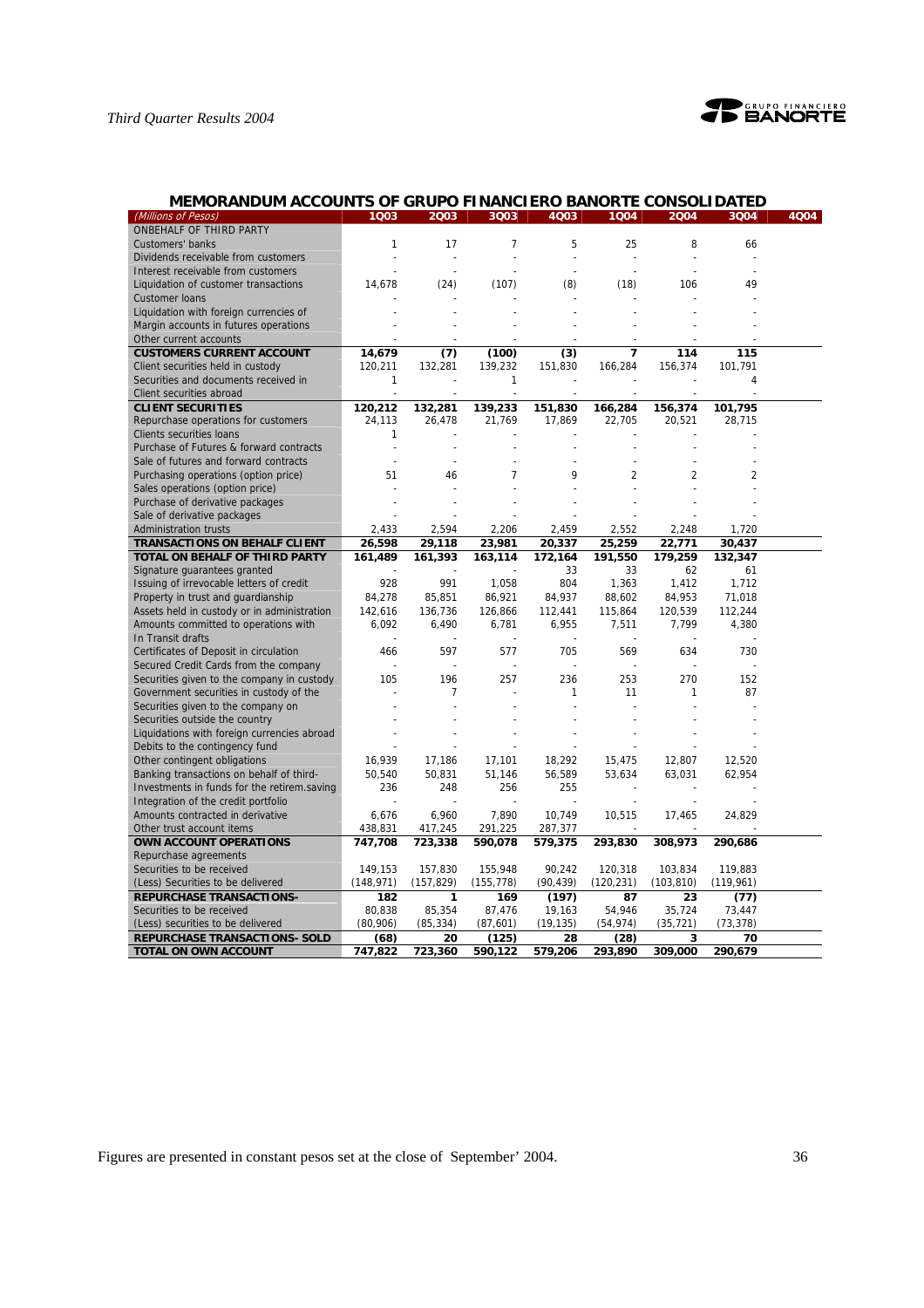## MEMORANDUM ACCOUNTS OF GRUPO FINANCIERO BANORTE CONSOLIDATED

| (Millions of Pesos) | 1Q03 | 2Q03 | 3Q03 | 4Q03 | 1Q04 | 2Q04 | 3Q04 | 4Q04 |
|---|---|---|---|---|---|---|---|---|
| ONBEHALF OF THIRD PARTY | | | | | | | | |
| Customers' banks | 1 | 17 | 7 | 5 | 25 | 8 | 66 | |
| Dividends receivable from customers | - | - | - | - | - | - | - | |
| Interest receivable from customers | - | - | - | - | - | - | - | |
| Liquidation of customer transactions | 14,678 | (24) | (107) | (8) | (18) | 106 | 49 | |
| Customer loans | - | - | - | - | - | - | - | |
| Liquidation with foreign currencies of | - | - | - | - | - | - | - | |
| Margin accounts in futures operations | - | - | - | - | - | - | - | |
| Other current accounts | - | - | - | - | - | - | - | |
| **CUSTOMERS CURRENT ACCOUNT** | **14,679** | **(7)** | **(100)** | **(3)** | **7** | **114** | **115** | |
| Client securities held in custody | 120,211 | 132,281 | 139,232 | 151,830 | 166,284 | 156,374 | 101,791 | |
| Securities and documents received in | 1 | - | 1 | - | - | - | 4 | |
| Client securities abroad | - | - | - | - | - | - | - | |
| **CLIENT SECURITIES** | **120,212** | **132,281** | **139,233** | **151,830** | **166,284** | **156,374** | **101,795** | |
| Repurchase operations for customers | 24,113 | 26,478 | 21,769 | 17,869 | 22,705 | 20,521 | 28,715 | |
| Clients securities loans | 1 | - | - | - | - | - | - | |
| Purchase of Futures & forward contracts | - | - | - | - | - | - | - | |
| Sale of futures and forward contracts | - | - | - | - | - | - | - | |
| Purchasing operations (option price) | 51 | 46 | 7 | 9 | 2 | 2 | 2 | |
| Sales operations (option price) | - | - | - | - | - | - | - | |
| Purchase of derivative packages | - | - | - | - | - | - | - | |
| Sale of derivative packages | - | - | - | - | - | - | - | |
| Administration trusts | 2,433 | 2,594 | 2,206 | 2,459 | 2,552 | 2,248 | 1,720 | |
| **TRANSACTIONS ON BEHALF CLIENT** | **26,598** | **29,118** | **23,981** | **20,337** | **25,259** | **22,771** | **30,437** | |
| **TOTAL ON BEHALF OF THIRD PARTY** | **161,489** | **161,393** | **163,114** | **172,164** | **191,550** | **179,259** | **132,347** | |
| Signature guarantees granted | - | - | - | 33 | 33 | 62 | 61 | |
| Issuing of irrevocable letters of credit | 928 | 991 | 1,058 | 804 | 1,363 | 1,412 | 1,712 | |
| Property in trust and guardianship | 84,278 | 85,851 | 86,921 | 84,937 | 88,602 | 84,953 | 71,018 | |
| Assets held in custody or in administration | 142,616 | 136,736 | 126,866 | 112,441 | 115,864 | 120,539 | 112,244 | |
| Amounts committed to operations with | 6,092 | 6,490 | 6,781 | 6,955 | 7,511 | 7,799 | 4,380 | |
| In Transit drafts | - | - | - | - | - | - | - | |
| Certificates of Deposit in circulation | 466 | 597 | 577 | 705 | 569 | 634 | 730 | |
| Secured Credit Cards from the company | - | - | - | - | - | - | - | |
| Securities given to the company in custody | 105 | 196 | 257 | 236 | 253 | 270 | 152 | |
| Government securities in custody of the | - | 7 | - | 1 | 11 | 1 | 87 | |
| Securities given to the company on | - | - | - | - | - | - | - | |
| Securities outside the country | - | - | - | - | - | - | - | |
| Liquidations with foreign currencies abroad | - | - | - | - | - | - | - | |
| Debits to the contingency fund | - | - | - | - | - | - | - | |
| Other contingent obligations | 16,939 | 17,186 | 17,101 | 18,292 | 15,475 | 12,807 | 12,520 | |
| Banking transactions on behalf of third- | 50,540 | 50,831 | 51,146 | 56,589 | 53,634 | 63,031 | 62,954 | |
| Investments in funds for the retirem.saving | 236 | 248 | 256 | 255 | - | - | - | |
| Integration of the credit portfolio | - | - | - | - | - | - | - | |
| Amounts contracted in derivative | 6,676 | 6,960 | 7,890 | 10,749 | 10,515 | 17,465 | 24,829 | |
| Other trust account items | 438,831 | 417,245 | 291,225 | 287,377 | - | - | - | |
| **OWN ACCOUNT OPERATIONS** | **747,708** | **723,338** | **590,078** | **579,375** | **293,830** | **308,973** | **290,686** | |
| Repurchase agreements | | | | | | | | |
| Securities to be received | 149,153 | 157,830 | 155,948 | 90,242 | 120,318 | 103,834 | 119,883 | |
| (Less) Securities to be delivered | (148,971) | (157,829) | (155,778) | (90,439) | (120,231) | (103,810) | (119,961) | |
| **REPURCHASE TRANSACTIONS-** | **182** | **1** | **169** | **(197)** | **87** | **23** | **(77)** | |
| Securities to be received | 80,838 | 85,354 | 87,476 | 19,163 | 54,946 | 35,724 | 73,447 | |
| (Less) securities to be delivered | (80,906) | (85,334) | (87,601) | (19,135) | (54,974) | (35,721) | (73,378) | |
| **REPURCHASE TRANSACTIONS- SOLD** | **(68)** | **20** | **(125)** | **28** | **(28)** | **3** | **70** | |
| **TOTAL ON OWN ACCOUNT** | **747,822** | **723,360** | **590,122** | **579,206** | **293,890** | **309,000** | **290,679** | |

Figures are presented in constant pesos set at the close of September' 2004.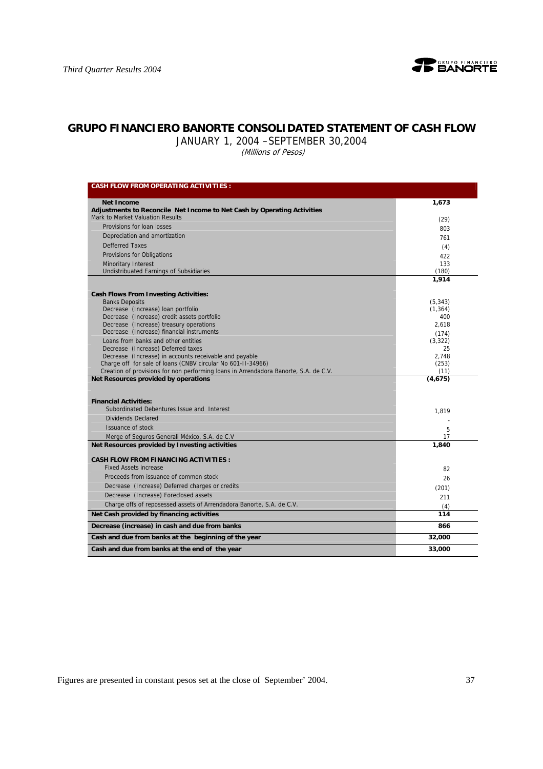# GRUPO FINANCIERO BANORTE CONSOLIDATED STATEMENT OF CASH FLOW

JANUARY 1, 2004 –SEPTEMBER 30,2004

*(Millions of Pesos)*

| CASH FLOW FROM OPERATING ACTIVITIES : | |
|---|---|
| **Net Income** | **1,673** |
| **Adjustments to Reconcile Net Income to Net Cash by Operating Activities** | |
| Mark to Market Valuation Results | (29) |
| Provisions for loan losses | 803 |
| Depreciation and amortization | 761 |
| Defferred Taxes | (4) |
| Provisions for Obligations | 422 |
| Minoritary Interest | 133 |
| Undistribuated Earnings of Subsidiaries | (180) |
| | **1,914** |
| **Cash Flows From Investing Activities:** | |
| Banks Deposits | (5,343) |
| Decrease (Increase) loan portfolio | (1,364) |
| Decrease (Increase) credit assets portfolio | 400 |
| Decrease (Increase) treasury operations | 2,618 |
| Decrease (Increase) financial instruments | (174) |
| Loans from banks and other entities | (3,322) |
| Decrease (Increase) Deferred taxes | 25 |
| Decrease (Increase) in accounts receivable and payable | 2,748 |
| Charge off for sale of loans (CNBV circular No 601-II-34966) | (253) |
| Creation of provisions for non performing loans in Arrendadora Banorte, S.A. de C.V. | (11) |
| **Net Resources provided by operations** | **(4,675)** |
| **Financial Activities:** | |
| Subordinated Debentures Issue and Interest | 1,819 |
| Dividends Declared | - |
| Issuance of stock | 5 |
| Merge of Seguros Generali México, S.A. de C.V | 17 |
| **Net Resources provided by Investing activities** | **1,840** |
| **CASH FLOW FROM FINANCING ACTIVITIES :** | |
| Fixed Assets increase | 82 |
| Proceeds from issuance of common stock | 26 |
| Decrease (Increase) Deferred charges or credits | (201) |
| Decrease (Increase) Foreclosed assets | 211 |
| Charge offs of reposessed assets of Arrendadora Banorte, S.A. de C.V. | (4) |
| **Net Cash provided by financing activities** | **114** |
| **Decrease (increase) in cash and due from banks** | **866** |
| **Cash and due from banks at the beginning of the year** | **32,000** |
| **Cash and due from banks at the end of the year** | **33,000** |

Figures are presented in constant pesos set at the close of September' 2004.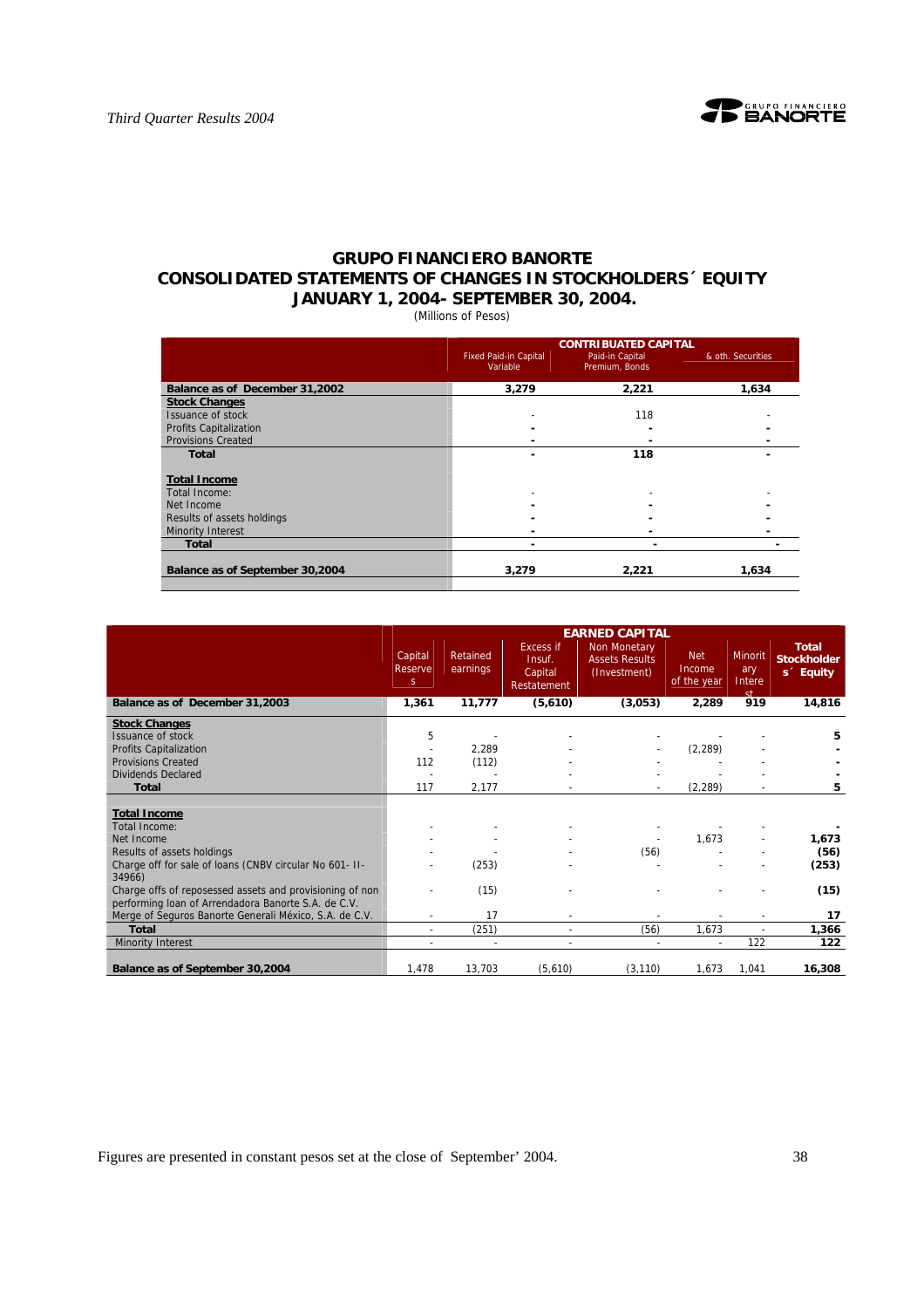# GRUPO FINANCIERO BANORTE

## CONSOLIDATED STATEMENTS OF CHANGES IN STOCKHOLDERS´ EQUITY

## JANUARY 1, 2004- SEPTEMBER 30, 2004.

(Millions of Pesos)

| | CONTRIBUATED CAPITAL | | |
|---|---|---|---|
| | Fixed Paid-in Capital Variable | Paid-in Capital Premium, Bonds | & oth. Securities |
| **Balance as of December 31,2002** | **3,279** | **2,221** | **1,634** |
| **Stock Changes** | | | |
| Issuance of stock | - | 118 | - |
| Profits Capitalization | - | - | - |
| Provisions Created | - | - | - |
| **Total** | - | **118** | - |
| **Total Income** | | | |
| Total Income: | - | - | - |
| Net Income | - | - | - |
| Results of assets holdings | - | - | - |
| Minority Interest | - | - | - |
| **Total** | - | - | - |
| **Balance as of September 30,2004** | **3,279** | **2,221** | **1,634** |

| | EARNED CAPITAL | | | | | | |
|---|---|---|---|---|---|---|---|
| | Capital Reserves | Retained earnings | Excess if Insuf. Capital Restatement | Non Monetary Assets Results (Investment) | Net Income of the year | Minoritary Interest | Total Stockholders´ Equity |
| **Balance as of December 31,2003** | **1,361** | **11,777** | **(5,610)** | **(3,053)** | **2,289** | **919** | **14,816** |
| **Stock Changes** | | | | | | | |
| Issuance of stock | 5 | - | - | - | - | - | **5** |
| Profits Capitalization | - | 2,289 | - | - | (2,289) | - | - |
| Provisions Created | 112 | (112) | - | - | - | - | - |
| Dividends Declared | - | - | - | - | - | - | - |
| **Total** | 117 | 2,177 | - | - | (2,289) | - | **5** |
| **Total Income** | | | | | | | |
| Total Income: | - | - | - | - | - | - | - |
| Net Income | - | - | - | - | 1,673 | - | **1,673** |
| Results of assets holdings | - | - | - | (56) | - | - | **(56)** |
| Charge off for sale of loans (CNBV circular No 601- II-34966) | - | (253) | - | - | - | - | **(253)** |
| Charge offs of reposessed assets and provisioning of non performing loan of Arrendadora Banorte S.A. de C.V. | - | (15) | - | - | - | - | **(15)** |
| Merge of Seguros Banorte Generali México, S.A. de C.V. | - | 17 | - | - | - | - | **17** |
| **Total** | - | (251) | - | (56) | 1,673 | - | **1,366** |
| Minority Interest | - | - | - | - | - | 122 | **122** |
| **Balance as of September 30,2004** | 1,478 | 13,703 | (5,610) | (3,110) | 1,673 | 1,041 | **16,308** |

Figures are presented in constant pesos set at the close of September' 2004.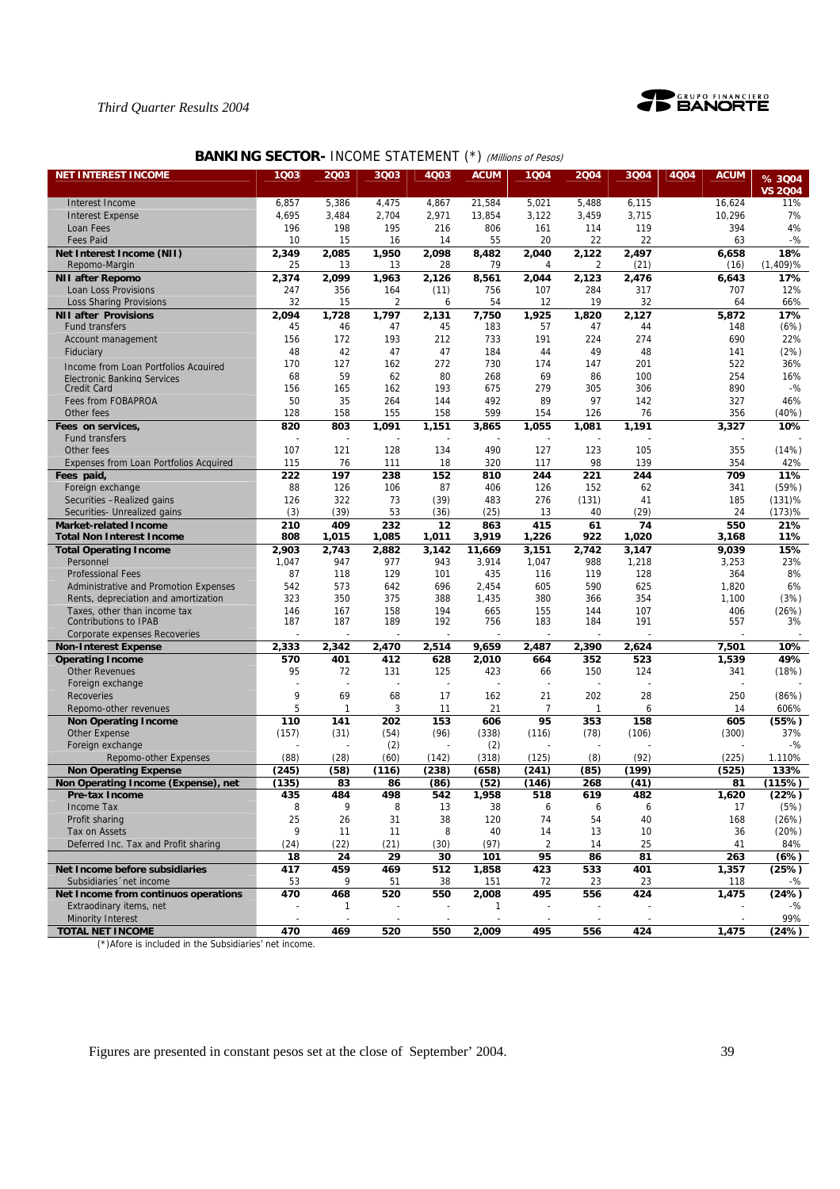## BANKING SECTOR- INCOME STATEMENT (*) *(Millions of Pesos)*

| NET INTEREST INCOME | 1Q03 | 2Q03 | 3Q03 | 4Q03 | ACUM | 1Q04 | 2Q04 | 3Q04 | 4Q04 | ACUM | % 3Q04 VS 2Q04 |
|---|---|---|---|---|---|---|---|---|---|---|---|
| Interest Income | 6,857 | 5,386 | 4,475 | 4,867 | 21,584 | 5,021 | 5,488 | 6,115 | | 16,624 | 11% |
| Interest Expense | 4,695 | 3,484 | 2,704 | 2,971 | 13,854 | 3,122 | 3,459 | 3,715 | | 10,296 | 7% |
| Loan Fees | 196 | 198 | 195 | 216 | 806 | 161 | 114 | 119 | | 394 | 4% |
| Fees Paid | 10 | 15 | 16 | 14 | 55 | 20 | 22 | 22 | | 63 | -% |
| **Net Interest Income (NII)** | **2,349** | **2,085** | **1,950** | **2,098** | **8,482** | **2,040** | **2,122** | **2,497** | | **6,658** | **18%** |
| Repomo-Margin | 25 | 13 | 13 | 28 | 79 | 4 | 2 | (21) | | (16) | (1,409)% |
| **NII after Repomo** | **2,374** | **2,099** | **1,963** | **2,126** | **8,561** | **2,044** | **2,123** | **2,476** | | **6,643** | **17%** |
| Loan Loss Provisions | 247 | 356 | 164 | (11) | 756 | 107 | 284 | 317 | | 707 | 12% |
| Loss Sharing Provisions | 32 | 15 | 2 | 6 | 54 | 12 | 19 | 32 | | 64 | 66% |
| **NII after Provisions** | **2,094** | **1,728** | **1,797** | **2,131** | **7,750** | **1,925** | **1,820** | **2,127** | | **5,872** | **17%** |
| Fund transfers | 45 | 46 | 47 | 45 | 183 | 57 | 47 | 44 | | 148 | (6%) |
| Account management | 156 | 172 | 193 | 212 | 733 | 191 | 224 | 274 | | 690 | 22% |
| Fiduciary | 48 | 42 | 47 | 47 | 184 | 44 | 49 | 48 | | 141 | (2%) |
| Income from Loan Portfolios Acquired | 170 | 127 | 162 | 272 | 730 | 174 | 147 | 201 | | 522 | 36% |
| Electronic Banking Services | 68 | 59 | 62 | 80 | 268 | 69 | 86 | 100 | | 254 | 16% |
| Credit Card | 156 | 165 | 162 | 193 | 675 | 279 | 305 | 306 | | 890 | -% |
| Fees from FOBAPROA | 50 | 35 | 264 | 144 | 492 | 89 | 97 | 142 | | 327 | 46% |
| Other fees | 128 | 158 | 155 | 158 | 599 | 154 | 126 | 76 | | 356 | (40%) |
| **Fees on services,** | **820** | **803** | **1,091** | **1,151** | **3,865** | **1,055** | **1,081** | **1,191** | | **3,327** | **10%** |
| Fund transfers | - | - | - | - | - | - | - | - | | - | - |
| Other fees | 107 | 121 | 128 | 134 | 490 | 127 | 123 | 105 | | 355 | (14%) |
| Expenses from Loan Portfolios Acquired | 115 | 76 | 111 | 18 | 320 | 117 | 98 | 139 | | 354 | 42% |
| **Fees paid,** | **222** | **197** | **238** | **152** | **810** | **244** | **221** | **244** | | **709** | **11%** |
| Foreign exchange | 88 | 126 | 106 | 87 | 406 | 126 | 152 | 62 | | 341 | (59%) |
| Securities –Realized gains | 126 | 322 | 73 | (39) | 483 | 276 | (131) | 41 | | 185 | (131)% |
| Securities- Unrealized gains | (3) | (39) | 53 | (36) | (25) | 13 | 40 | (29) | | 24 | (173)% |
| **Market-related Income** | **210** | **409** | **232** | **12** | **863** | **415** | **61** | **74** | | **550** | **21%** |
| **Total Non Interest Income** | **808** | **1,015** | **1,085** | **1,011** | **3,919** | **1,226** | **922** | **1,020** | | **3,168** | **11%** |
| **Total Operating Income** | **2,903** | **2,743** | **2,882** | **3,142** | **11,669** | **3,151** | **2,742** | **3,147** | | **9,039** | **15%** |
| Personnel | 1,047 | 947 | 977 | 943 | 3,914 | 1,047 | 988 | 1,218 | | 3,253 | 23% |
| Professional Fees | 87 | 118 | 129 | 101 | 435 | 116 | 119 | 128 | | 364 | 8% |
| Administrative and Promotion Expenses | 542 | 573 | 642 | 696 | 2,454 | 605 | 590 | 625 | | 1,820 | 6% |
| Rents, depreciation and amortization | 323 | 350 | 375 | 388 | 1,435 | 380 | 366 | 354 | | 1,100 | (3%) |
| Taxes, other than income tax | 146 | 167 | 158 | 194 | 665 | 155 | 144 | 107 | | 406 | (26%) |
| Contributions to IPAB | 187 | 187 | 189 | 192 | 756 | 183 | 184 | 191 | | 557 | 3% |
| Corporate expenses Recoveries | - | - | - | - | - | - | - | - | | - | - |
| **Non-Interest Expense** | **2,333** | **2,342** | **2,470** | **2,514** | **9,659** | **2,487** | **2,390** | **2,624** | | **7,501** | **10%** |
| **Operating Income** | **570** | **401** | **412** | **628** | **2,010** | **664** | **352** | **523** | | **1,539** | **49%** |
| Other Revenues | 95 | 72 | 131 | 125 | 423 | 66 | 150 | 124 | | 341 | (18%) |
| Foreign exchange | - | - | - | - | - | - | - | - | | - | - |
| Recoveries | 9 | 69 | 68 | 17 | 162 | 21 | 202 | 28 | | 250 | (86%) |
| Repomo-other revenues | 5 | 1 | 3 | 11 | 21 | 7 | 1 | 6 | | 14 | 606% |
| **Non Operating Income** | **110** | **141** | **202** | **153** | **606** | **95** | **353** | **158** | | **605** | **(55%)** |
| Other Expense | (157) | (31) | (54) | (96) | (338) | (116) | (78) | (106) | | (300) | 37% |
| Foreign exchange | - | - | (2) | - | (2) | - | - | - | | - | -% |
| Repomo-other Expenses | (88) | (28) | (60) | (142) | (318) | (125) | (8) | (92) | | (225) | 1.110% |
| **Non Operating Expense** | **(245)** | **(58)** | **(116)** | **(238)** | **(658)** | **(241)** | **(85)** | **(199)** | | **(525)** | **133%** |
| **Non Operating Income (Expense), net** | **(135)** | **83** | **86** | **(86)** | **(52)** | **(146)** | **268** | **(41)** | | **81** | **(115%)** |
| **Pre-tax Income** | **435** | **484** | **498** | **542** | **1,958** | **518** | **619** | **482** | | **1,620** | **(22%)** |
| Income Tax | 8 | 9 | 8 | 13 | 38 | 6 | 6 | 6 | | 17 | (5%) |
| Profit sharing | 25 | 26 | 31 | 38 | 120 | 74 | 54 | 40 | | 168 | (26%) |
| Tax on Assets | 9 | 11 | 11 | 8 | 40 | 14 | 13 | 10 | | 36 | (20%) |
| Deferred Inc. Tax and Profit sharing | (24) | (22) | (21) | (30) | (97) | 2 | 14 | 25 | | 41 | 84% |
| | **18** | **24** | **29** | **30** | **101** | **95** | **86** | **81** | | **263** | **(6%)** |
| **Net Income before subsidiaries** | **417** | **459** | **469** | **512** | **1,858** | **423** | **533** | **401** | | **1,357** | **(25%)** |
| Subsidiaries´ net income | 53 | 9 | 51 | 38 | 151 | 72 | 23 | 23 | | 118 | -% |
| **Net Income from continuos operations** | **470** | **468** | **520** | **550** | **2,008** | **495** | **556** | **424** | | **1,475** | **(24%)** |
| Extradinary items, net | - | 1 | - | - | 1 | - | - | - | | - | -% |
| Minority Interest | - | - | - | - | - | - | - | - | | - | 99% |
| **TOTAL NET INCOME** | **470** | **469** | **520** | **550** | **2,009** | **495** | **556** | **424** | | **1,475** | **(24%)** |

(*)Afore is included in the Subsidiaries' net income.

Figures are presented in constant pesos set at the close of September' 2004.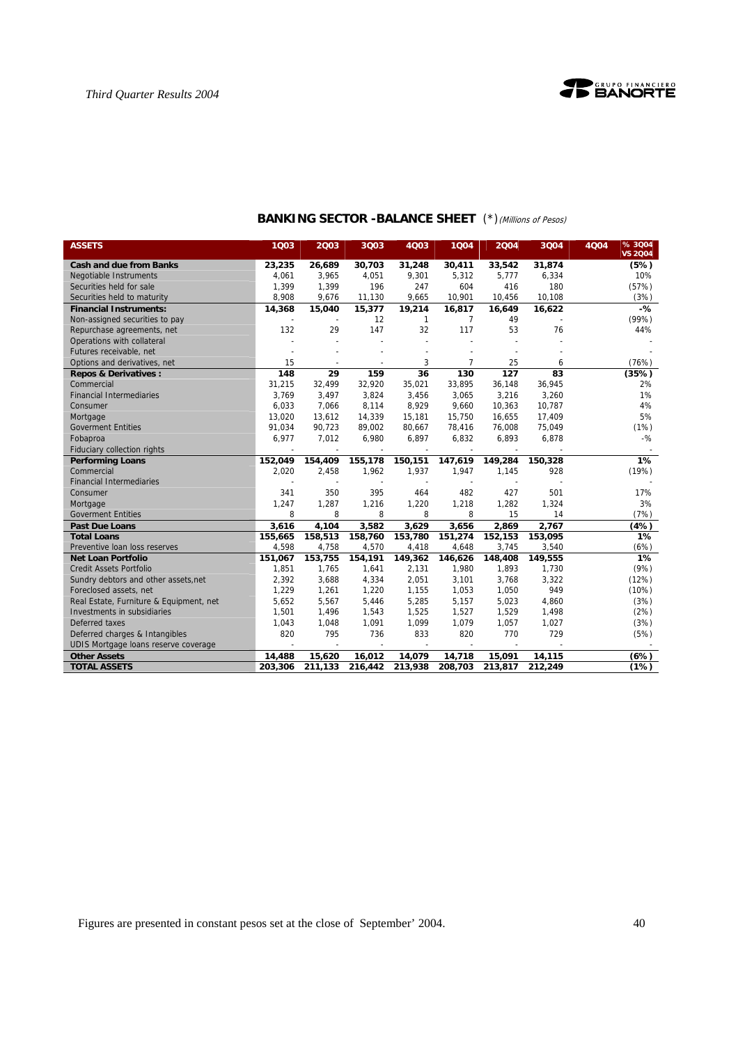## BANKING SECTOR -BALANCE SHEET (*) *(Millions of Pesos)*

| ASSETS | 1Q03 | 2Q03 | 3Q03 | 4Q03 | 1Q04 | 2Q04 | 3Q04 | 4Q04 | % 3Q04 VS 2Q04 |
|---|---|---|---|---|---|---|---|---|---|
| **Cash and due from Banks** | **23,235** | **26,689** | **30,703** | **31,248** | **30,411** | **33,542** | **31,874** | | **(5%)** |
| Negotiable Instruments | 4,061 | 3,965 | 4,051 | 9,301 | 5,312 | 5,777 | 6,334 | | 10% |
| Securities held for sale | 1,399 | 1,399 | 196 | 247 | 604 | 416 | 180 | | (57%) |
| Securities held to maturity | 8,908 | 9,676 | 11,130 | 9,665 | 10,901 | 10,456 | 10,108 | | (3%) |
| **Financial Instruments:** | **14,368** | **15,040** | **15,377** | **19,214** | **16,817** | **16,649** | **16,622** | | **-%** |
| Non-assigned securities to pay | - | - | 12 | 1 | 7 | 49 | - | | (99%) |
| Repurchase agreements, net | 132 | 29 | 147 | 32 | 117 | 53 | 76 | | 44% |
| Operations with collateral | - | - | - | - | - | - | - | | - |
| Futures receivable, net | - | - | - | - | - | - | - | | - |
| Options and derivatives, net | 15 | - | - | 3 | 7 | 25 | 6 | | (76%) |
| **Repos & Derivatives :** | **148** | **29** | **159** | **36** | **130** | **127** | **83** | | **(35%)** |
| Commercial | 31,215 | 32,499 | 32,920 | 35,021 | 33,895 | 36,148 | 36,945 | | 2% |
| Financial Intermediaries | 3,769 | 3,497 | 3,824 | 3,456 | 3,065 | 3,216 | 3,260 | | 1% |
| Consumer | 6,033 | 7,066 | 8,114 | 8,929 | 9,660 | 10,363 | 10,787 | | 4% |
| Mortgage | 13,020 | 13,612 | 14,339 | 15,181 | 15,750 | 16,655 | 17,409 | | 5% |
| Goverment Entities | 91,034 | 90,723 | 89,002 | 80,667 | 78,416 | 76,008 | 75,049 | | (1%) |
| Fobaproa | 6,977 | 7,012 | 6,980 | 6,897 | 6,832 | 6,893 | 6,878 | | -% |
| Fiduciary collection rights | - | - | - | - | - | - | - | | - |
| **Performing Loans** | **152,049** | **154,409** | **155,178** | **150,151** | **147,619** | **149,284** | **150,328** | | **1%** |
| Commercial | 2,020 | 2,458 | 1,962 | 1,937 | 1,947 | 1,145 | 928 | | (19%) |
| Financial Intermediaries | - | - | - | - | - | - | - | | - |
| Consumer | 341 | 350 | 395 | 464 | 482 | 427 | 501 | | 17% |
| Mortgage | 1,247 | 1,287 | 1,216 | 1,220 | 1,218 | 1,282 | 1,324 | | 3% |
| Goverment Entities | 8 | 8 | 8 | 8 | 8 | 15 | 14 | | (7%) |
| **Past Due Loans** | **3,616** | **4,104** | **3,582** | **3,629** | **3,656** | **2,869** | **2,767** | | **(4%)** |
| **Total Loans** | **155,665** | **158,513** | **158,760** | **153,780** | **151,274** | **152,153** | **153,095** | | **1%** |
| Preventive loan loss reserves | 4,598 | 4,758 | 4,570 | 4,418 | 4,648 | 3,745 | 3,540 | | (6%) |
| **Net Loan Portfolio** | **151,067** | **153,755** | **154,191** | **149,362** | **146,626** | **148,408** | **149,555** | | **1%** |
| Credit Assets Portfolio | 1,851 | 1,765 | 1,641 | 2,131 | 1,980 | 1,893 | 1,730 | | (9%) |
| Sundry debtors and other assets,net | 2,392 | 3,688 | 4,334 | 2,051 | 3,101 | 3,768 | 3,322 | | (12%) |
| Foreclosed assets, net | 1,229 | 1,261 | 1,220 | 1,155 | 1,053 | 1,050 | 949 | | (10%) |
| Real Estate, Furniture & Equipment, net | 5,652 | 5,567 | 5,446 | 5,285 | 5,157 | 5,023 | 4,860 | | (3%) |
| Investments in subsidiaries | 1,501 | 1,496 | 1,543 | 1,525 | 1,527 | 1,529 | 1,498 | | (2%) |
| Deferred taxes | 1,043 | 1,048 | 1,091 | 1,099 | 1,079 | 1,057 | 1,027 | | (3%) |
| Deferred charges & Intangibles | 820 | 795 | 736 | 833 | 820 | 770 | 729 | | (5%) |
| UDIS Mortgage loans reserve coverage | - | - | - | - | - | - | - | | - |
| **Other Assets** | **14,488** | **15,620** | **16,012** | **14,079** | **14,718** | **15,091** | **14,115** | | **(6%)** |
| **TOTAL ASSETS** | **203,306** | **211,133** | **216,442** | **213,938** | **208,703** | **213,817** | **212,249** | | **(1%)** |

Figures are presented in constant pesos set at the close of September' 2004.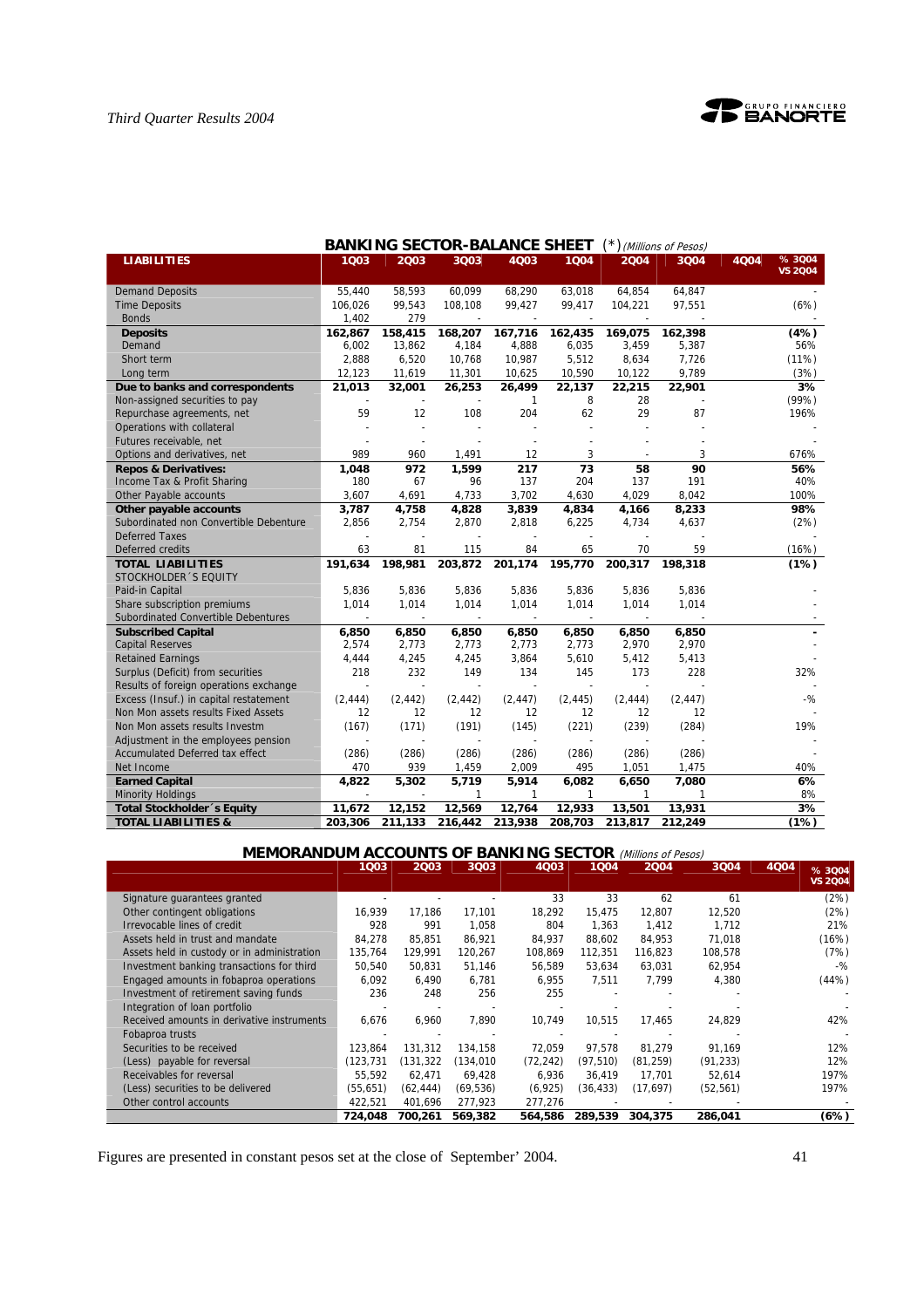## BANKING SECTOR-BALANCE SHEET (*) *(Millions of Pesos)*

| LIABILITIES | 1Q03 | 2Q03 | 3Q03 | 4Q03 | 1Q04 | 2Q04 | 3Q04 | 4Q04 | % 3Q04 VS 2Q04 |
|---|---|---|---|---|---|---|---|---|---|
| Demand Deposits | 55,440 | 58,593 | 60,099 | 68,290 | 63,018 | 64,854 | 64,847 | | - |
| Time Deposits | 106,026 | 99,543 | 108,108 | 99,427 | 99,417 | 104,221 | 97,551 | | (6%) |
| Bonds | 1,402 | 279 | - | - | - | - | - | | - |
| **Deposits** | **162,867** | **158,415** | **168,207** | **167,716** | **162,435** | **169,075** | **162,398** | | **(4%)** |
| Demand | 6,002 | 13,862 | 4,184 | 4,888 | 6,035 | 3,459 | 5,387 | | 56% |
| Short term | 2,888 | 6,520 | 10,768 | 10,987 | 5,512 | 8,634 | 7,726 | | (11%) |
| Long term | 12,123 | 11,619 | 11,301 | 10,625 | 10,590 | 10,122 | 9,789 | | (3%) |
| **Due to banks and correspondents** | **21,013** | **32,001** | **26,253** | **26,499** | **22,137** | **22,215** | **22,901** | | **3%** |
| Non-assigned securities to pay | - | - | - | 1 | 8 | 28 | - | | (99%) |
| Repurchase agreements, net | 59 | 12 | 108 | 204 | 62 | 29 | 87 | | 196% |
| Operations with collateral | - | - | - | - | - | - | - | | - |
| Futures receivable, net | - | - | - | - | - | - | - | | - |
| Options and derivatives, net | 989 | 960 | 1,491 | 12 | 3 | - | 3 | | 676% |
| **Repos & Derivatives:** | **1,048** | **972** | **1,599** | **217** | **73** | **58** | **90** | | **56%** |
| Income Tax & Profit Sharing | 180 | 67 | 96 | 137 | 204 | 137 | 191 | | 40% |
| Other Payable accounts | 3,607 | 4,691 | 4,733 | 3,702 | 4,630 | 4,029 | 8,042 | | 100% |
| **Other payable accounts** | **3,787** | **4,758** | **4,828** | **3,839** | **4,834** | **4,166** | **8,233** | | **98%** |
| Subordinated non Convertible Debenture | 2,856 | 2,754 | 2,870 | 2,818 | 6,225 | 4,734 | 4,637 | | (2%) |
| Deferred Taxes | - | - | - | - | - | - | - | | - |
| Deferred credits | 63 | 81 | 115 | 84 | 65 | 70 | 59 | | (16%) |
| **TOTAL LIABILITIES** | **191,634** | **198,981** | **203,872** | **201,174** | **195,770** | **200,317** | **198,318** | | **(1%)** |
| STOCKHOLDER´S EQUITY | | | | | | | | | |
| Paid-in Capital | 5,836 | 5,836 | 5,836 | 5,836 | 5,836 | 5,836 | 5,836 | | - |
| Share subscription premiums | 1,014 | 1,014 | 1,014 | 1,014 | 1,014 | 1,014 | 1,014 | | - |
| Subordinated Convertible Debentures | - | - | - | - | - | - | - | | - |
| **Subscribed Capital** | **6,850** | **6,850** | **6,850** | **6,850** | **6,850** | **6,850** | **6,850** | | **-** |
| Capital Reserves | 2,574 | 2,773 | 2,773 | 2,773 | 2,773 | 2,970 | 2,970 | | - |
| Retained Earnings | 4,444 | 4,245 | 4,245 | 3,864 | 5,610 | 5,412 | 5,413 | | - |
| Surplus (Deficit) from securities | 218 | 232 | 149 | 134 | 145 | 173 | 228 | | 32% |
| Results of foreign operations exchange | - | - | - | - | - | - | - | | - |
| Excess (Insuf.) in capital restatement | (2,444) | (2,442) | (2,442) | (2,447) | (2,445) | (2,444) | (2,447) | | -% |
| Non Mon assets results Fixed Assets | 12 | 12 | 12 | 12 | 12 | 12 | 12 | | - |
| Non Mon assets results Investm | (167) | (171) | (191) | (145) | (221) | (239) | (284) | | 19% |
| Adjustment in the employees pension | - | - | - | - | - | - | - | | - |
| Accumulated Deferred tax effect | (286) | (286) | (286) | (286) | (286) | (286) | (286) | | - |
| Net Income | 470 | 939 | 1,459 | 2,009 | 495 | 1,051 | 1,475 | | 40% |
| **Earned Capital** | **4,822** | **5,302** | **5,719** | **5,914** | **6,082** | **6,650** | **7,080** | | **6%** |
| Minority Holdings | - | - | 1 | 1 | 1 | 1 | 1 | | 8% |
| **Total Stockholder´s Equity** | **11,672** | **12,152** | **12,569** | **12,764** | **12,933** | **13,501** | **13,931** | | **3%** |
| **TOTAL LIABILITIES &** | **203,306** | **211,133** | **216,442** | **213,938** | **208,703** | **213,817** | **212,249** | | **(1%)** |

## MEMORANDUM ACCOUNTS OF BANKING SECTOR *(Millions of Pesos)*

| | 1Q03 | 2Q03 | 3Q03 | 4Q03 | 1Q04 | 2Q04 | 3Q04 | 4Q04 | % 3Q04 VS 2Q04 |
|---|---|---|---|---|---|---|---|---|---|
| Signature guarantees granted | - | - | - | 33 | 33 | 62 | 61 | | (2%) |
| Other contingent obligations | 16,939 | 17,186 | 17,101 | 18,292 | 15,475 | 12,807 | 12,520 | | (2%) |
| Irrevocable lines of credit | 928 | 991 | 1,058 | 804 | 1,363 | 1,412 | 1,712 | | 21% |
| Assets held in trust and mandate | 84,278 | 85,851 | 86,921 | 84,937 | 88,602 | 84,953 | 71,018 | | (16%) |
| Assets held in custody or in administration | 135,764 | 129,991 | 120,267 | 108,869 | 112,351 | 116,823 | 108,578 | | (7%) |
| Investment banking transactions for third | 50,540 | 50,831 | 51,146 | 56,589 | 53,634 | 63,031 | 62,954 | | -% |
| Engaged amounts in fobaproa operations | 6,092 | 6,490 | 6,781 | 6,955 | 7,511 | 7,799 | 4,380 | | (44%) |
| Investment of retirement saving funds | 236 | 248 | 256 | 255 | - | - | - | | - |
| Integration of loan portfolio | - | - | - | - | - | - | - | | - |
| Received amounts in derivative instruments | 6,676 | 6,960 | 7,890 | 10,749 | 10,515 | 17,465 | 24,829 | | 42% |
| Fobaproa trusts | - | - | - | - | - | - | - | | - |
| Securities to be received | 123,864 | 131,312 | 134,158 | 72,059 | 97,578 | 81,279 | 91,169 | | 12% |
| (Less) payable for reversal | (123,731 | (131,322 | (134,010 | (72,242) | (97,510) | (81,259) | (91,233) | | 12% |
| Receivables for reversal | 55,592 | 62,471 | 69,428 | 6,936 | 36,419 | 17,701 | 52,614 | | 197% |
| (Less) securities to be delivered | (55,651) | (62,444) | (69,536) | (6,925) | (36,433) | (17,697) | (52,561) | | 197% |
| Other control accounts | 422,521 | 401,696 | 277,923 | 277,276 | - | - | - | | - |
| | **724,048** | **700,261** | **569,382** | **564,586** | **289,539** | **304,375** | **286,041** | | **(6%)** |

Figures are presented in constant pesos set at the close of September' 2004.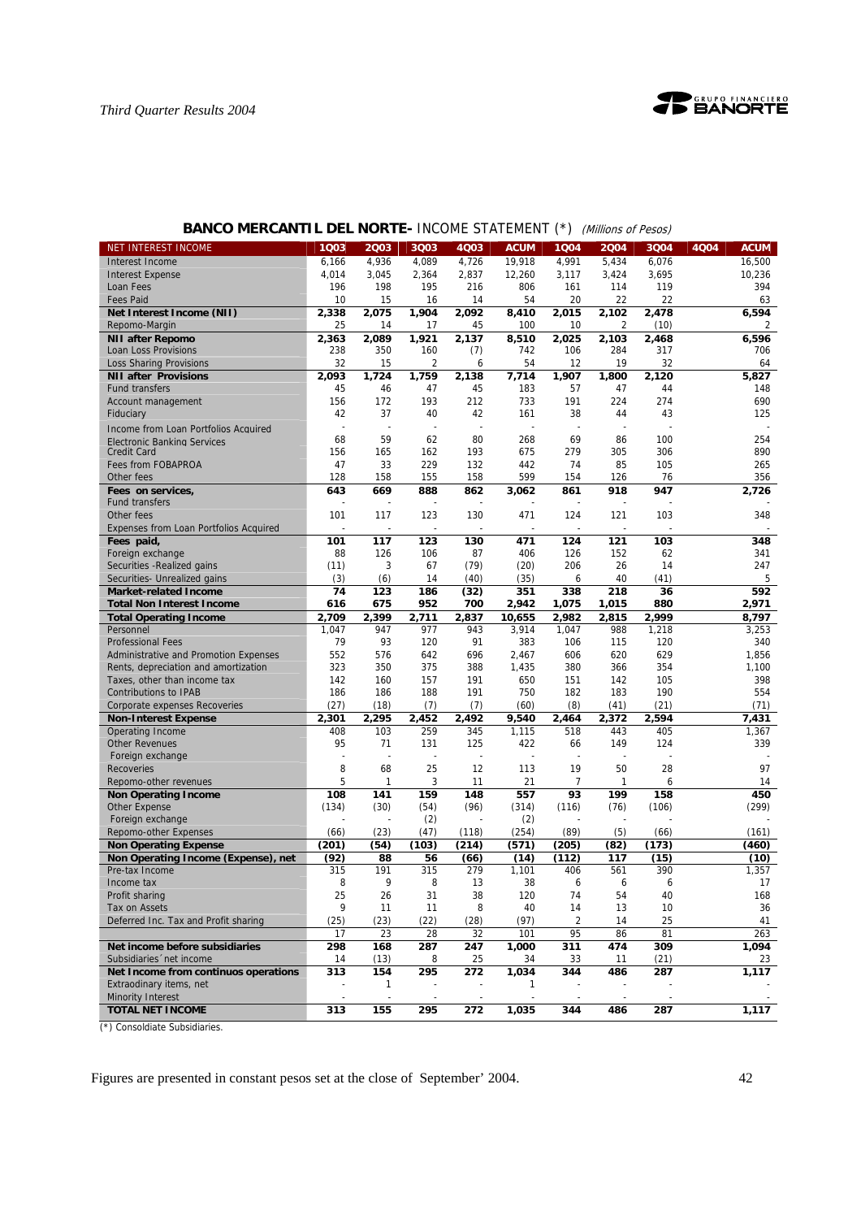## BANCO MERCANTIL DEL NORTE- INCOME STATEMENT (*) *(Millions of Pesos)*

| NET INTEREST INCOME | 1Q03 | 2Q03 | 3Q03 | 4Q03 | ACUM | 1Q04 | 2Q04 | 3Q04 | 4Q04 | ACUM |
|---|---|---|---|---|---|---|---|---|---|---|
| Interest Income | 6,166 | 4,936 | 4,089 | 4,726 | 19,918 | 4,991 | 5,434 | 6,076 | | 16,500 |
| Interest Expense | 4,014 | 3,045 | 2,364 | 2,837 | 12,260 | 3,117 | 3,424 | 3,695 | | 10,236 |
| Loan Fees | 196 | 198 | 195 | 216 | 806 | 161 | 114 | 119 | | 394 |
| Fees Paid | 10 | 15 | 16 | 14 | 54 | 20 | 22 | 22 | | 63 |
| **Net Interest Income (NII)** | **2,338** | **2,075** | **1,904** | **2,092** | **8,410** | **2,015** | **2,102** | **2,478** | | **6,594** |
| Repomo-Margin | 25 | 14 | 17 | 45 | 100 | 10 | 2 | (10) | | 2 |
| **NII after Repomo** | **2,363** | **2,089** | **1,921** | **2,137** | **8,510** | **2,025** | **2,103** | **2,468** | | **6,596** |
| Loan Loss Provisions | 238 | 350 | 160 | (7) | 742 | 106 | 284 | 317 | | 706 |
| Loss Sharing Provisions | 32 | 15 | 2 | 6 | 54 | 12 | 19 | 32 | | 64 |
| **NII after Provisions** | **2,093** | **1,724** | **1,759** | **2,138** | **7,714** | **1,907** | **1,800** | **2,120** | | **5,827** |
| Fund transfers | 45 | 46 | 47 | 45 | 183 | 57 | 47 | 44 | | 148 |
| Account management | 156 | 172 | 193 | 212 | 733 | 191 | 224 | 274 | | 690 |
| Fiduciary | 42 | 37 | 40 | 42 | 161 | 38 | 44 | 43 | | 125 |
| Income from Loan Portfolios Acquired | - | - | - | - | - | - | - | - | | - |
| Electronic Banking Services | 68 | 59 | 62 | 80 | 268 | 69 | 86 | 100 | | 254 |
| Credit Card | 156 | 165 | 162 | 193 | 675 | 279 | 305 | 306 | | 890 |
| Fees from FOBAPROA | 47 | 33 | 229 | 132 | 442 | 74 | 85 | 105 | | 265 |
| Other fees | 128 | 158 | 155 | 158 | 599 | 154 | 126 | 76 | | 356 |
| **Fees on services,** | **643** | **669** | **888** | **862** | **3,062** | **861** | **918** | **947** | | **2,726** |
| Fund transfers | - | - | - | - | - | - | - | - | | - |
| Other fees | 101 | 117 | 123 | 130 | 471 | 124 | 121 | 103 | | 348 |
| Expenses from Loan Portfolios Acquired | - | - | - | - | - | - | - | - | | - |
| **Fees paid,** | **101** | **117** | **123** | **130** | **471** | **124** | **121** | **103** | | **348** |
| Foreign exchange | 88 | 126 | 106 | 87 | 406 | 126 | 152 | 62 | | 341 |
| Securities -Realized gains | (11) | 3 | 67 | (79) | (20) | 206 | 26 | 14 | | 247 |
| Securities- Unrealized gains | (3) | (6) | 14 | (40) | (35) | 6 | 40 | (41) | | 5 |
| **Market-related Income** | **74** | **123** | **186** | **(32)** | **351** | **338** | **218** | **36** | | **592** |
| **Total Non Interest Income** | **616** | **675** | **952** | **700** | **2,942** | **1,075** | **1,015** | **880** | | **2,971** |
| **Total Operating Income** | **2,709** | **2,399** | **2,711** | **2,837** | **10,655** | **2,982** | **2,815** | **2,999** | | **8,797** |
| Personnel | 1,047 | 947 | 977 | 943 | 3,914 | 1,047 | 988 | 1,218 | | 3,253 |
| Professional Fees | 79 | 93 | 120 | 91 | 383 | 106 | 115 | 120 | | 340 |
| Administrative and Promotion Expenses | 552 | 576 | 642 | 696 | 2,467 | 606 | 620 | 629 | | 1,856 |
| Rents, depreciation and amortization | 323 | 350 | 375 | 388 | 1,435 | 380 | 366 | 354 | | 1,100 |
| Taxes, other than income tax | 142 | 160 | 157 | 191 | 650 | 151 | 142 | 105 | | 398 |
| Contributions to IPAB | 186 | 186 | 188 | 191 | 750 | 182 | 183 | 190 | | 554 |
| Corporate expenses Recoveries | (27) | (18) | (7) | (7) | (60) | (8) | (41) | (21) | | (71) |
| **Non-Interest Expense** | **2,301** | **2,295** | **2,452** | **2,492** | **9,540** | **2,464** | **2,372** | **2,594** | | **7,431** |
| Operating Income | 408 | 103 | 259 | 345 | 1,115 | 518 | 443 | 405 | | 1,367 |
| Other Revenues | 95 | 71 | 131 | 125 | 422 | 66 | 149 | 124 | | 339 |
| Foreign exchange | - | - | - | - | - | - | - | - | | - |
| Recoveries | 8 | 68 | 25 | 12 | 113 | 19 | 50 | 28 | | 97 |
| Repomo-other revenues | 5 | 1 | 3 | 11 | 21 | 7 | 1 | 6 | | 14 |
| **Non Operating Income** | **108** | **141** | **159** | **148** | **557** | **93** | **199** | **158** | | **450** |
| Other Expense | (134) | (30) | (54) | (96) | (314) | (116) | (76) | (106) | | (299) |
| Foreign exchange | - | - | (2) | - | (2) | - | - | - | | - |
| Repomo-other Expenses | (66) | (23) | (47) | (118) | (254) | (89) | (5) | (66) | | (161) |
| **Non Operating Expense** | **(201)** | **(54)** | **(103)** | **(214)** | **(571)** | **(205)** | **(82)** | **(173)** | | **(460)** |
| **Non Operating Income (Expense), net** | **(92)** | **88** | **56** | **(66)** | **(14)** | **(112)** | **117** | **(15)** | | **(10)** |
| Pre-tax Income | 315 | 191 | 315 | 279 | 1,101 | 406 | 561 | 390 | | 1,357 |
| Income tax | 8 | 9 | 8 | 13 | 38 | 6 | 6 | 6 | | 17 |
| Profit sharing | 25 | 26 | 31 | 38 | 120 | 74 | 54 | 40 | | 168 |
| Tax on Assets | 9 | 11 | 11 | 8 | 40 | 14 | 13 | 10 | | 36 |
| Deferred Inc. Tax and Profit sharing | (25) | (23) | (22) | (28) | (97) | 2 | 14 | 25 | | 41 |
| | 17 | 23 | 28 | 32 | 101 | 95 | 86 | 81 | | 263 |
| **Net income before subsidiaries** | **298** | **168** | **287** | **247** | **1,000** | **311** | **474** | **309** | | **1,094** |
| Subsidiaries´net income | 14 | (13) | 8 | 25 | 34 | 33 | 11 | (21) | | 23 |
| **Net Income from continuos operations** | **313** | **154** | **295** | **272** | **1,034** | **344** | **486** | **287** | | **1,117** |
| Extraodinary items, net | - | 1 | - | - | 1 | - | - | - | | - |
| Minority Interest | - | - | - | - | - | - | - | - | | - |
| **TOTAL NET INCOME** | **313** | **155** | **295** | **272** | **1,035** | **344** | **486** | **287** | | **1,117** |

(*) Consoldiate Subsidiaries.

Figures are presented in constant pesos set at the close of September' 2004.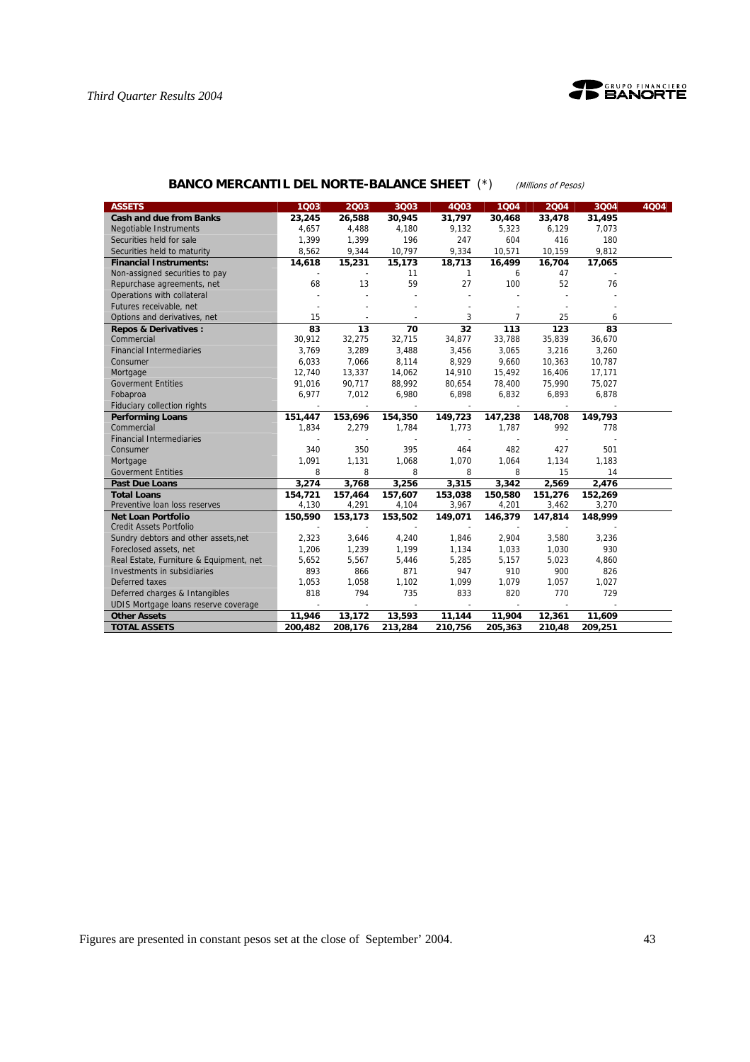## BANCO MERCANTIL DEL NORTE-BALANCE SHEET (*) *(Millions of Pesos)*

| ASSETS | 1Q03 | 2Q03 | 3Q03 | 4Q03 | 1Q04 | 2Q04 | 3Q04 | 4Q04 |
|---|---|---|---|---|---|---|---|---|
| **Cash and due from Banks** | **23,245** | **26,588** | **30,945** | **31,797** | **30,468** | **33,478** | **31,495** | |
| Negotiable Instruments | 4,657 | 4,488 | 4,180 | 9,132 | 5,323 | 6,129 | 7,073 | |
| Securities held for sale | 1,399 | 1,399 | 196 | 247 | 604 | 416 | 180 | |
| Securities held to maturity | 8,562 | 9,344 | 10,797 | 9,334 | 10,571 | 10,159 | 9,812 | |
| **Financial Instruments:** | **14,618** | **15,231** | **15,173** | **18,713** | **16,499** | **16,704** | **17,065** | |
| Non-assigned securities to pay | - | - | 11 | 1 | 6 | 47 | - | |
| Repurchase agreements, net | 68 | 13 | 59 | 27 | 100 | 52 | 76 | |
| Operations with collateral | - | - | - | - | - | - | - | |
| Futures receivable, net | - | - | - | - | - | - | - | |
| Options and derivatives, net | 15 | - | - | 3 | 7 | 25 | 6 | |
| **Repos & Derivatives :** | **83** | **13** | **70** | **32** | **113** | **123** | **83** | |
| Commercial | 30,912 | 32,275 | 32,715 | 34,877 | 33,788 | 35,839 | 36,670 | |
| Financial Intermediaries | 3,769 | 3,289 | 3,488 | 3,456 | 3,065 | 3,216 | 3,260 | |
| Consumer | 6,033 | 7,066 | 8,114 | 8,929 | 9,660 | 10,363 | 10,787 | |
| Mortgage | 12,740 | 13,337 | 14,062 | 14,910 | 15,492 | 16,406 | 17,171 | |
| Goverment Entities | 91,016 | 90,717 | 88,992 | 80,654 | 78,400 | 75,990 | 75,027 | |
| Fobaproa | 6,977 | 7,012 | 6,980 | 6,898 | 6,832 | 6,893 | 6,878 | |
| Fiduciary collection rights | - | - | - | - | - | - | - | |
| **Performing Loans** | **151,447** | **153,696** | **154,350** | **149,723** | **147,238** | **148,708** | **149,793** | |
| Commercial | 1,834 | 2,279 | 1,784 | 1,773 | 1,787 | 992 | 778 | |
| Financial Intermediaries | - | - | - | - | - | - | - | |
| Consumer | 340 | 350 | 395 | 464 | 482 | 427 | 501 | |
| Mortgage | 1,091 | 1,131 | 1,068 | 1,070 | 1,064 | 1,134 | 1,183 | |
| Goverment Entities | 8 | 8 | 8 | 8 | 8 | 15 | 14 | |
| **Past Due Loans** | **3,274** | **3,768** | **3,256** | **3,315** | **3,342** | **2,569** | **2,476** | |
| **Total Loans** | **154,721** | **157,464** | **157,607** | **153,038** | **150,580** | **151,276** | **152,269** | |
| Preventive loan loss reserves | 4,130 | 4,291 | 4,104 | 3,967 | 4,201 | 3,462 | 3,270 | |
| **Net Loan Portfolio** | **150,590** | **153,173** | **153,502** | **149,071** | **146,379** | **147,814** | **148,999** | |
| Credit Assets Portfolio | - | - | - | - | - | - | - | |
| Sundry debtors and other assets,net | 2,323 | 3,646 | 4,240 | 1,846 | 2,904 | 3,580 | 3,236 | |
| Foreclosed assets, net | 1,206 | 1,239 | 1,199 | 1,134 | 1,033 | 1,030 | 930 | |
| Real Estate, Furniture & Equipment, net | 5,652 | 5,567 | 5,446 | 5,285 | 5,157 | 5,023 | 4,860 | |
| Investments in subsidiaries | 893 | 866 | 871 | 947 | 910 | 900 | 826 | |
| Deferred taxes | 1,053 | 1,058 | 1,102 | 1,099 | 1,079 | 1,057 | 1,027 | |
| Deferred charges & Intangibles | 818 | 794 | 735 | 833 | 820 | 770 | 729 | |
| UDIS Mortgage loans reserve coverage | - | - | - | - | - | - | - | |
| **Other Assets** | **11,946** | **13,172** | **13,593** | **11,144** | **11,904** | **12,361** | **11,609** | |
| **TOTAL ASSETS** | **200,482** | **208,176** | **213,284** | **210,756** | **205,363** | **210,48** | **209,251** | |

Figures are presented in constant pesos set at the close of September' 2004.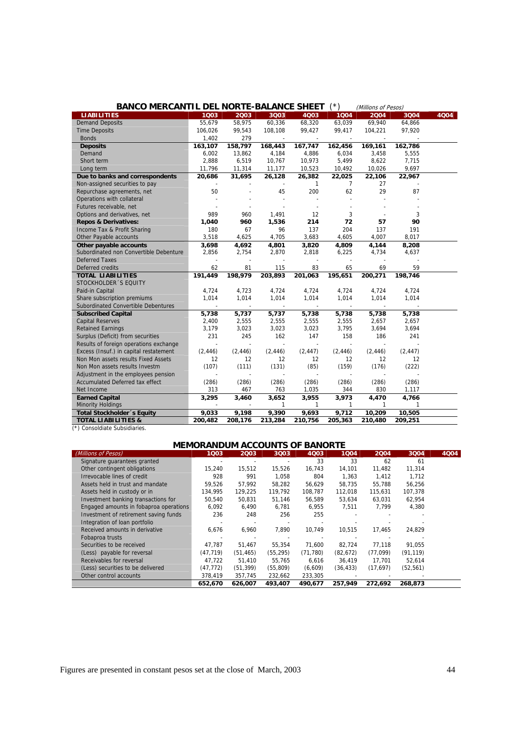## BANCO MERCANTIL DEL NORTE-BALANCE SHEET (*) *(Millions of Pesos)*

| LIABILITIES | 1Q03 | 2Q03 | 3Q03 | 4Q03 | 1Q04 | 2Q04 | 3Q04 | 4Q04 |
|---|---|---|---|---|---|---|---|---|
| Demand Deposits | 55,679 | 58,975 | 60,336 | 68,320 | 63,039 | 69,940 | 64,866 | |
| Time Deposits | 106,026 | 99,543 | 108,108 | 99,427 | 99,417 | 104,221 | 97,920 | |
| Bonds | 1,402 | 279 | - | - | - | - | - | |
| **Deposits** | **163,107** | **158,797** | **168,443** | **167,747** | **162,456** | **169,161** | **162,786** | |
| Demand | 6,002 | 13,862 | 4,184 | 4,886 | 6,034 | 3,458 | 5,555 | |
| Short term | 2,888 | 6,519 | 10,767 | 10,973 | 5,499 | 8,622 | 7,715 | |
| Long term | 11,796 | 11,314 | 11,177 | 10,523 | 10,492 | 10,026 | 9,697 | |
| **Due to banks and correspondents** | **20,686** | **31,695** | **26,128** | **26,382** | **22,025** | **22,106** | **22,967** | |
| Non-assigned securities to pay | - | - | - | 1 | 7 | 27 | - | |
| Repurchase agreements, net | 50 | - | 45 | 200 | 62 | 29 | 87 | |
| Operations with collateral | - | - | - | - | - | - | - | |
| Futures receivable, net | - | - | - | - | - | - | - | |
| Options and derivatives, net | 989 | 960 | 1,491 | 12 | 3 | - | 3 | |
| **Repos & Derivatives:** | **1,040** | **960** | **1,536** | **214** | **72** | **57** | **90** | |
| Income Tax & Profit Sharing | 180 | 67 | 96 | 137 | 204 | 137 | 191 | |
| Other Payable accounts | 3,518 | 4,625 | 4,705 | 3,683 | 4,605 | 4,007 | 8,017 | |
| **Other payable accounts** | **3,698** | **4,692** | **4,801** | **3,820** | **4,809** | **4,144** | **8,208** | |
| Subordinated non Convertible Debenture | 2,856 | 2,754 | 2,870 | 2,818 | 6,225 | 4,734 | 4,637 | |
| Deferred Taxes | - | - | - | - | - | - | - | |
| Deferred credits | 62 | 81 | 115 | 83 | 65 | 69 | 59 | |
| **TOTAL LIABILITIES** | **191,449** | **198,979** | **203,893** | **201,063** | **195,651** | **200,271** | **198,746** | |
| STOCKHOLDER´S EQUITY | | | | | | | | |
| Paid-in Capital | 4,724 | 4,723 | 4,724 | 4,724 | 4,724 | 4,724 | 4,724 | |
| Share subscription premiums | 1,014 | 1,014 | 1,014 | 1,014 | 1,014 | 1,014 | 1,014 | |
| Subordinated Convertible Debentures | - | - | - | - | - | - | - | |
| **Subscribed Capital** | **5,738** | **5,737** | **5,737** | **5,738** | **5,738** | **5,738** | **5,738** | |
| Capital Reserves | 2,400 | 2,555 | 2,555 | 2,555 | 2,555 | 2,657 | 2,657 | |
| Retained Earnings | 3,179 | 3,023 | 3,023 | 3,023 | 3,795 | 3,694 | 3,694 | |
| Surplus (Deficit) from securities | 231 | 245 | 162 | 147 | 158 | 186 | 241 | |
| Results of foreign operations exchange | - | - | - | - | - | - | - | |
| Excess (Insuf.) in capital restatement | (2,446) | (2,446) | (2,446) | (2,447) | (2,446) | (2,446) | (2,447) | |
| Non Mon assets results Fixed Assets | 12 | 12 | 12 | 12 | 12 | 12 | 12 | |
| Non Mon assets results Investm | (107) | (111) | (131) | (85) | (159) | (176) | (222) | |
| Adjustment in the employees pension | - | - | - | - | - | - | - | |
| Accumulated Deferred tax effect | (286) | (286) | (286) | (286) | (286) | (286) | (286) | |
| Net Income | 313 | 467 | 763 | 1,035 | 344 | 830 | 1,117 | |
| **Earned Capital** | **3,295** | **3,460** | **3,652** | **3,955** | **3,973** | **4,470** | **4,766** | |
| Minority Holdings | - | - | 1 | 1 | 1 | 1 | 1 | |
| **Total Stockholder´s Equity** | **9,033** | **9,198** | **9,390** | **9,693** | **9,712** | **10,209** | **10,505** | |
| **TOTAL LIABILITIES &** | **200,482** | **208,176** | **213,284** | **210,756** | **205,363** | **210,480** | **209,251** | |

(*) Consoldiate Subsidiaries.

## MEMORANDUM ACCOUNTS OF BANORTE

| *(Millions of Pesos)* | 1Q03 | 2Q03 | 3Q03 | 4Q03 | 1Q04 | 2Q04 | 3Q04 | 4Q04 |
|---|---|---|---|---|---|---|---|---|
| Signature guarantees granted | - | - | - | 33 | 33 | 62 | 61 | |
| Other contingent obligations | 15,240 | 15,512 | 15,526 | 16,743 | 14,101 | 11,482 | 11,314 | |
| Irrevocable lines of credit | 928 | 991 | 1,058 | 804 | 1,363 | 1,412 | 1,712 | |
| Assets held in trust and mandate | 59,526 | 57,992 | 58,282 | 56,629 | 58,735 | 55,788 | 56,256 | |
| Assets held in custody or in | 134,995 | 129,225 | 119,792 | 108,787 | 112,018 | 115,631 | 107,378 | |
| Investment banking transactions for | 50,540 | 50,831 | 51,146 | 56,589 | 53,634 | 63,031 | 62,954 | |
| Engaged amounts in fobaproa operations | 6,092 | 6,490 | 6,781 | 6,955 | 7,511 | 7,799 | 4,380 | |
| Investment of retirement saving funds | 236 | 248 | 256 | 255 | - | - | - | |
| Integration of loan portfolio | - | - | - | - | - | - | - | |
| Received amounts in derivative | 6,676 | 6,960 | 7,890 | 10,749 | 10,515 | 17,465 | 24,829 | |
| Fobaproa trusts | - | - | - | - | - | - | - | |
| Securities to be received | 47,787 | 51,467 | 55,354 | 71,600 | 82,724 | 77,118 | 91,055 | |
| (Less) payable for reversal | (47,719) | (51,465) | (55,295) | (71,780) | (82,672) | (77,099) | (91,119) | |
| Receivables for reversal | 47,722 | 51,410 | 55,765 | 6,616 | 36,419 | 17,701 | 52,614 | |
| (Less) securities to be delivered | (47,772) | (51,399) | (55,809) | (6,609) | (36,433) | (17,697) | (52,561) | |
| Other control accounts | 378,419 | 357,745 | 232,662 | 233,305 | - | - | - | |
| | **652,670** | **626,007** | **493,407** | **490,677** | **257,949** | **272,692** | **268,873** | |

Figures are presented in constant pesos set at the close of March, 2003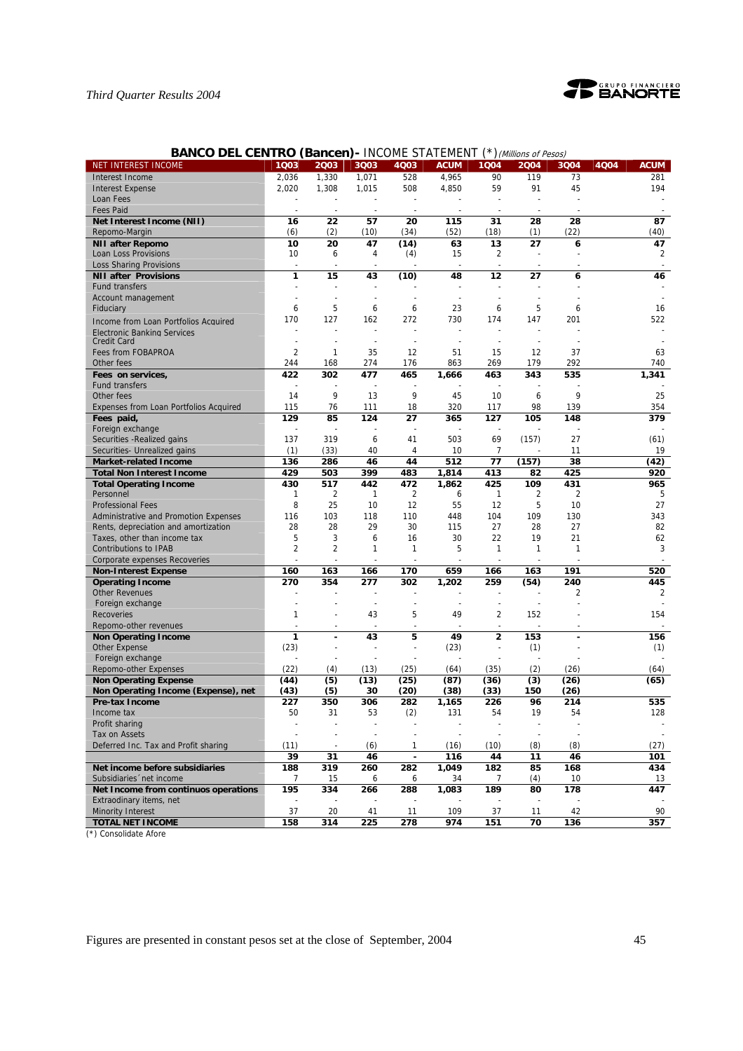## BANCO DEL CENTRO (Bancen)- INCOME STATEMENT (*) *(Millions of Pesos)*

| NET INTEREST INCOME | 1Q03 | 2Q03 | 3Q03 | 4Q03 | ACUM | 1Q04 | 2Q04 | 3Q04 | 4Q04 | ACUM |
|---|---|---|---|---|---|---|---|---|---|---|
| Interest Income | 2,036 | 1,330 | 1,071 | 528 | 4,965 | 90 | 119 | 73 | | 281 |
| Interest Expense | 2,020 | 1,308 | 1,015 | 508 | 4,850 | 59 | 91 | 45 | | 194 |
| Loan Fees | - | - | - | - | - | - | - | - | | - |
| Fees Paid | - | - | - | - | - | - | - | - | | - |
| **Net Interest Income (NII)** | **16** | **22** | **57** | **20** | **115** | **31** | **28** | **28** | | **87** |
| Repomo-Margin | (6) | (2) | (10) | (34) | (52) | (18) | (1) | (22) | | (40) |
| **NII after Repomo** | **10** | **20** | **47** | **(14)** | **63** | **13** | **27** | **6** | | **47** |
| Loan Loss Provisions | 10 | 6 | 4 | (4) | 15 | 2 | - | - | | 2 |
| Loss Sharing Provisions | - | - | - | - | - | - | - | - | | - |
| **NII after Provisions** | **1** | **15** | **43** | **(10)** | **48** | **12** | **27** | **6** | | **46** |
| Fund transfers | - | - | - | - | - | - | - | - | | - |
| Account management | - | - | - | - | - | - | - | - | | - |
| Fiduciary | 6 | 5 | 6 | 6 | 23 | 6 | 5 | 6 | | 16 |
| Income from Loan Portfolios Acquired | 170 | 127 | 162 | 272 | 730 | 174 | 147 | 201 | | 522 |
| Electronic Banking Services | - | - | - | - | - | - | - | - | | - |
| Credit Card | - | - | - | - | - | - | - | - | | - |
| Fees from FOBAPROA | 2 | 1 | 35 | 12 | 51 | 15 | 12 | 37 | | 63 |
| Other fees | 244 | 168 | 274 | 176 | 863 | 269 | 179 | 292 | | 740 |
| **Fees on services,** | **422** | **302** | **477** | **465** | **1,666** | **463** | **343** | **535** | | **1,341** |
| Fund transfers | - | - | - | - | - | - | - | - | | - |
| Other fees | 14 | 9 | 13 | 9 | 45 | 10 | 6 | 9 | | 25 |
| Expenses from Loan Portfolios Acquired | 115 | 76 | 111 | 18 | 320 | 117 | 98 | 139 | | 354 |
| **Fees paid,** | **129** | **85** | **124** | **27** | **365** | **127** | **105** | **148** | | **379** |
| Foreign exchange | - | - | - | - | - | - | - | - | | - |
| Securities -Realized gains | 137 | 319 | 6 | 41 | 503 | 69 | (157) | 27 | | (61) |
| Securities- Unrealized gains | (1) | (33) | 40 | 4 | 10 | 7 | - | 11 | | 19 |
| **Market-related Income** | **136** | **286** | **46** | **44** | **512** | **77** | **(157)** | **38** | | **(42)** |
| **Total Non Interest Income** | **429** | **503** | **399** | **483** | **1,814** | **413** | **82** | **425** | | **920** |
| **Total Operating Income** | **430** | **517** | **442** | **472** | **1,862** | **425** | **109** | **431** | | **965** |
| Personnel | 1 | 2 | 1 | 2 | 6 | 1 | 2 | 2 | | 5 |
| Professional Fees | 8 | 25 | 10 | 12 | 55 | 12 | 5 | 10 | | 27 |
| Administrative and Promotion Expenses | 116 | 103 | 118 | 110 | 448 | 104 | 109 | 130 | | 343 |
| Rents, depreciation and amortization | 28 | 28 | 29 | 30 | 115 | 27 | 28 | 27 | | 82 |
| Taxes, other than income tax | 5 | 3 | 6 | 16 | 30 | 22 | 19 | 21 | | 62 |
| Contributions to IPAB | 2 | 2 | 1 | 1 | 5 | 1 | 1 | 1 | | 3 |
| Corporate expenses Recoveries | - | - | - | - | - | - | - | - | | - |
| **Non-Interest Expense** | **160** | **163** | **166** | **170** | **659** | **166** | **163** | **191** | | **520** |
| **Operating Income** | **270** | **354** | **277** | **302** | **1,202** | **259** | **(54)** | **240** | | **445** |
| Other Revenues | - | - | - | - | - | - | - | 2 | | 2 |
| Foreign exchange | - | - | - | - | - | - | - | - | | - |
| Recoveries | 1 | - | 43 | 5 | 49 | 2 | 152 | - | | 154 |
| Repomo-other revenues | - | - | - | - | - | - | - | - | | - |
| **Non Operating Income** | **1** | **-** | **43** | **5** | **49** | **2** | **153** | **-** | | **156** |
| Other Expense | (23) | - | - | - | (23) | - | (1) | - | | (1) |
| Foreign exchange | - | - | - | - | - | - | - | - | | - |
| Repomo-other Expenses | (22) | (4) | (13) | (25) | (64) | (35) | (2) | (26) | | (64) |
| **Non Operating Expense** | **(44)** | **(5)** | **(13)** | **(25)** | **(87)** | **(36)** | **(3)** | **(26)** | | **(65)** |
| **Non Operating Income (Expense), net** | **(43)** | **(5)** | **30** | **(20)** | **(38)** | **(33)** | **150** | **(26)** | | |
| **Pre-tax Income** | **227** | **350** | **306** | **282** | **1,165** | **226** | **96** | **214** | | **535** |
| Income tax | 50 | 31 | 53 | (2) | 131 | 54 | 19 | 54 | | 128 |
| Profit sharing | - | - | - | - | - | - | - | - | | - |
| Tax on Assets | - | - | - | - | - | - | - | - | | - |
| Deferred Inc. Tax and Profit sharing | (11) | - | (6) | 1 | (16) | (10) | (8) | (8) | | (27) |
| | **39** | **31** | **46** | **-** | **116** | **44** | **11** | **46** | | **101** |
| **Net income before subsidiaries** | **188** | **319** | **260** | **282** | **1,049** | **182** | **85** | **168** | | **434** |
| Subsidiaries´net income | 7 | 15 | 6 | 6 | 34 | 7 | (4) | 10 | | 13 |
| **Net Income from continuos operations** | **195** | **334** | **266** | **288** | **1,083** | **189** | **80** | **178** | | **447** |
| Extraordinary items, net | - | - | - | - | - | - | - | - | | - |
| Minority Interest | 37 | 20 | 41 | 11 | 109 | 37 | 11 | 42 | | 90 |
| **TOTAL NET INCOME** | **158** | **314** | **225** | **278** | **974** | **151** | **70** | **136** | | **357** |

(*) Consolidate Afore

Figures are presented in constant pesos set at the close of September, 2004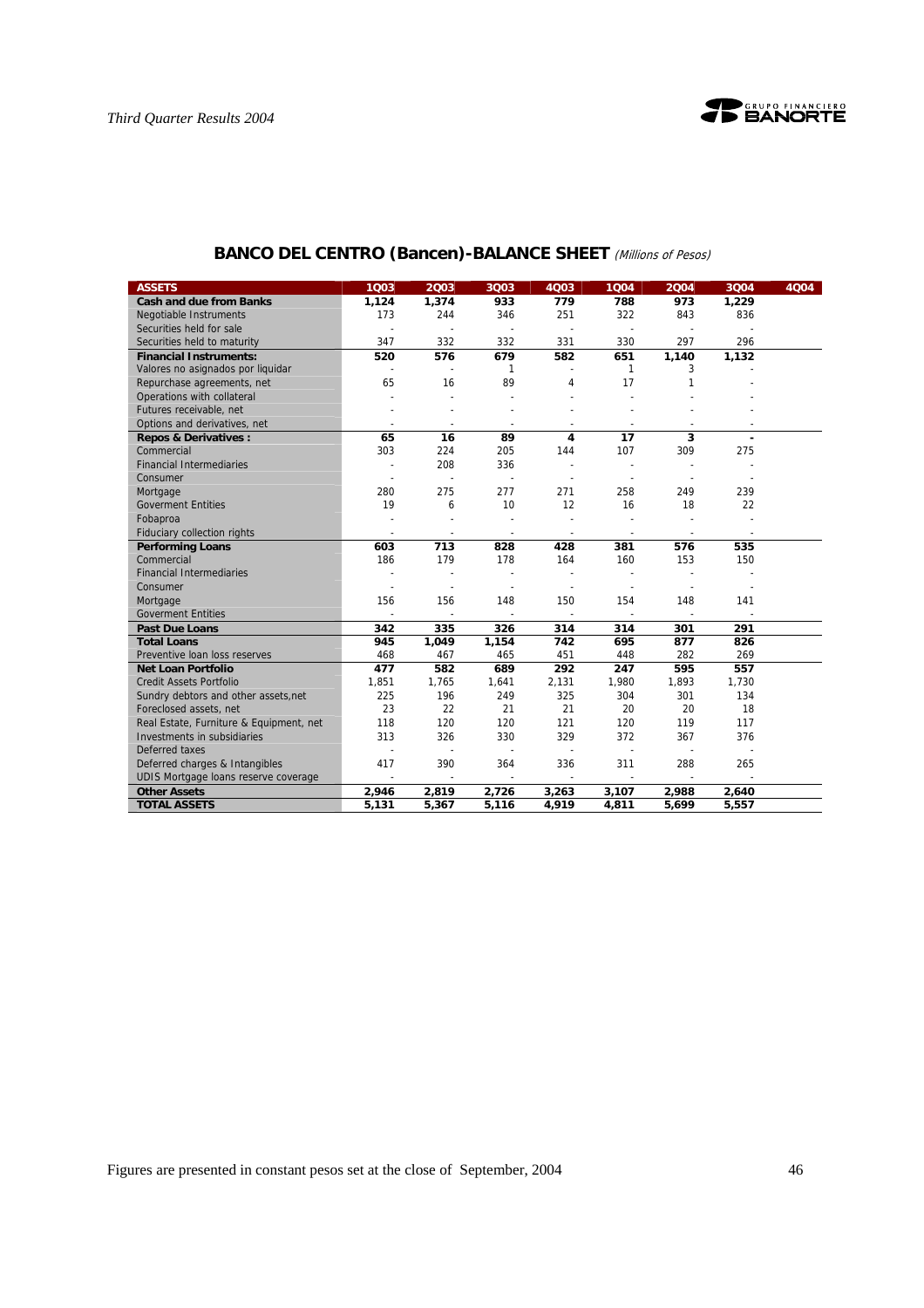## BANCO DEL CENTRO (Bancen)-BALANCE SHEET *(Millions of Pesos)*

| ASSETS | 1Q03 | 2Q03 | 3Q03 | 4Q03 | 1Q04 | 2Q04 | 3Q04 | 4Q04 |
|---|---|---|---|---|---|---|---|---|
| **Cash and due from Banks** | **1,124** | **1,374** | **933** | **779** | **788** | **973** | **1,229** | |
| Negotiable Instruments | 173 | 244 | 346 | 251 | 322 | 843 | 836 | |
| Securities held for sale | - | - | - | - | - | - | - | |
| Securities held to maturity | 347 | 332 | 332 | 331 | 330 | 297 | 296 | |
| **Financial Instruments:** | **520** | **576** | **679** | **582** | **651** | **1,140** | **1,132** | |
| Valores no asignados por liquidar | - | - | 1 | - | 1 | 3 | - | |
| Repurchase agreements, net | 65 | 16 | 89 | 4 | 17 | 1 | - | |
| Operations with collateral | - | - | - | - | - | - | - | |
| Futures receivable, net | - | - | - | - | - | - | - | |
| Options and derivatives, net | - | - | - | - | - | - | - | |
| **Repos & Derivatives :** | **65** | **16** | **89** | **4** | **17** | **3** | **-** | |
| Commercial | 303 | 224 | 205 | 144 | 107 | 309 | 275 | |
| Financial Intermediaries | - | 208 | 336 | - | - | - | - | |
| Consumer | - | - | - | - | - | - | - | |
| Mortgage | 280 | 275 | 277 | 271 | 258 | 249 | 239 | |
| Goverment Entities | 19 | 6 | 10 | 12 | 16 | 18 | 22 | |
| Fobaproa | - | - | - | - | - | - | - | |
| Fiduciary collection rights | - | - | - | - | - | - | - | |
| **Performing Loans** | **603** | **713** | **828** | **428** | **381** | **576** | **535** | |
| Commercial | 186 | 179 | 178 | 164 | 160 | 153 | 150 | |
| Financial Intermediaries | - | - | - | - | - | - | - | |
| Consumer | - | - | - | - | - | - | - | |
| Mortgage | 156 | 156 | 148 | 150 | 154 | 148 | 141 | |
| Goverment Entities | - | - | - | - | - | - | - | |
| **Past Due Loans** | **342** | **335** | **326** | **314** | **314** | **301** | **291** | |
| **Total Loans** | **945** | **1,049** | **1,154** | **742** | **695** | **877** | **826** | |
| Preventive loan loss reserves | 468 | 467 | 465 | 451 | 448 | 282 | 269 | |
| **Net Loan Portfolio** | **477** | **582** | **689** | **292** | **247** | **595** | **557** | |
| Credit Assets Portfolio | 1,851 | 1,765 | 1,641 | 2,131 | 1,980 | 1,893 | 1,730 | |
| Sundry debtors and other assets,net | 225 | 196 | 249 | 325 | 304 | 301 | 134 | |
| Foreclosed assets, net | 23 | 22 | 21 | 21 | 20 | 20 | 18 | |
| Real Estate, Furniture & Equipment, net | 118 | 120 | 120 | 121 | 120 | 119 | 117 | |
| Investments in subsidiaries | 313 | 326 | 330 | 329 | 372 | 367 | 376 | |
| Deferred taxes | - | - | - | - | - | - | - | |
| Deferred charges & Intangibles | 417 | 390 | 364 | 336 | 311 | 288 | 265 | |
| UDIS Mortgage loans reserve coverage | - | - | - | - | - | - | - | |
| **Other Assets** | **2,946** | **2,819** | **2,726** | **3,263** | **3,107** | **2,988** | **2,640** | |
| **TOTAL ASSETS** | **5,131** | **5,367** | **5,116** | **4,919** | **4,811** | **5,699** | **5,557** | |

Figures are presented in constant pesos set at the close of September, 2004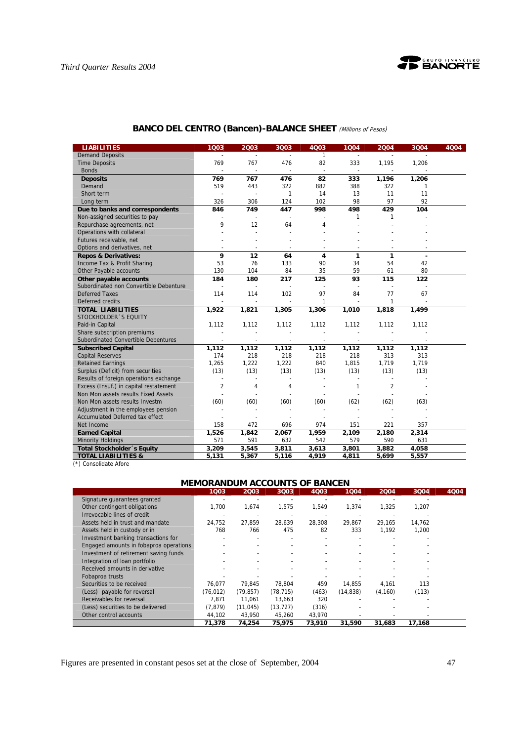## BANCO DEL CENTRO (Bancen)-BALANCE SHEET *(Millions of Pesos)*

| LIABILITIES | 1Q03 | 2Q03 | 3Q03 | 4Q03 | 1Q04 | 2Q04 | 3Q04 | 4Q04 |
|---|---|---|---|---|---|---|---|---|
| Demand Deposits | - | - | - | 1 | - | - | - | |
| Time Deposits | 769 | 767 | 476 | 82 | 333 | 1,195 | 1,206 | |
| Bonds | - | - | - | - | - | - | - | |
| **Deposits** | **769** | **767** | **476** | **82** | **333** | **1,196** | **1,206** | |
| Demand | 519 | 443 | 322 | 882 | 388 | 322 | 1 | |
| Short term | - | - | 1 | 14 | 13 | 11 | 11 | |
| Long term | 326 | 306 | 124 | 102 | 98 | 97 | 92 | |
| **Due to banks and correspondents** | **846** | **749** | **447** | **998** | **498** | **429** | **104** | |
| Non-assigned securities to pay | - | - | - | - | 1 | 1 | - | |
| Repurchase agreements, net | 9 | 12 | 64 | 4 | - | - | - | |
| Operations with collateral | - | - | - | - | - | - | - | |
| Futures receivable, net | - | - | - | - | - | - | - | |
| Options and derivatives, net | - | - | - | - | - | - | - | |
| **Repos & Derivatives:** | **9** | **12** | **64** | **4** | **1** | **1** | **-** | |
| Income Tax & Profit Sharing | 53 | 76 | 133 | 90 | 34 | 54 | 42 | |
| Other Payable accounts | 130 | 104 | 84 | 35 | 59 | 61 | 80 | |
| **Other payable accounts** | **184** | **180** | **217** | **125** | **93** | **115** | **122** | |
| Subordinated non Convertible Debenture | - | - | - | - | - | - | - | |
| Deferred Taxes | 114 | 114 | 102 | 97 | 84 | 77 | 67 | |
| Deferred credits | - | - | - | 1 | - | 1 | - | |
| **TOTAL LIABILITIES** | **1,922** | **1,821** | **1,305** | **1,306** | **1,010** | **1,818** | **1,499** | |
| STOCKHOLDER´S EQUITY | | | | | | | | |
| Paid-in Capital | 1,112 | 1,112 | 1,112 | 1,112 | 1,112 | 1,112 | 1,112 | |
| Share subscription premiums | - | - | - | - | - | - | - | |
| Subordinated Convertible Debentures | - | - | - | - | - | - | - | |
| **Subscribed Capital** | **1,112** | **1,112** | **1,112** | **1,112** | **1,112** | **1,112** | **1,112** | |
| Capital Reserves | 174 | 218 | 218 | 218 | 218 | 313 | 313 | |
| Retained Earnings | 1,265 | 1,222 | 1,222 | 840 | 1,815 | 1,719 | 1,719 | |
| Surplus (Deficit) from securities | (13) | (13) | (13) | (13) | (13) | (13) | (13) | |
| Results of foreign operations exchange | - | - | - | - | - | - | - | |
| Excess (Insuf.) in capital restatement | 2 | 4 | 4 | - | 1 | 2 | - | |
| Non Mon assets results Fixed Assets | - | - | - | - | - | - | - | |
| Non Mon assets results Investm | (60) | (60) | (60) | (60) | (62) | (62) | (63) | |
| Adjustment in the employees pension | - | - | - | - | - | - | - | |
| Accumulated Deferred tax effect | - | - | - | - | - | - | - | |
| Net Income | 158 | 472 | 696 | 974 | 151 | 221 | 357 | |
| **Earned Capital** | **1,526** | **1,842** | **2,067** | **1,959** | **2,109** | **2,180** | **2,314** | |
| Minority Holdings | 571 | 591 | 632 | 542 | 579 | 590 | 631 | |
| **Total Stockholder´s Equity** | **3,209** | **3,545** | **3,811** | **3,613** | **3,801** | **3,882** | **4,058** | |
| **TOTAL LIABILITIES &** | **5,131** | **5,367** | **5,116** | **4,919** | **4,811** | **5,699** | **5,557** | |

(*) Consolidate Afore

## MEMORANDUM ACCOUNTS OF BANCEN

| | 1Q03 | 2Q03 | 3Q03 | 4Q03 | 1Q04 | 2Q04 | 3Q04 | 4Q04 |
|---|---|---|---|---|---|---|---|---|
| Signature guarantees granted | - | - | - | - | - | - | - | |
| Other contingent obligations | 1,700 | 1,674 | 1,575 | 1,549 | 1,374 | 1,325 | 1,207 | |
| Irrevocable lines of credit | - | - | - | - | - | - | - | |
| Assets held in trust and mandate | 24,752 | 27,859 | 28,639 | 28,308 | 29,867 | 29,165 | 14,762 | |
| Assets held in custody or in | 768 | 766 | 475 | 82 | 333 | 1,192 | 1,200 | |
| Investment banking transactions for | - | - | - | - | - | - | - | |
| Engaged amounts in fobaproa operations | - | - | - | - | - | - | - | |
| Investment of retirement saving funds | - | - | - | - | - | - | - | |
| Integration of loan portfolio | - | - | - | - | - | - | - | |
| Received amounts in derivative | - | - | - | - | - | - | - | |
| Fobaproa trusts | - | - | - | - | - | - | - | |
| Securities to be received | 76,077 | 79,845 | 78,804 | 459 | 14,855 | 4,161 | 113 | |
| (Less) payable for reversal | (76,012) | (79,857) | (78,715) | (463) | (14,838) | (4,160) | (113) | |
| Receivables for reversal | 7,871 | 11,061 | 13,663 | 320 | - | - | - | |
| (Less) securities to be delivered | (7,879) | (11,045) | (13,727) | (316) | - | - | - | |
| Other control accounts | 44,102 | 43,950 | 45,260 | 43,970 | - | - | - | |
| | **71,378** | **74,254** | **75,975** | **73,910** | **31,590** | **31,683** | **17,168** | |

Figures are presented in constant pesos set at the close of September, 2004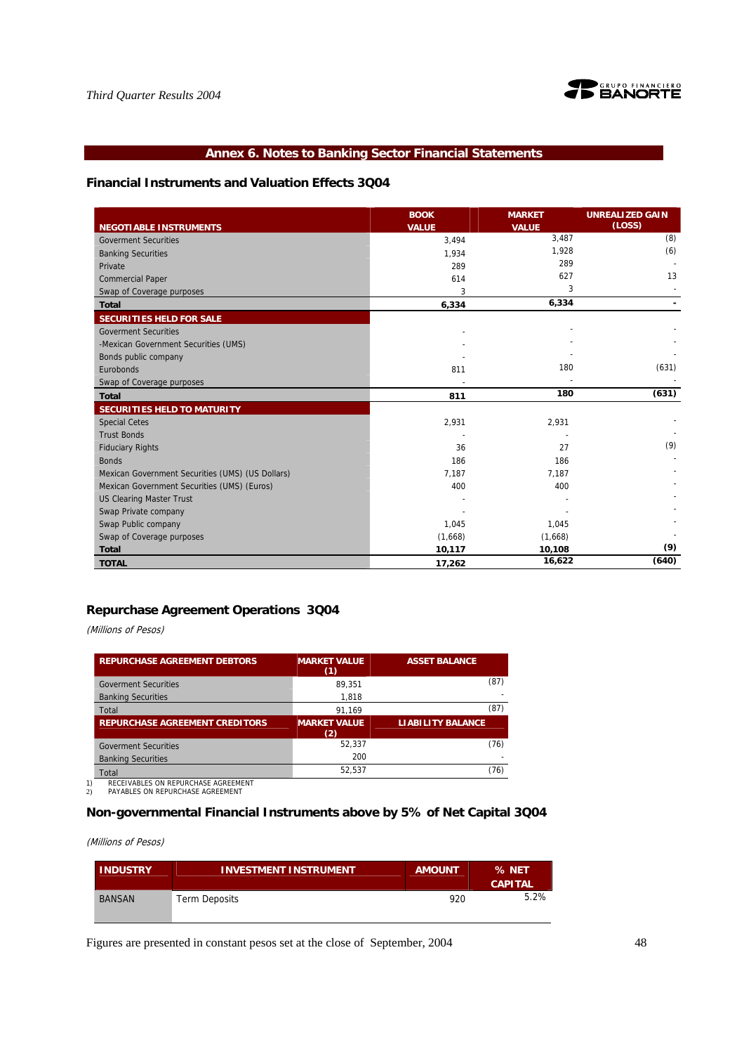## Annex 6. Notes to Banking Sector Financial Statements

### Financial Instruments and Valuation Effects 3Q04

| NEGOTIABLE INSTRUMENTS | BOOK VALUE | MARKET VALUE | UNREALIZED GAIN (LOSS) |
|---|---|---|---|
| Goverment Securities | 3,494 | 3,487 | (8) |
| Banking Securities | 1,934 | 1,928 | (6) |
| Private | 289 | 289 | - |
| Commercial Paper | 614 | 627 | 13 |
| Swap of Coverage purposes | 3 | 3 | - |
| **Total** | **6,334** | **6,334** | **-** |
| **SECURITIES HELD FOR SALE** | | | |
| Goverment Securities | - | - | - |
| -Mexican Government Securities (UMS) | - | - | - |
| Bonds public company | - | - | - |
| Eurobonds | 811 | 180 | (631) |
| Swap of Coverage purposes | - | - | - |
| **Total** | **811** | **180** | **(631)** |
| **SECURITIES HELD TO MATURITY** | | | |
| Special Cetes | 2,931 | 2,931 | - |
| Trust Bonds | - | - | - |
| Fiduciary Rights | 36 | 27 | (9) |
| Bonds | 186 | 186 | - |
| Mexican Government Securities (UMS) (US Dollars) | 7,187 | 7,187 | - |
| Mexican Government Securities (UMS) (Euros) | 400 | 400 | - |
| US Clearing Master Trust | - | - | - |
| Swap Private company | - | - | - |
| Swap Public company | 1,045 | 1,045 | - |
| Swap of Coverage purposes | (1,668) | (1,668) | - |
| **Total** | **10,117** | **10,108** | **(9)** |
| **TOTAL** | **17,262** | **16,622** | **(640)** |

### Repurchase Agreement Operations 3Q04

*(Millions of Pesos)*

| REPURCHASE AGREEMENT DEBTORS | MARKET VALUE (1) | ASSET BALANCE |
|---|---|---|
| Goverment Securities | 89,351 | (87) |
| Banking Securities | 1,818 | - |
| Total | 91,169 | (87) |
| **REPURCHASE AGREEMENT CREDITORS** | **MARKET VALUE (2)** | **LIABILITY BALANCE** |
| Goverment Securities | 52,337 | (76) |
| Banking Securities | 200 | - |
| Total | 52,537 | (76) |

1) RECEIVABLES ON REPURCHASE AGREEMENT
2) PAYABLES ON REPURCHASE AGREEMENT

### Non-governmental Financial Instruments above by 5% of Net Capital 3Q04

*(Millions of Pesos)*

| INDUSTRY | INVESTMENT INSTRUMENT | AMOUNT | % NET CAPITAL |
|---|---|---|---|
| BANSAN | Term Deposits | 920 | 5.2% |

Figures are presented in constant pesos set at the close of September, 2004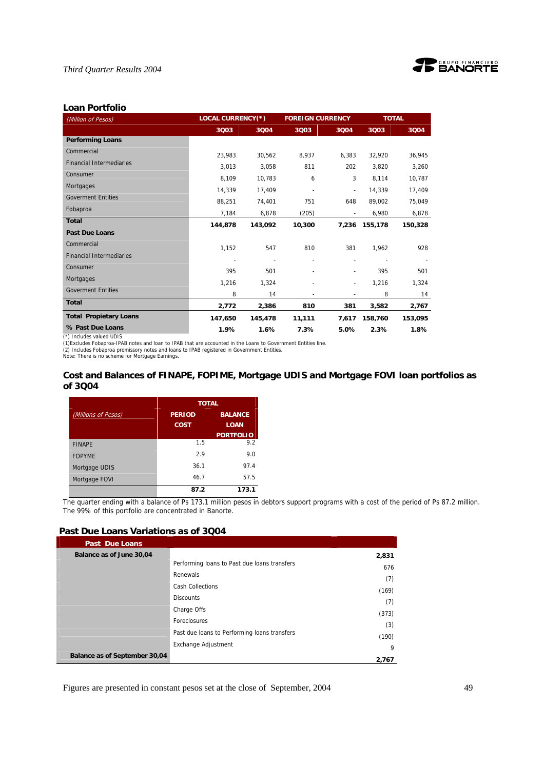## Loan Portfolio

| *(Million of Pesos)* | LOCAL CURRENCY(*) | | FOREIGN CURRENCY | | TOTAL | |
|---|---|---|---|---|---|---|
| | 3Q03 | 3Q04 | 3Q03 | 3Q04 | 3Q03 | 3Q04 |
| **Performing Loans** | | | | | | |
| Commercial | 23,983 | 30,562 | 8,937 | 6,383 | 32,920 | 36,945 |
| Financial Intermediaries | 3,013 | 3,058 | 811 | 202 | 3,820 | 3,260 |
| Consumer | 8,109 | 10,783 | 6 | 3 | 8,114 | 10,787 |
| Mortgages | 14,339 | 17,409 | - | - | 14,339 | 17,409 |
| Goverment Entities | 88,251 | 74,401 | 751 | 648 | 89,002 | 75,049 |
| Fobaproa | 7,184 | 6,878 | (205) | - | 6,980 | 6,878 |
| **Total** | **144,878** | **143,092** | **10,300** | **7,236** | **155,178** | **150,328** |
| **Past Due Loans** | | | | | | |
| Commercial | 1,152 | 547 | 810 | 381 | 1,962 | 928 |
| Financial Intermediaries | - | - | - | - | - | - |
| Consumer | 395 | 501 | - | - | 395 | 501 |
| Mortgages | 1,216 | 1,324 | - | - | 1,216 | 1,324 |
| Goverment Entities | 8 | 14 | - | - | 8 | 14 |
| **Total** | **2,772** | **2,386** | **810** | **381** | **3,582** | **2,767** |
| **Total Propietary Loans** | **147,650** | **145,478** | **11,111** | **7,617** | **158,760** | **153,095** |
| **% Past Due Loans** | **1.9%** | **1.6%** | **7.3%** | **5.0%** | **2.3%** | **1.8%** |

(*) Includes valued UDIS
(1)Excludes Fobaproa-IPAB notes and loan to IPAB that are accounted in the Loans to Government Entities line.
(2) Includes Fobaproa promissory notes and loans to IPAB registered in Government Entities.
Note: There is no scheme for Mortgage Earnings.

## Cost and Balances of FINAPE, FOPIME, Mortgage UDIS and Mortgage FOVI loan portfolios as of 3Q04

| *(Millions of Pesos)* | TOTAL | |
|---|---|---|
| | PERIOD COST | BALANCE LOAN PORTFOLIO |
| FINAPE | 1.5 | 9.2 |
| FOPYME | 2.9 | 9.0 |
| Mortgage UDIS | 36.1 | 97.4 |
| Mortgage FOVI | 46.7 | 57.5 |
| | **87.2** | **173.1** |

The quarter ending with a balance of Ps 173.1 million pesos in debtors support programs with a cost of the period of Ps 87.2 million. The 99% of this portfolio are concentrated in Banorte.

## Past Due Loans Variations as of 3Q04

| Past Due Loans | | |
|---|---|---|
| **Balance as of June 30,04** | | **2,831** |
| | Performing loans to Past due loans transfers | 676 |
| | Renewals | (7) |
| | Cash Collections | (169) |
| | Discounts | (7) |
| | Charge Offs | (373) |
| | Foreclosures | (3) |
| | Past due loans to Performing loans transfers | (190) |
| | Exchange Adjustment | 9 |
| **Balance as of September 30,04** | | **2,767** |

Figures are presented in constant pesos set at the close of September, 2004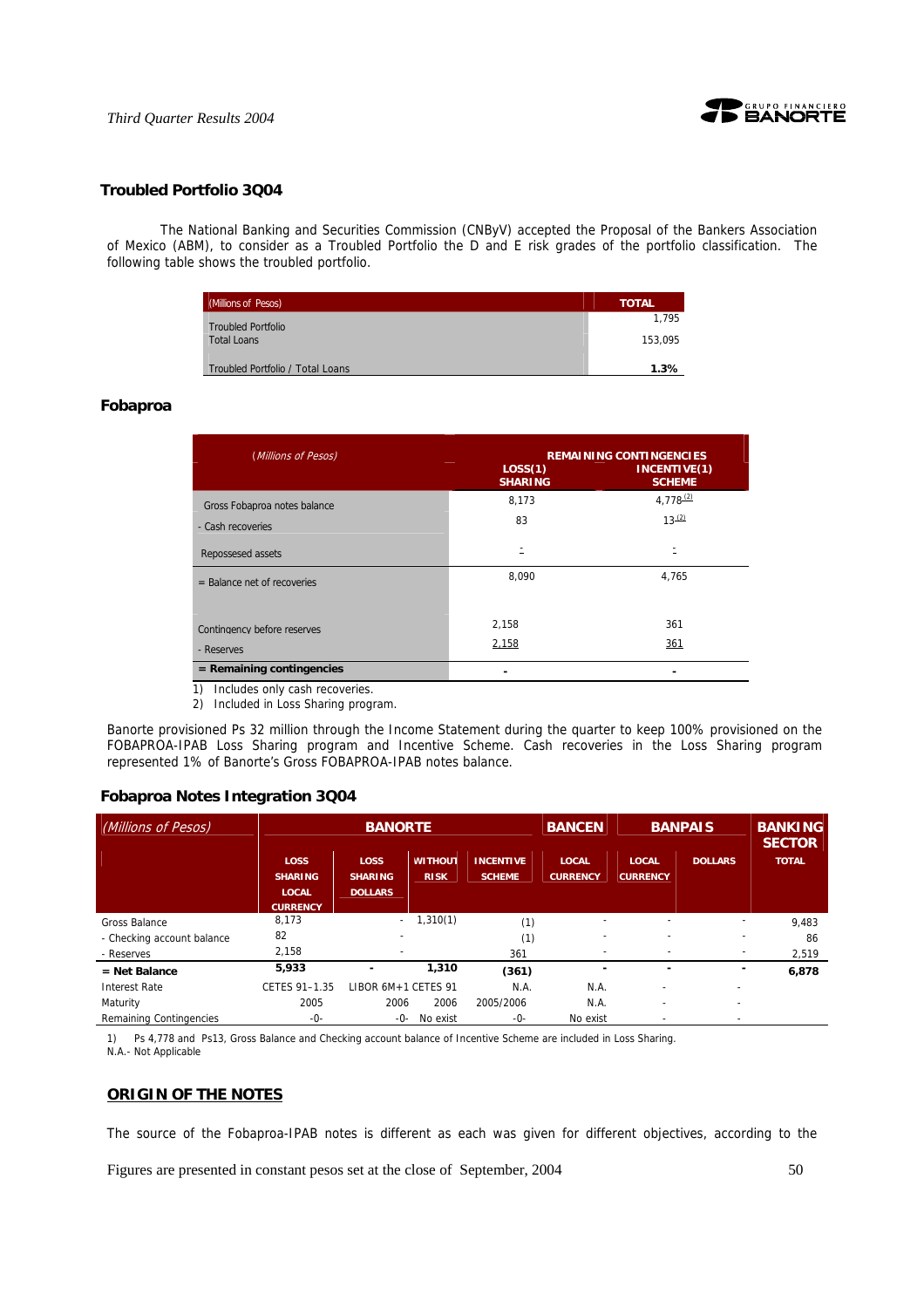## Troubled Portfolio 3Q04

The National Banking and Securities Commission (CNByV) accepted the Proposal of the Bankers Association of Mexico (ABM), to consider as a Troubled Portfolio the D and E risk grades of the portfolio classification. The following table shows the troubled portfolio.

| (Millions of Pesos) | TOTAL |
|---|---|
| Troubled Portfolio | 1,795 |
| Total Loans | 153,095 |
| Troubled Portfolio / Total Loans | **1.3%** |

## Fobaproa

| (Millions of Pesos) | REMAINING CONTINGENCIES | |
|---|---|---|
| | LOSS(1) SHARING | INCENTIVE(1) SCHEME |
| Gross Fobaproa notes balance | 8,173 | 4,778 [2] |
| - Cash recoveries | 83 | 13 [2] |
| Repossessed assets | - | - |
| = Balance net of recoveries | 8,090 | 4,765 |
| Contingency before reserves | 2,158 | 361 |
| - Reserves | 2,158 | 361 |
| **= Remaining contingencies** | **-** | **-** |

1) Includes only cash recoveries.
2) Included in Loss Sharing program.

Banorte provisioned Ps 32 million through the Income Statement during the quarter to keep 100% provisioned on the FOBAPROA-IPAB Loss Sharing program and Incentive Scheme. Cash recoveries in the Loss Sharing program represented 1% of Banorte's Gross FOBAPROA-IPAB notes balance.

## Fobaproa Notes Integration 3Q04

| (Millions of Pesos) | BANORTE | | | | BANCEN | BANPAIS | | BANKING SECTOR |
|---|---|---|---|---|---|---|---|---|
| | LOSS SHARING LOCAL CURRENCY | LOSS SHARING DOLLARS | WITHOUT RISK | INCENTIVE SCHEME | LOCAL CURRENCY | LOCAL CURRENCY | DOLLARS | TOTAL |
| Gross Balance | 8,173 | - | 1,310(1) | (1) | - | - | - | 9,483 |
| - Checking account balance | 82 | - | | (1) | - | - | - | 86 |
| - Reserves | 2,158 | - | | 361 | - | - | - | 2,519 |
| **= Net Balance** | **5,933** | **-** | **1,310** | **(361)** | **-** | **-** | **-** | **6,878** |
| Interest Rate | CETES 91-1.35 | LIBOR 6M+1 | CETES 91 | N.A. | N.A. | - | - | |
| Maturity | 2005 | 2006 | 2006 | 2005/2006 | N.A. | - | - | |
| Remaining Contingencies | -0- | -0- | No exist | -0- | No exist | - | - | |

1) Ps 4,778 and Ps13, Gross Balance and Checking account balance of Incentive Scheme are included in Loss Sharing.
N.A.- Not Applicable

## ORIGIN OF THE NOTES

The source of the Fobaproa-IPAB notes is different as each was given for different objectives, according to the

Figures are presented in constant pesos set at the close of September, 2004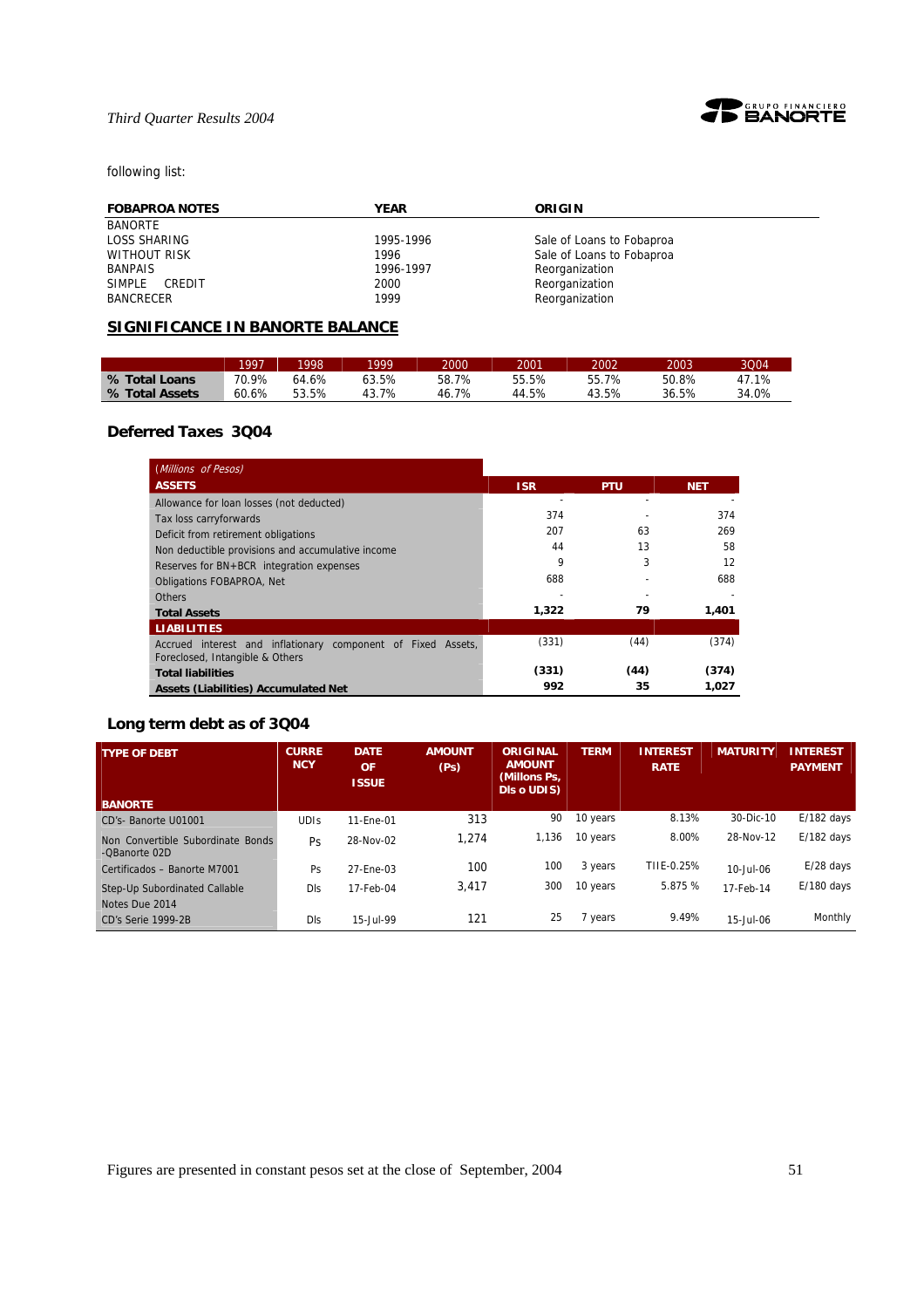following list:

| FOBAPROA NOTES | YEAR | ORIGIN |
|---|---|---|
| BANORTE | | |
| LOSS SHARING | 1995-1996 | Sale of Loans to Fobaproa |
| WITHOUT RISK | 1996 | Sale of Loans to Fobaproa |
| BANPAIS | 1996-1997 | Reorganization |
| SIMPLE CREDIT | 2000 | Reorganization |
| BANCRECER | 1999 | Reorganization |

## SIGNIFICANCE IN BANORTE BALANCE

| | 1997 | 1998 | 1999 | 2000 | 2001 | 2002 | 2003 | 3Q04 |
|---|---|---|---|---|---|---|---|---|
| % Total Loans | 70.9% | 64.6% | 63.5% | 58.7% | 55.5% | 55.7% | 50.8% | 47.1% |
| % Total Assets | 60.6% | 53.5% | 43.7% | 46.7% | 44.5% | 43.5% | 36.5% | 34.0% |

## Deferred Taxes 3Q04

| *(Millions of Pesos)* | | | |
|---|---|---|---|
| **ASSETS** | **ISR** | **PTU** | **NET** |
| Allowance for loan losses (not deducted) | - | - | - |
| Tax loss carryforwards | 374 | - | 374 |
| Deficit from retirement obligations | 207 | 63 | 269 |
| Non deductible provisions and accumulative income | 44 | 13 | 58 |
| Reserves for BN+BCR integration expenses | 9 | 3 | 12 |
| Obligations FOBAPROA, Net | 688 | - | 688 |
| Others | - | - | - |
| **Total Assets** | **1,322** | **79** | **1,401** |
| **LIABILITIES** | | | |
| Accrued interest and inflationary component of Fixed Assets, Foreclosed, Intangible & Others | (331) | (44) | (374) |
| **Total liabilities** | **(331)** | **(44)** | **(374)** |
| **Assets (Liabilities) Accumulated Net** | **992** | **35** | **1,027** |

## Long term debt as of 3Q04

| TYPE OF DEBT | CURRENCY | DATE OF ISSUE | AMOUNT (Ps) | ORIGINAL AMOUNT (Millons Ps, Dls o UDIS) | TERM | INTEREST RATE | MATURITY | INTEREST PAYMENT |
|---|---|---|---|---|---|---|---|---|
| **BANORTE** | | | | | | | | |
| CD's- Banorte U01001 | UDIs | 11-Ene-01 | 313 | 90 | 10 years | 8.13% | 30-Dic-10 | E/182 days |
| Non Convertible Subordinate Bonds -QBanorte 02D | Ps | 28-Nov-02 | 1,274 | 1,136 | 10 years | 8.00% | 28-Nov-12 | E/182 days |
| Certificados – Banorte M7001 | Ps | 27-Ene-03 | 100 | 100 | 3 years | TIIE-0.25% | 10-Jul-06 | E/28 days |
| Step-Up Subordinated Callable Notes Due 2014 | Dls | 17-Feb-04 | 3,417 | 300 | 10 years | 5.875 % | 17-Feb-14 | E/180 days |
| CD's Serie 1999-2B | Dls | 15-Jul-99 | 121 | 25 | 7 years | 9.49% | 15-Jul-06 | Monthly |

Figures are presented in constant pesos set at the close of September, 2004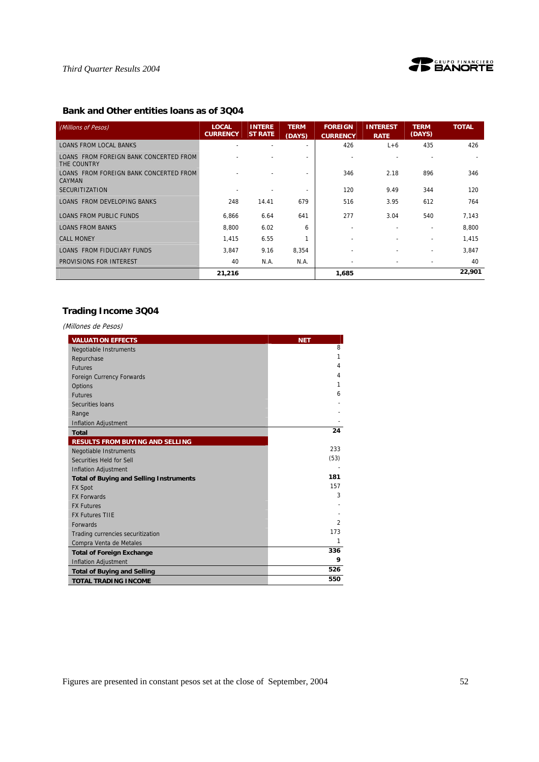## Bank and Other entities loans as of 3Q04

| *(Millions of Pesos)* | LOCAL CURRENCY | INTEREST RATE | TERM (DAYS) | FOREIGN CURRENCY | INTEREST RATE | TERM (DAYS) | TOTAL |
|---|---|---|---|---|---|---|---|
| LOANS FROM LOCAL BANKS | - | - | - | 426 | L+6 | 435 | 426 |
| LOANS FROM FOREIGN BANK CONCERTED FROM THE COUNTRY | - | - | - | - | - | - | - |
| LOANS FROM FOREIGN BANK CONCERTED FROM CAYMAN | - | - | - | 346 | 2.18 | 896 | 346 |
| SECURITIZATION | - | - | - | 120 | 9.49 | 344 | 120 |
| LOANS FROM DEVELOPING BANKS | 248 | 14.41 | 679 | 516 | 3.95 | 612 | 764 |
| LOANS FROM PUBLIC FUNDS | 6,866 | 6.64 | 641 | 277 | 3.04 | 540 | 7,143 |
| LOANS FROM BANKS | 8,800 | 6.02 | 6 | - | - | - | 8,800 |
| CALL MONEY | 1,415 | 6.55 | 1 | - | - | - | 1,415 |
| LOANS FROM FIDUCIARY FUNDS | 3,847 | 9.16 | 8,354 | - | - | - | 3,847 |
| PROVISIONS FOR INTEREST | 40 | N.A. | N.A. | - | - | - | 40 |
| | **21,216** | | | **1,685** | | | **22,901** |

## Trading Income 3Q04

*(Millones de Pesos)*

| VALUATION EFFECTS | NET |
|---|---|
| Negotiable Instruments | 8 |
| Repurchase | 1 |
| Futures | 4 |
| Foreign Currency Forwards | 4 |
| Options | 1 |
| Futures | 6 |
| Securities loans | - |
| Range | - |
| Inflation Adjustment | - |
| **Total** | **24** |
| **RESULTS FROM BUYING AND SELLING** | |
| Negotiable Instruments | 233 |
| Securities Held for Sell | (53) |
| Inflation Adjustment | - |
| **Total of Buying and Selling Instruments** | **181** |
| FX Spot | 157 |
| FX Forwards | 3 |
| FX Futures | - |
| FX Futures TIIE | - |
| Forwards | 2 |
| Trading currencies securitization | 173 |
| Compra Venta de Metales | 1 |
| **Total of Foreign Exchange** | **336** |
| Inflation Adjustment | **9** |
| **Total of Buying and Selling** | **526** |
| **TOTAL TRADING INCOME** | **550** |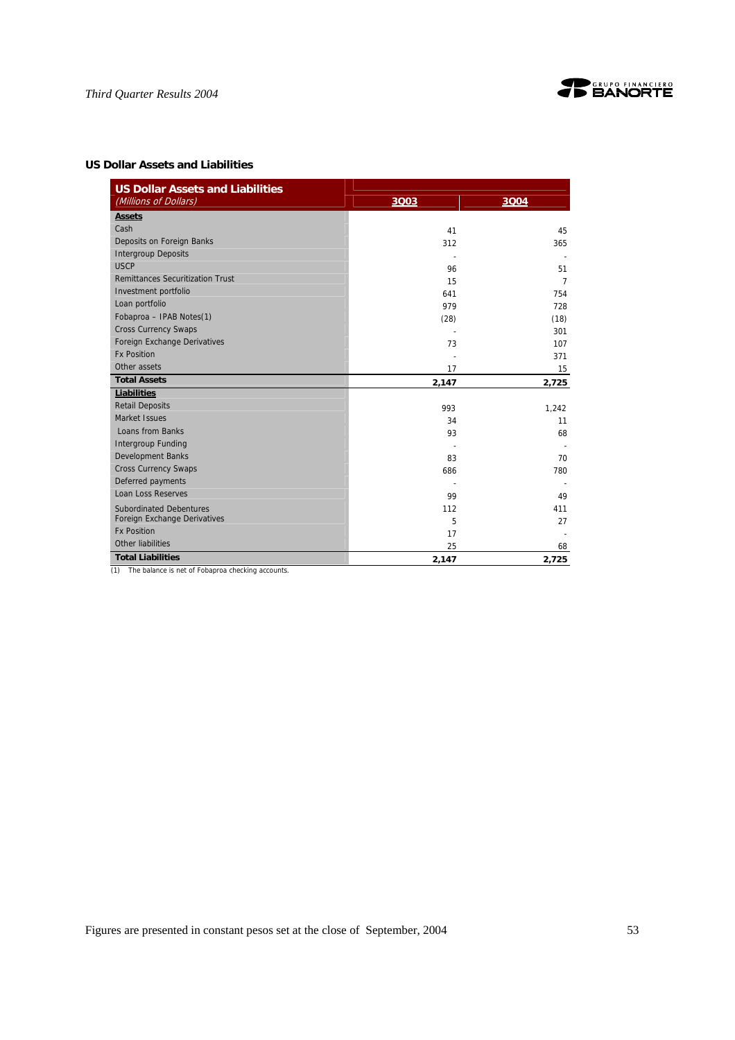### US Dollar Assets and Liabilities

| US Dollar Assets and Liabilities *(Millions of Dollars)* | 3Q03 | 3Q04 |
|---|---|---|
| **Assets** | | |
| Cash | 41 | 45 |
| Deposits on Foreign Banks | 312 | 365 |
| Intergroup Deposits | - | - |
| USCP | 96 | 51 |
| Remittances Securitization Trust | 15 | 7 |
| Investment portfolio | 641 | 754 |
| Loan portfolio | 979 | 728 |
| Fobaproa – IPAB Notes(1) | (28) | (18) |
| Cross Currency Swaps | - | 301 |
| Foreign Exchange Derivatives | 73 | 107 |
| Fx Position | - | 371 |
| Other assets | 17 | 15 |
| **Total Assets** | **2,147** | **2,725** |
| **Liabilities** | | |
| Retail Deposits | 993 | 1,242 |
| Market Issues | 34 | 11 |
| Loans from Banks | 93 | 68 |
| Intergroup Funding | - | - |
| Development Banks | 83 | 70 |
| Cross Currency Swaps | 686 | 780 |
| Deferred payments | - | - |
| Loan Loss Reserves | 99 | 49 |
| Subordinated Debentures | 112 | 411 |
| Foreign Exchange Derivatives | 5 | 27 |
| Fx Position | 17 | - |
| Other liabilities | 25 | 68 |
| **Total Liabilities** | **2,147** | **2,725** |

(1) The balance is net of Fobaproa checking accounts.

Figures are presented in constant pesos set at the close of September, 2004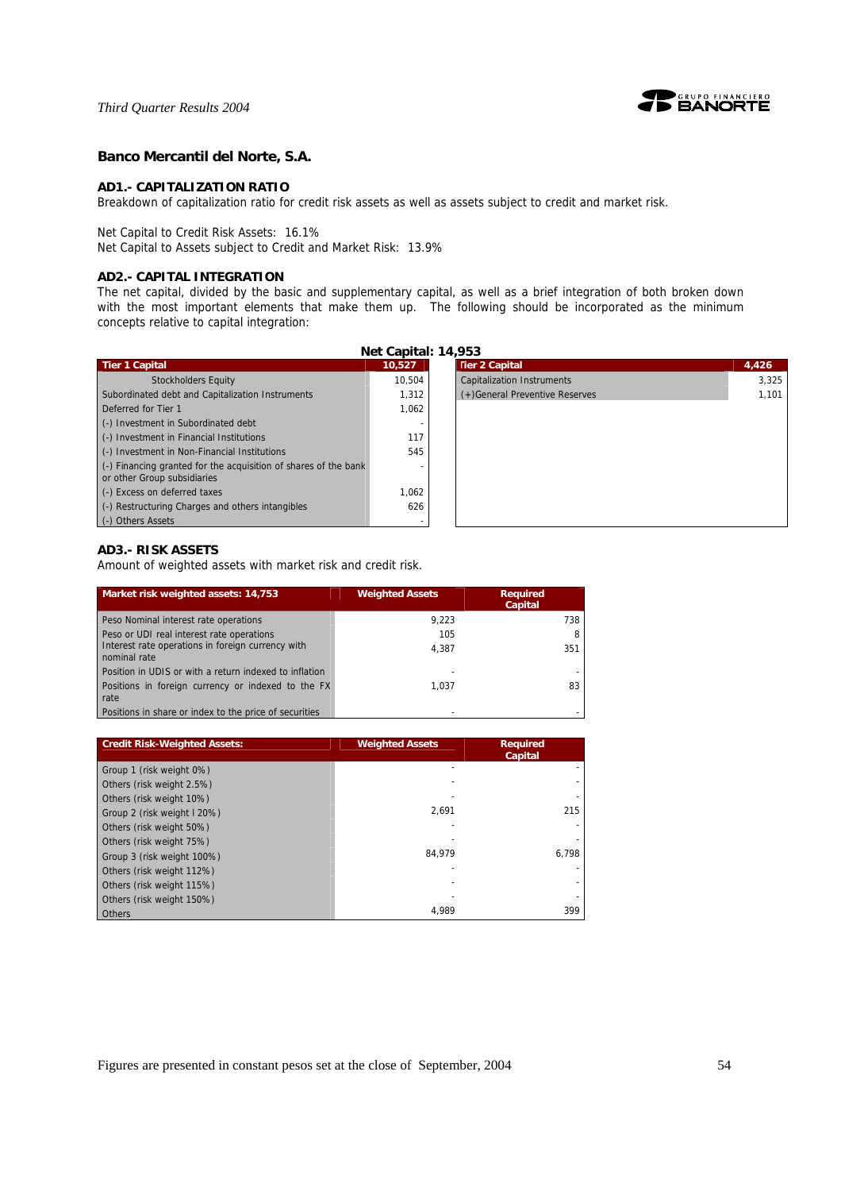## Banco Mercantil del Norte, S.A.

### AD1.- CAPITALIZATION RATIO

Breakdown of capitalization ratio for credit risk assets as well as assets subject to credit and market risk.

Net Capital to Credit Risk Assets: 16.1%
Net Capital to Assets subject to Credit and Market Risk: 13.9%

### AD2.- CAPITAL INTEGRATION

The net capital, divided by the basic and supplementary capital, as well as a brief integration of both broken down with the most important elements that make them up. The following should be incorporated as the minimum concepts relative to capital integration:

**Net Capital: 14,953**

| Tier 1 Capital | 10,527 |
|---|---|
| Stockholders Equity | 10,504 |
| Subordinated debt and Capitalization Instruments | 1,312 |
| Deferred for Tier 1 | 1,062 |
| (-) Investment in Subordinated debt | - |
| (-) Investment in Financial Institutions | 117 |
| (-) Investment in Non-Financial Institutions | 545 |
| (-) Financing granted for the acquisition of shares of the bank or other Group subsidiaries | - |
| (-) Excess on deferred taxes | 1,062 |
| (-) Restructuring Charges and others intangibles | 626 |
| (-) Others Assets | - |

| Tier 2 Capital | 4,426 |
|---|---|
| Capitalization Instruments | 3,325 |
| (+)General Preventive Reserves | 1,101 |

### AD3.- RISK ASSETS

Amount of weighted assets with market risk and credit risk.

| Market risk weighted assets: 14,753 | Weighted Assets | Required Capital |
|---|---|---|
| Peso Nominal interest rate operations | 9,223 | 738 |
| Peso or UDI real interest rate operations | 105 | 8 |
| Interest rate operations in foreign currency with nominal rate | 4,387 | 351 |
| Position in UDIS or with a return indexed to inflation | - | - |
| Positions in foreign currency or indexed to the FX rate | 1,037 | 83 |
| Positions in share or index to the price of securities | - | - |

| Credit Risk-Weighted Assets: | Weighted Assets | Required Capital |
|---|---|---|
| Group 1 (risk weight 0%) | - | - |
| Others (risk weight 2.5%) | - | - |
| Others (risk weight 10%) | - | - |
| Group 2 (risk weight l 20%) | 2,691 | 215 |
| Others (risk weight 50%) | - | - |
| Others (risk weight 75%) | - | - |
| Group 3 (risk weight 100%) | 84,979 | 6,798 |
| Others (risk weight 112%) | - | - |
| Others (risk weight 115%) | - | - |
| Others (risk weight 150%) | - | - |
| Others | 4,989 | 399 |

Figures are presented in constant pesos set at the close of September, 2004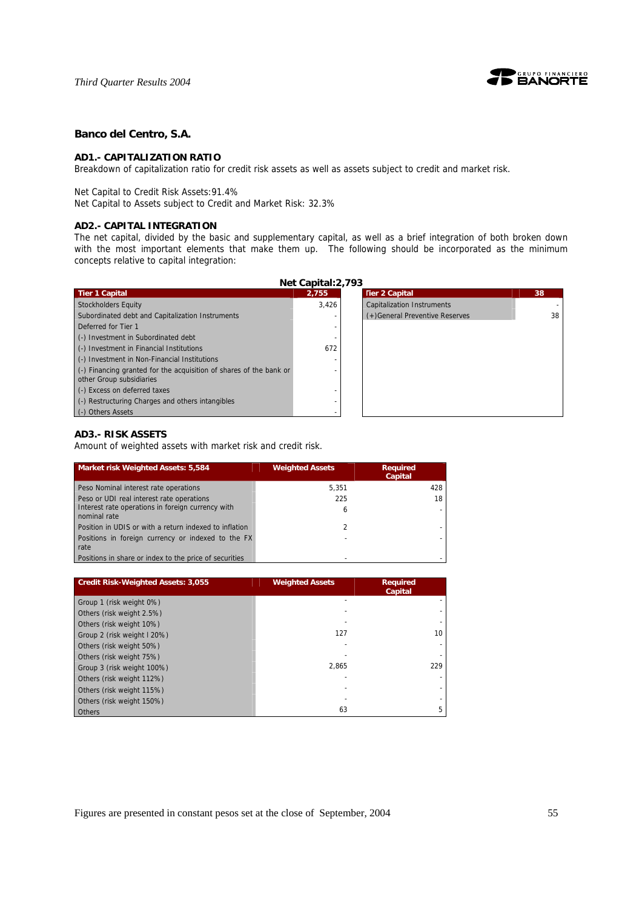## Banco del Centro, S.A.

### AD1.- CAPITALIZATION RATIO

Breakdown of capitalization ratio for credit risk assets as well as assets subject to credit and market risk.

Net Capital to Credit Risk Assets:91.4%
Net Capital to Assets subject to Credit and Market Risk: 32.3%

### AD2.- CAPITAL INTEGRATION

The net capital, divided by the basic and supplementary capital, as well as a brief integration of both broken down with the most important elements that make them up. The following should be incorporated as the minimum concepts relative to capital integration:

**Net Capital:2,793**

| Tier 1 Capital | 2,755 |
|---|---|
| Stockholders Equity | 3,426 |
| Subordinated debt and Capitalization Instruments | - |
| Deferred for Tier 1 | - |
| (-) Investment in Subordinated debt | - |
| (-) Investment in Financial Institutions | 672 |
| (-) Investment in Non-Financial Institutions | - |
| (-) Financing granted for the acquisition of shares of the bank or other Group subsidiaries | - |
| (-) Excess on deferred taxes | - |
| (-) Restructuring Charges and others intangibles | - |
| (-) Others Assets | - |

| Tier 2 Capital | 38 |
|---|---|
| Capitalization Instruments | - |
| (+)General Preventive Reserves | 38 |

### AD3.- RISK ASSETS

Amount of weighted assets with market risk and credit risk.

| Market risk Weighted Assets: 5,584 | Weighted Assets | Required Capital |
|---|---|---|
| Peso Nominal interest rate operations | 5,351 | 428 |
| Peso or UDI real interest rate operations | 225 | 18 |
| Interest rate operations in foreign currency with nominal rate | 6 | - |
| Position in UDIS or with a return indexed to inflation | 2 | - |
| Positions in foreign currency or indexed to the FX rate | - | - |
| Positions in share or index to the price of securities | - | - |

| Credit Risk-Weighted Assets: 3,055 | Weighted Assets | Required Capital |
|---|---|---|
| Group 1 (risk weight 0%) | - | - |
| Others (risk weight 2.5%) | - | - |
| Others (risk weight 10%) | - | - |
| Group 2 (risk weight l 20%) | 127 | 10 |
| Others (risk weight 50%) | - | - |
| Others (risk weight 75%) | - | - |
| Group 3 (risk weight 100%) | 2,865 | 229 |
| Others (risk weight 112%) | - | - |
| Others (risk weight 115%) | - | - |
| Others (risk weight 150%) | - | - |
| Others | 63 | 5 |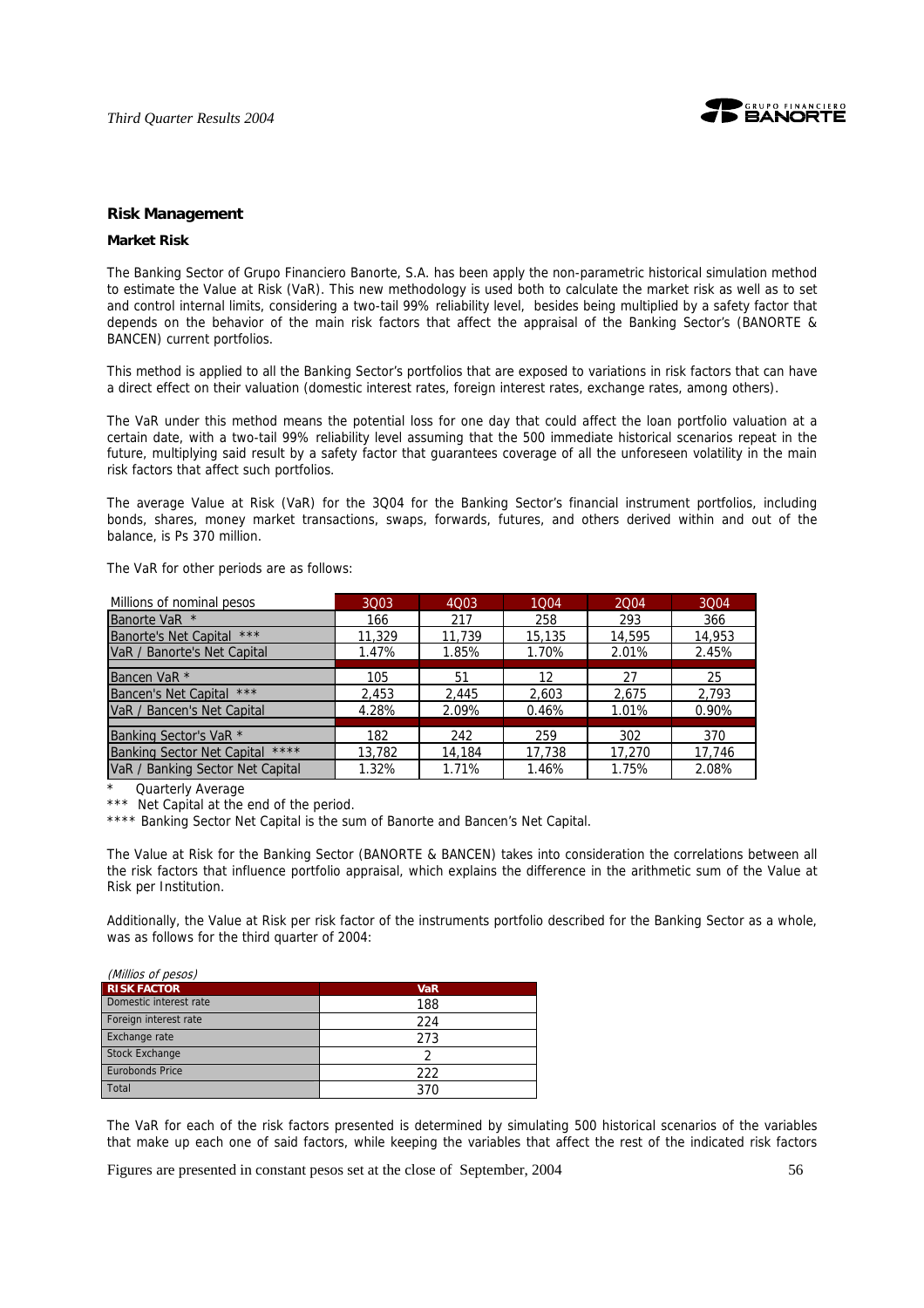## Risk Management

### Market Risk

The Banking Sector of Grupo Financiero Banorte, S.A. has been apply the non-parametric historical simulation method to estimate the Value at Risk (VaR). This new methodology is used both to calculate the market risk as well as to set and control internal limits, considering a two-tail 99% reliability level, besides being multiplied by a safety factor that depends on the behavior of the main risk factors that affect the appraisal of the Banking Sector's (BANORTE & BANCEN) current portfolios.

This method is applied to all the Banking Sector's portfolios that are exposed to variations in risk factors that can have a direct effect on their valuation (domestic interest rates, foreign interest rates, exchange rates, among others).

The VaR under this method means the potential loss for one day that could affect the loan portfolio valuation at a certain date, with a two-tail 99% reliability level assuming that the 500 immediate historical scenarios repeat in the future, multiplying said result by a safety factor that guarantees coverage of all the unforeseen volatility in the main risk factors that affect such portfolios.

The average Value at Risk (VaR) for the 3Q04 for the Banking Sector's financial instrument portfolios, including bonds, shares, money market transactions, swaps, forwards, futures, and others derived within and out of the balance, is Ps 370 million.

The VaR for other periods are as follows:

| Millions of nominal pesos | 3Q03 | 4Q03 | 1Q04 | 2Q04 | 3Q04 |
|---|---|---|---|---|---|
| Banorte VaR * | 166 | 217 | 258 | 293 | 366 |
| Banorte's Net Capital *** | 11,329 | 11,739 | 15,135 | 14,595 | 14,953 |
| VaR / Banorte's Net Capital | 1.47% | 1.85% | 1.70% | 2.01% | 2.45% |
| Bancen VaR * | 105 | 51 | 12 | 27 | 25 |
| Bancen's Net Capital *** | 2,453 | 2,445 | 2,603 | 2,675 | 2,793 |
| VaR / Bancen's Net Capital | 4.28% | 2.09% | 0.46% | 1.01% | 0.90% |
| Banking Sector's VaR * | 182 | 242 | 259 | 302 | 370 |
| Banking Sector Net Capital **** | 13,782 | 14,184 | 17,738 | 17,270 | 17,746 |
| VaR / Banking Sector Net Capital | 1.32% | 1.71% | 1.46% | 1.75% | 2.08% |

\* Quarterly Average

*** Net Capital at the end of the period.

**** Banking Sector Net Capital is the sum of Banorte and Bancen's Net Capital.

The Value at Risk for the Banking Sector (BANORTE & BANCEN) takes into consideration the correlations between all the risk factors that influence portfolio appraisal, which explains the difference in the arithmetic sum of the Value at Risk per Institution.

Additionally, the Value at Risk per risk factor of the instruments portfolio described for the Banking Sector as a whole, was as follows for the third quarter of 2004:

*(Millios of pesos)*

| RISK FACTOR | VaR |
|---|---|
| Domestic interest rate | 188 |
| Foreign interest rate | 224 |
| Exchange rate | 273 |
| Stock Exchange | 2 |
| Eurobonds Price | 222 |
| Total | 370 |

The VaR for each of the risk factors presented is determined by simulating 500 historical scenarios of the variables that make up each one of said factors, while keeping the variables that affect the rest of the indicated risk factors

Figures are presented in constant pesos set at the close of September, 2004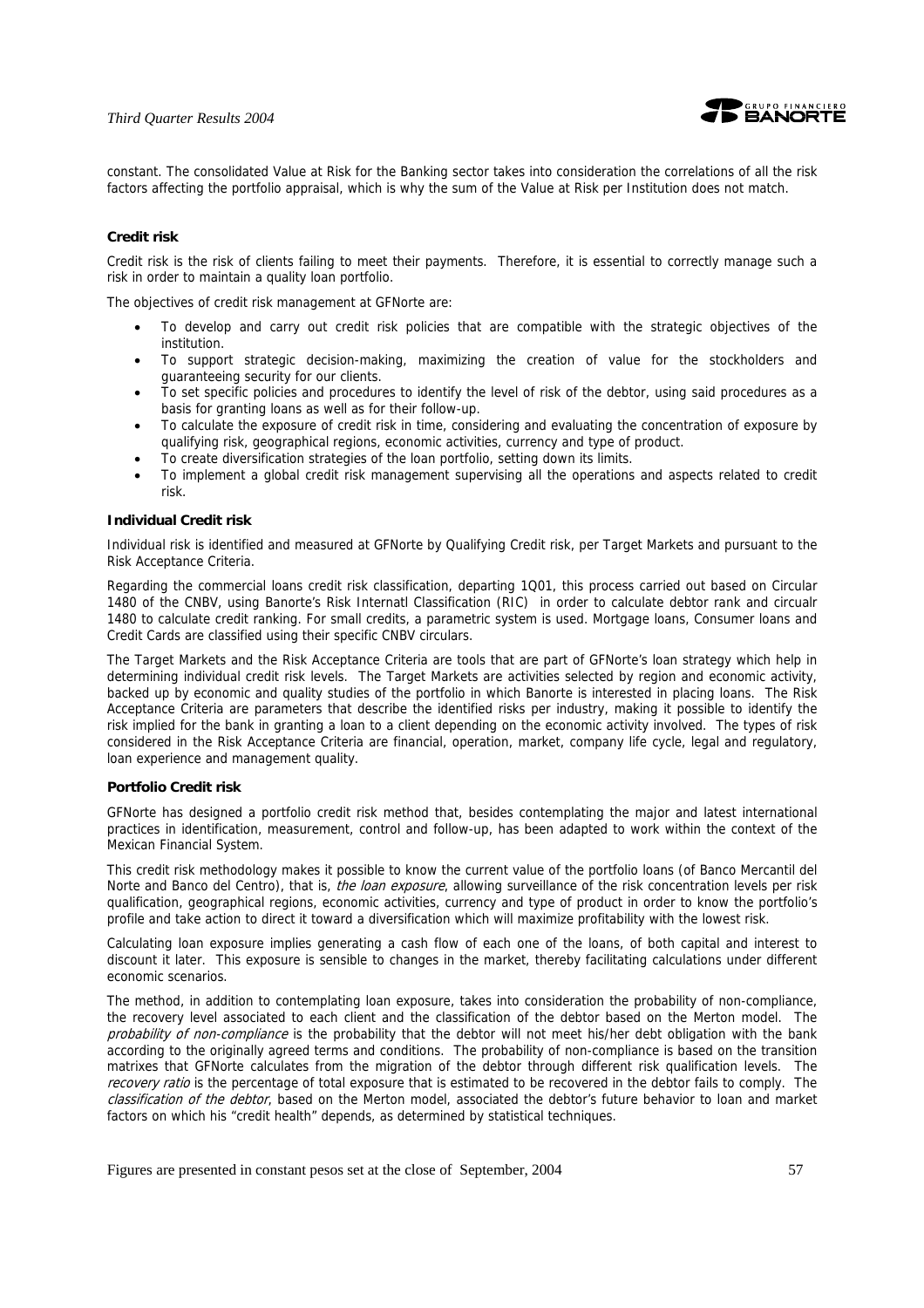constant. The consolidated Value at Risk for the Banking sector takes into consideration the correlations of all the risk factors affecting the portfolio appraisal, which is why the sum of the Value at Risk per Institution does not match.

**Credit risk**

Credit risk is the risk of clients failing to meet their payments. Therefore, it is essential to correctly manage such a risk in order to maintain a quality loan portfolio.

The objectives of credit risk management at GFNorte are:

- To develop and carry out credit risk policies that are compatible with the strategic objectives of the institution.
- To support strategic decision-making, maximizing the creation of value for the stockholders and guaranteeing security for our clients.
- To set specific policies and procedures to identify the level of risk of the debtor, using said procedures as a basis for granting loans as well as for their follow-up.
- To calculate the exposure of credit risk in time, considering and evaluating the concentration of exposure by qualifying risk, geographical regions, economic activities, currency and type of product.
- To create diversification strategies of the loan portfolio, setting down its limits.
- To implement a global credit risk management supervising all the operations and aspects related to credit risk.

**Individual Credit risk**

Individual risk is identified and measured at GFNorte by Qualifying Credit risk, per Target Markets and pursuant to the Risk Acceptance Criteria.

Regarding the commercial loans credit risk classification, departing 1Q01, this process carried out based on Circular 1480 of the CNBV, using Banorte's Risk Internatl Classification (RIC) in order to calculate debtor rank and circualr 1480 to calculate credit ranking. For small credits, a parametric system is used. Mortgage loans, Consumer loans and Credit Cards are classified using their specific CNBV circulars.

The Target Markets and the Risk Acceptance Criteria are tools that are part of GFNorte's loan strategy which help in determining individual credit risk levels. The Target Markets are activities selected by region and economic activity, backed up by economic and quality studies of the portfolio in which Banorte is interested in placing loans. The Risk Acceptance Criteria are parameters that describe the identified risks per industry, making it possible to identify the risk implied for the bank in granting a loan to a client depending on the economic activity involved. The types of risk considered in the Risk Acceptance Criteria are financial, operation, market, company life cycle, legal and regulatory, loan experience and management quality.

**Portfolio Credit risk**

GFNorte has designed a portfolio credit risk method that, besides contemplating the major and latest international practices in identification, measurement, control and follow-up, has been adapted to work within the context of the Mexican Financial System.

This credit risk methodology makes it possible to know the current value of the portfolio loans (of Banco Mercantil del Norte and Banco del Centro), that is, *the loan exposure*, allowing surveillance of the risk concentration levels per risk qualification, geographical regions, economic activities, currency and type of product in order to know the portfolio's profile and take action to direct it toward a diversification which will maximize profitability with the lowest risk.

Calculating loan exposure implies generating a cash flow of each one of the loans, of both capital and interest to discount it later. This exposure is sensible to changes in the market, thereby facilitating calculations under different economic scenarios.

The method, in addition to contemplating loan exposure, takes into consideration the probability of non-compliance, the recovery level associated to each client and the classification of the debtor based on the Merton model. The *probability of non-compliance* is the probability that the debtor will not meet his/her debt obligation with the bank according to the originally agreed terms and conditions. The probability of non-compliance is based on the transition matrixes that GFNorte calculates from the migration of the debtor through different risk qualification levels. The *recovery ratio* is the percentage of total exposure that is estimated to be recovered in the debtor fails to comply. The *classification of the debtor*, based on the Merton model, associated the debtor's future behavior to loan and market factors on which his "credit health" depends, as determined by statistical techniques.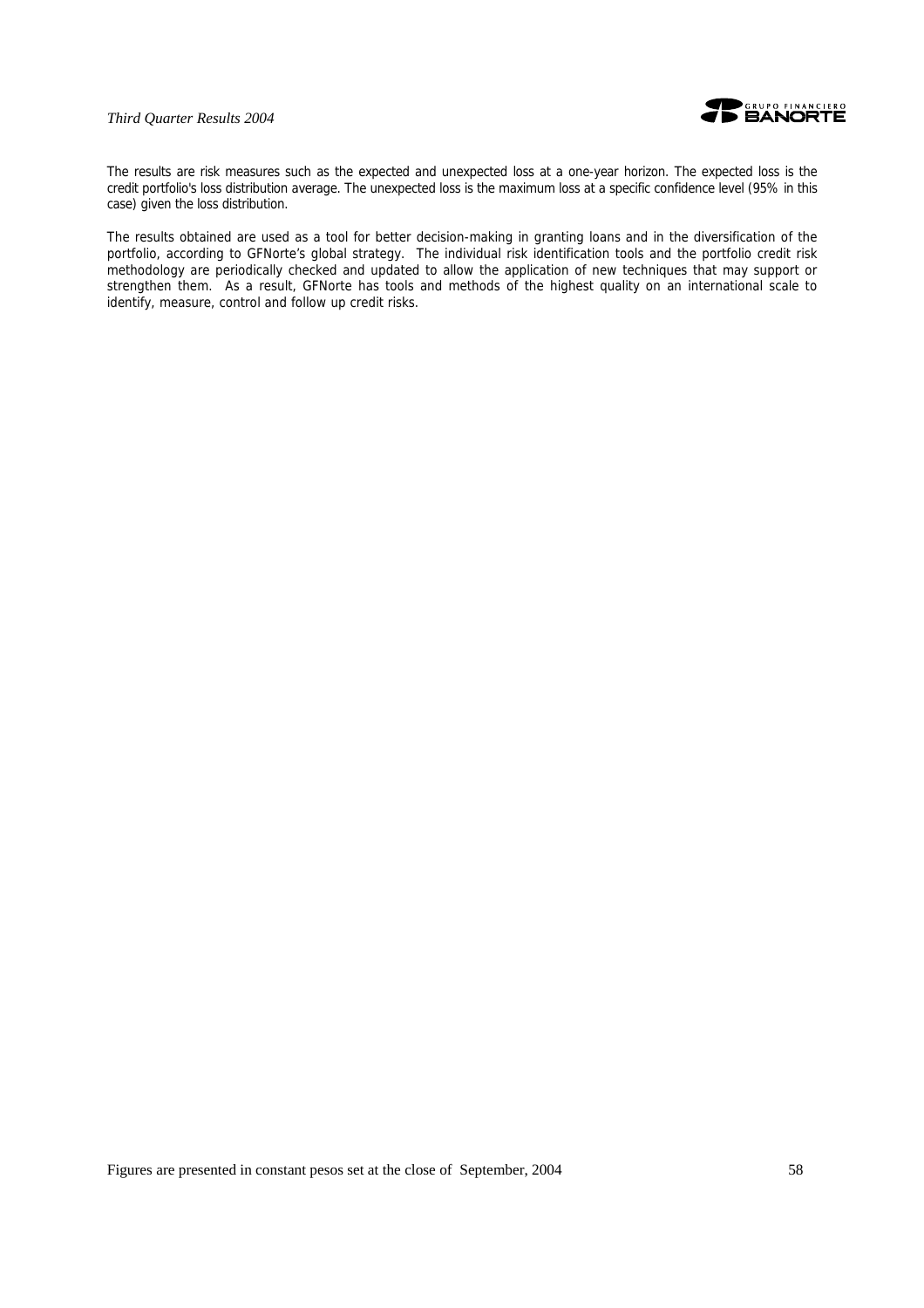The results are risk measures such as the expected and unexpected loss at a one-year horizon. The expected loss is the credit portfolio's loss distribution average. The unexpected loss is the maximum loss at a specific confidence level (95% in this case) given the loss distribution.

The results obtained are used as a tool for better decision-making in granting loans and in the diversification of the portfolio, according to GFNorte's global strategy. The individual risk identification tools and the portfolio credit risk methodology are periodically checked and updated to allow the application of new techniques that may support or strengthen them. As a result, GFNorte has tools and methods of the highest quality on an international scale to identify, measure, control and follow up credit risks.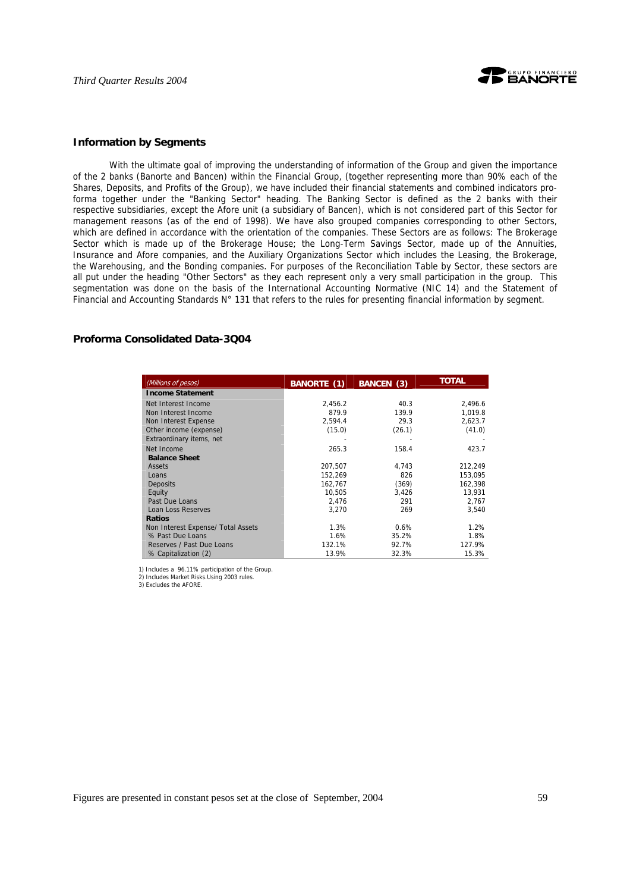## Information by Segments

With the ultimate goal of improving the understanding of information of the Group and given the importance of the 2 banks (Banorte and Bancen) within the Financial Group, (together representing more than 90% each of the Shares, Deposits, and Profits of the Group), we have included their financial statements and combined indicators pro-forma together under the "Banking Sector" heading. The Banking Sector is defined as the 2 banks with their respective subsidiaries, except the Afore unit (a subsidiary of Bancen), which is not considered part of this Sector for management reasons (as of the end of 1998). We have also grouped companies corresponding to other Sectors, which are defined in accordance with the orientation of the companies. These Sectors are as follows: The Brokerage Sector which is made up of the Brokerage House; the Long-Term Savings Sector, made up of the Annuities, Insurance and Afore companies, and the Auxiliary Organizations Sector which includes the Leasing, the Brokerage, the Warehousing, and the Bonding companies. For purposes of the Reconciliation Table by Sector, these sectors are all put under the heading "Other Sectors" as they each represent only a very small participation in the group. This segmentation was done on the basis of the International Accounting Normative (NIC 14) and the Statement of Financial and Accounting Standards N° 131 that refers to the rules for presenting financial information by segment.

## Proforma Consolidated Data-3Q04

| (Millions of pesos) | BANORTE (1) | BANCEN (3) | TOTAL |
|---|---|---|---|
| **Income Statement** | | | |
| Net Interest Income | 2,456.2 | 40.3 | 2,496.6 |
| Non Interest Income | 879.9 | 139.9 | 1,019.8 |
| Non Interest Expense | 2,594.4 | 29.3 | 2,623.7 |
| Other income (expense) | (15.0) | (26.1) | (41.0) |
| Extraordinary items, net | - | - | - |
| Net Income | 265.3 | 158.4 | 423.7 |
| **Balance Sheet** | | | |
| Assets | 207,507 | 4,743 | 212,249 |
| Loans | 152,269 | 826 | 153,095 |
| Deposits | 162,767 | (369) | 162,398 |
| Equity | 10,505 | 3,426 | 13,931 |
| Past Due Loans | 2,476 | 291 | 2,767 |
| Loan Loss Reserves | 3,270 | 269 | 3,540 |
| **Ratios** | | | |
| Non Interest Expense/ Total Assets | 1.3% | 0.6% | 1.2% |
| % Past Due Loans | 1.6% | 35.2% | 1.8% |
| Reserves / Past Due Loans | 132.1% | 92.7% | 127.9% |
| % Capitalization (2) | 13.9% | 32.3% | 15.3% |

1) Includes a 96.11% participation of the Group.
2) Includes Market Risks.Using 2003 rules.
3) Excludes the AFORE.

Figures are presented in constant pesos set at the close of September, 2004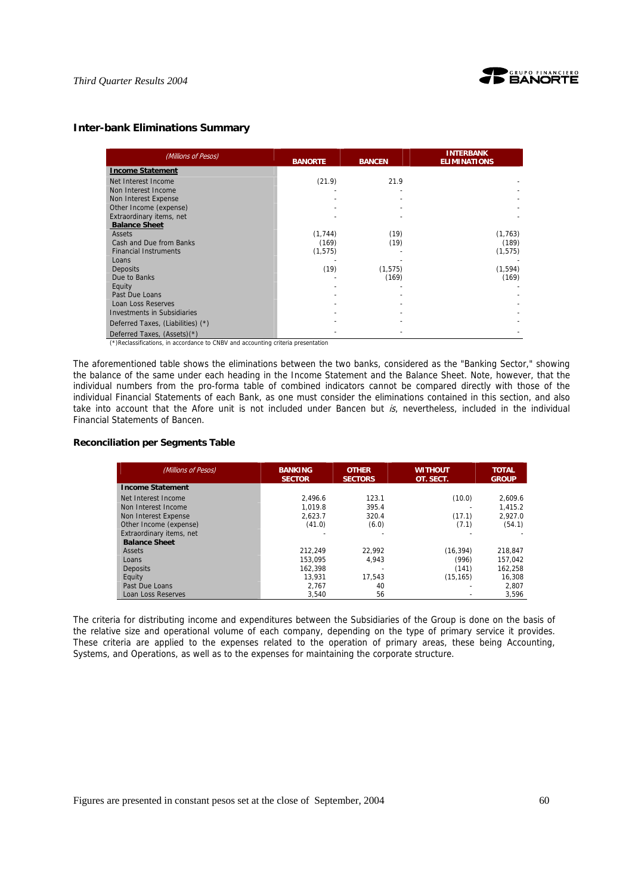## Inter-bank Eliminations Summary

| *(Millions of Pesos)* | BANORTE | BANCEN | INTERBANK ELIMINATIONS |
|---|---|---|---|
| **Income Statement** | | | |
| Net Interest Income | (21.9) | 21.9 | - |
| Non Interest Income | - | - | - |
| Non Interest Expense | - | - | - |
| Other Income (expense) | - | - | - |
| Extraordinary items, net | - | - | - |
| **Balance Sheet** | | | |
| Assets | (1,744) | (19) | (1,763) |
| Cash and Due from Banks | (169) | (19) | (189) |
| Financial Instruments | (1,575) | - | (1,575) |
| Loans | - | - | - |
| Deposits | (19) | (1,575) | (1,594) |
| Due to Banks | - | (169) | (169) |
| Equity | - | - | - |
| Past Due Loans | - | - | - |
| Loan Loss Reserves | - | - | - |
| Investments in Subsidiaries | - | - | - |
| Deferred Taxes, (Liabilities) (*) | - | - | - |
| Deferred Taxes, (Assets)(*) | - | - | - |

(*)Reclassifications, in accordance to CNBV and accounting criteria presentation

The aforementioned table shows the eliminations between the two banks, considered as the "Banking Sector," showing the balance of the same under each heading in the Income Statement and the Balance Sheet. Note, however, that the individual numbers from the pro-forma table of combined indicators cannot be compared directly with those of the individual Financial Statements of each Bank, as one must consider the eliminations contained in this section, and also take into account that the Afore unit is not included under Bancen but *is*, nevertheless, included in the individual Financial Statements of Bancen.

### Reconciliation per Segments Table

| *(Millions of Pesos)* | BANKING SECTOR | OTHER SECTORS | WITHOUT OT. SECT. | TOTAL GROUP |
|---|---|---|---|---|
| **Income Statement** | | | | |
| Net Interest Income | 2,496.6 | 123.1 | (10.0) | 2,609.6 |
| Non Interest Income | 1,019.8 | 395.4 | - | 1,415.2 |
| Non Interest Expense | 2,623.7 | 320.4 | (17.1) | 2,927.0 |
| Other Income (expense) | (41.0) | (6.0) | (7.1) | (54.1) |
| Extraordinary items, net | - | - | - | - |
| **Balance Sheet** | | | | |
| Assets | 212,249 | 22,992 | (16,394) | 218,847 |
| Loans | 153,095 | 4,943 | (996) | 157,042 |
| Deposits | 162,398 | - | (141) | 162,258 |
| Equity | 13,931 | 17,543 | (15,165) | 16,308 |
| Past Due Loans | 2,767 | 40 | - | 2,807 |
| Loan Loss Reserves | 3,540 | 56 | - | 3,596 |

The criteria for distributing income and expenditures between the Subsidiaries of the Group is done on the basis of the relative size and operational volume of each company, depending on the type of primary service it provides. These criteria are applied to the expenses related to the operation of primary areas, these being Accounting, Systems, and Operations, as well as to the expenses for maintaining the corporate structure.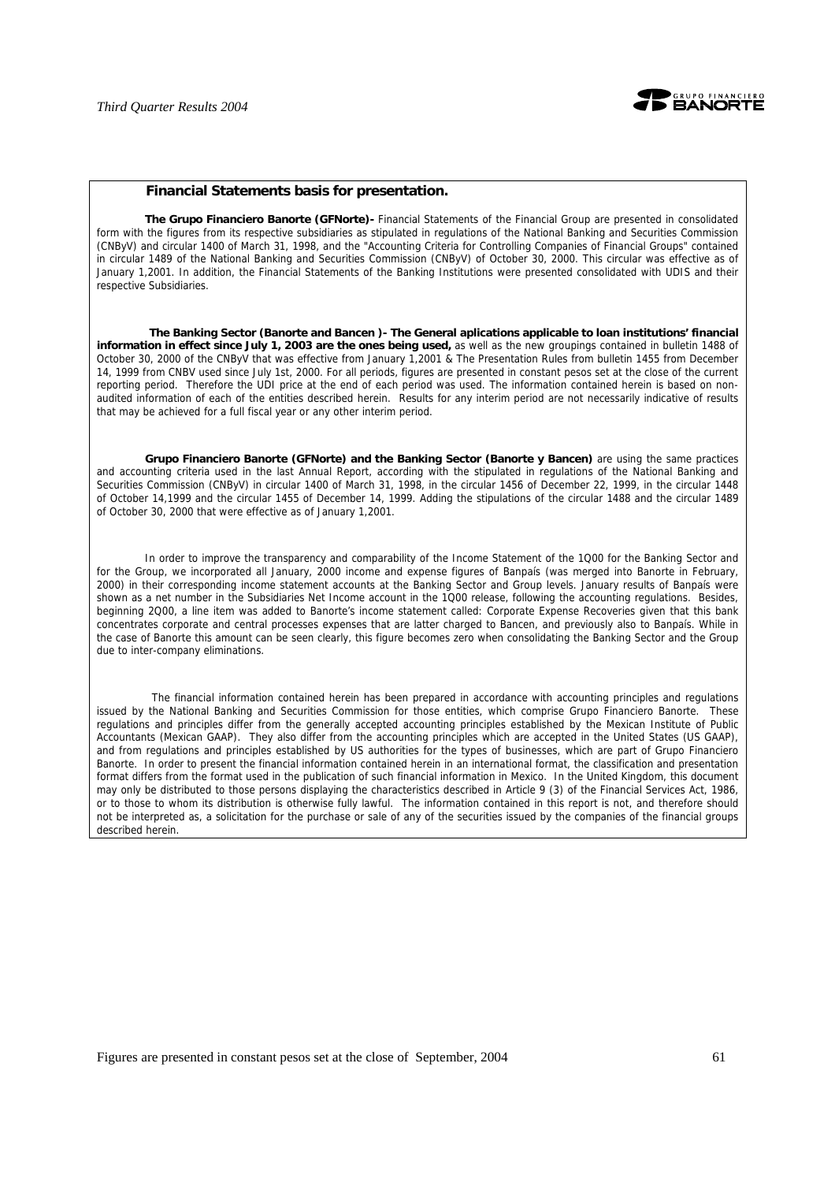## Financial Statements basis for presentation.

**The Grupo Financiero Banorte (GFNorte)-** Financial Statements of the Financial Group are presented in consolidated form with the figures from its respective subsidiaries as stipulated in regulations of the National Banking and Securities Commission (CNByV) and circular 1400 of March 31, 1998, and the "Accounting Criteria for Controlling Companies of Financial Groups" contained in circular 1489 of the National Banking and Securities Commission (CNByV) of October 30, 2000. This circular was effective as of January 1,2001. In addition, the Financial Statements of the Banking Institutions were presented consolidated with UDIS and their respective Subsidiaries.

**The Banking Sector (Banorte and Bancen )- The General aplications applicable to loan institutions' financial information in effect since July 1, 2003 are the ones being used,** as well as the new groupings contained in bulletin 1488 of October 30, 2000 of the CNByV that was effective from January 1,2001 & The Presentation Rules from bulletin 1455 from December 14, 1999 from CNBV used since July 1st, 2000. For all periods, figures are presented in constant pesos set at the close of the current reporting period. Therefore the UDI price at the end of each period was used. The information contained herein is based on non-audited information of each of the entities described herein. Results for any interim period are not necessarily indicative of results that may be achieved for a full fiscal year or any other interim period.

**Grupo Financiero Banorte (GFNorte) and the Banking Sector (Banorte y Bancen)** are using the same practices and accounting criteria used in the last Annual Report, according with the stipulated in regulations of the National Banking and Securities Commission (CNByV) in circular 1400 of March 31, 1998, in the circular 1456 of December 22, 1999, in the circular 1448 of October 14,1999 and the circular 1455 of December 14, 1999. Adding the stipulations of the circular 1488 and the circular 1489 of October 30, 2000 that were effective as of January 1,2001.

In order to improve the transparency and comparability of the Income Statement of the 1Q00 for the Banking Sector and for the Group, we incorporated all January, 2000 income and expense figures of Banpaís (was merged into Banorte in February, 2000) in their corresponding income statement accounts at the Banking Sector and Group levels. January results of Banpaís were shown as a net number in the Subsidiaries Net Income account in the 1Q00 release, following the accounting regulations. Besides, beginning 2Q00, a line item was added to Banorte's income statement called: Corporate Expense Recoveries given that this bank concentrates corporate and central processes expenses that are latter charged to Bancen, and previously also to Banpaís. While in the case of Banorte this amount can be seen clearly, this figure becomes zero when consolidating the Banking Sector and the Group due to inter-company eliminations.

The financial information contained herein has been prepared in accordance with accounting principles and regulations issued by the National Banking and Securities Commission for those entities, which comprise Grupo Financiero Banorte. These regulations and principles differ from the generally accepted accounting principles established by the Mexican Institute of Public Accountants (Mexican GAAP). They also differ from the accounting principles which are accepted in the United States (US GAAP), and from regulations and principles established by US authorities for the types of businesses, which are part of Grupo Financiero Banorte. In order to present the financial information contained herein in an international format, the classification and presentation format differs from the format used in the publication of such financial information in Mexico. In the United Kingdom, this document may only be distributed to those persons displaying the characteristics described in Article 9 (3) of the Financial Services Act, 1986, or to those to whom its distribution is otherwise fully lawful. The information contained in this report is not, and therefore should not be interpreted as, a solicitation for the purchase or sale of any of the securities issued by the companies of the financial groups described herein.